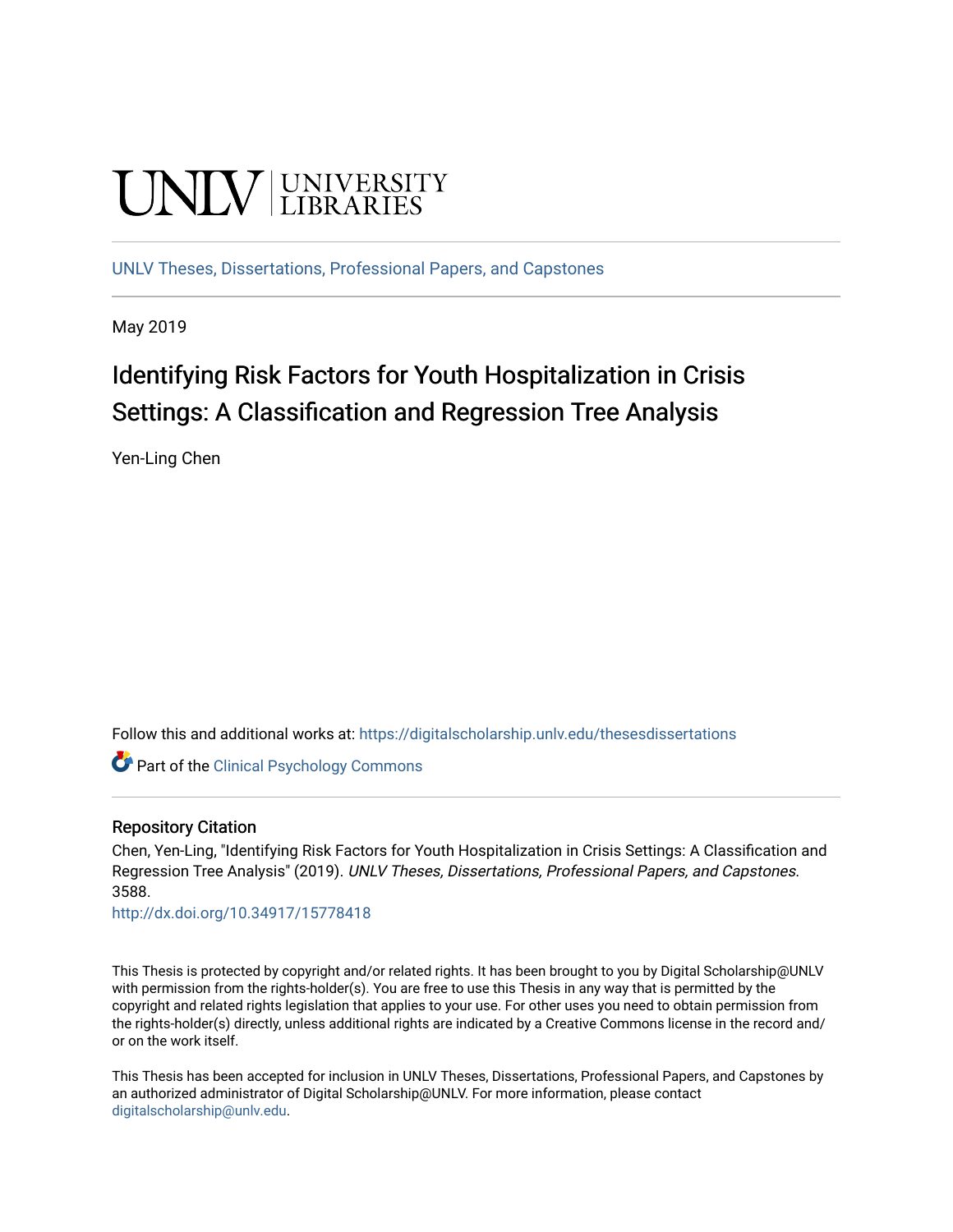UNLV | UNIVERSITY LIBRARIES

UNLV Theses, Dissertations, Professional Papers, and Capstones

May 2019

# Identifying Risk Factors for Youth Hospitalization in Crisis Settings: A Classification and Regression Tree Analysis

Yen-Ling Chen

Follow this and additional works at: https://digitalscholarship.unlv.edu/thesesdissertations

Part of the Clinical Psychology Commons

## Repository Citation

Chen, Yen-Ling, "Identifying Risk Factors for Youth Hospitalization in Crisis Settings: A Classification and Regression Tree Analysis" (2019). *UNLV Theses, Dissertations, Professional Papers, and Capstones*. 3588.

http://dx.doi.org/10.34917/15778418

This Thesis is protected by copyright and/or related rights. It has been brought to you by Digital Scholarship@UNLV with permission from the rights-holder(s). You are free to use this Thesis in any way that is permitted by the copyright and related rights legislation that applies to your use. For other uses you need to obtain permission from the rights-holder(s) directly, unless additional rights are indicated by a Creative Commons license in the record and/or on the work itself.

This Thesis has been accepted for inclusion in UNLV Theses, Dissertations, Professional Papers, and Capstones by an authorized administrator of Digital Scholarship@UNLV. For more information, please contact digitalscholarship@unlv.edu.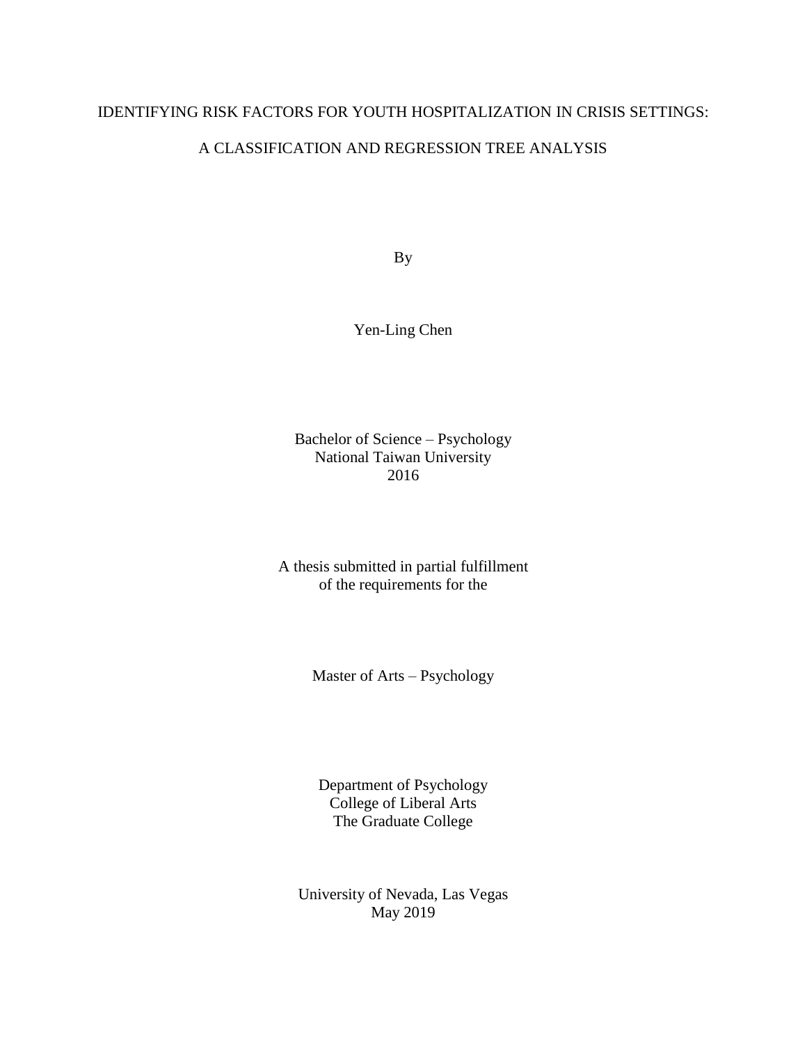# IDENTIFYING RISK FACTORS FOR YOUTH HOSPITALIZATION IN CRISIS SETTINGS:

# A CLASSIFICATION AND REGRESSION TREE ANALYSIS

By

Yen-Ling Chen

Bachelor of Science – Psychology
National Taiwan University
2016

A thesis submitted in partial fulfillment
of the requirements for the

Master of Arts – Psychology

Department of Psychology
College of Liberal Arts
The Graduate College

University of Nevada, Las Vegas
May 2019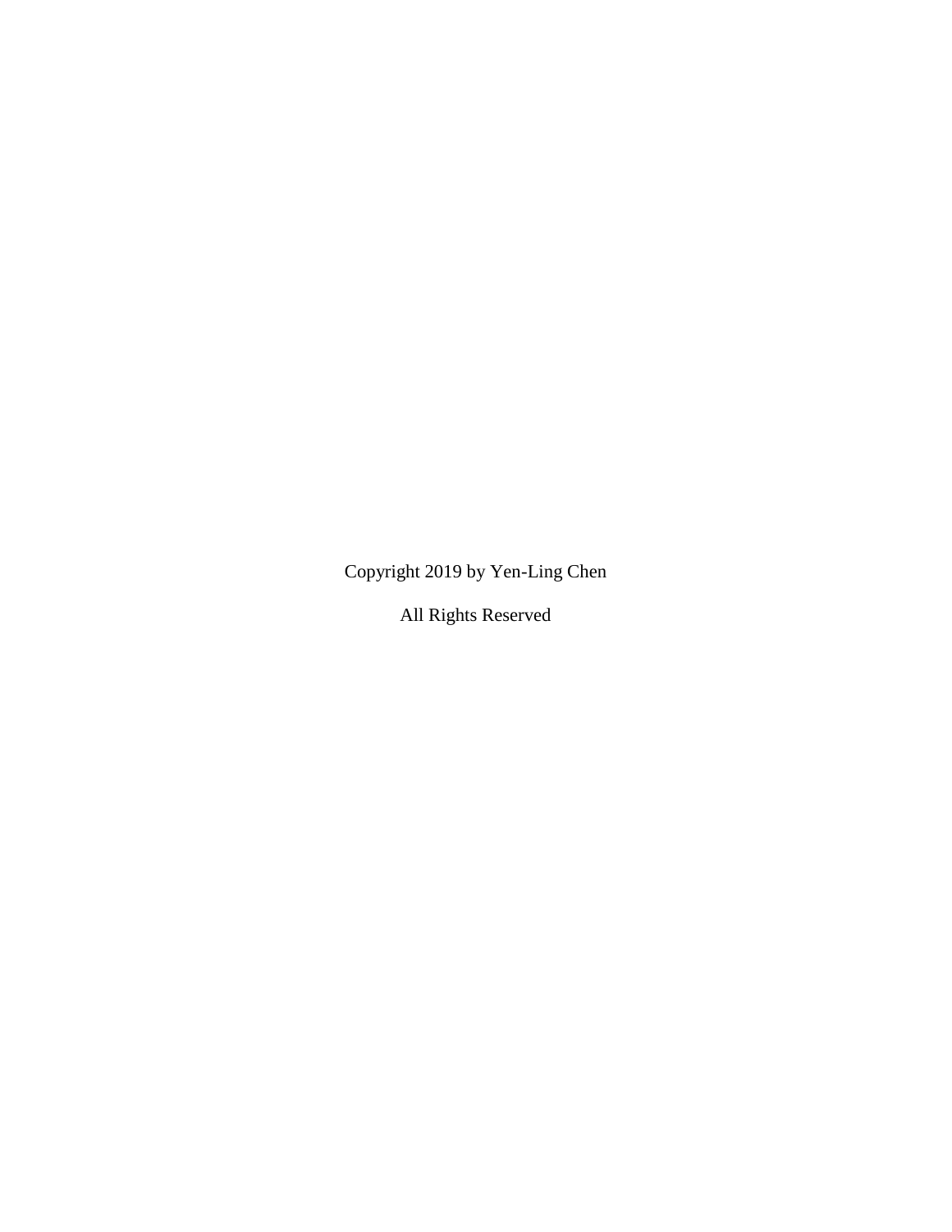Copyright 2019 by Yen-Ling Chen

All Rights Reserved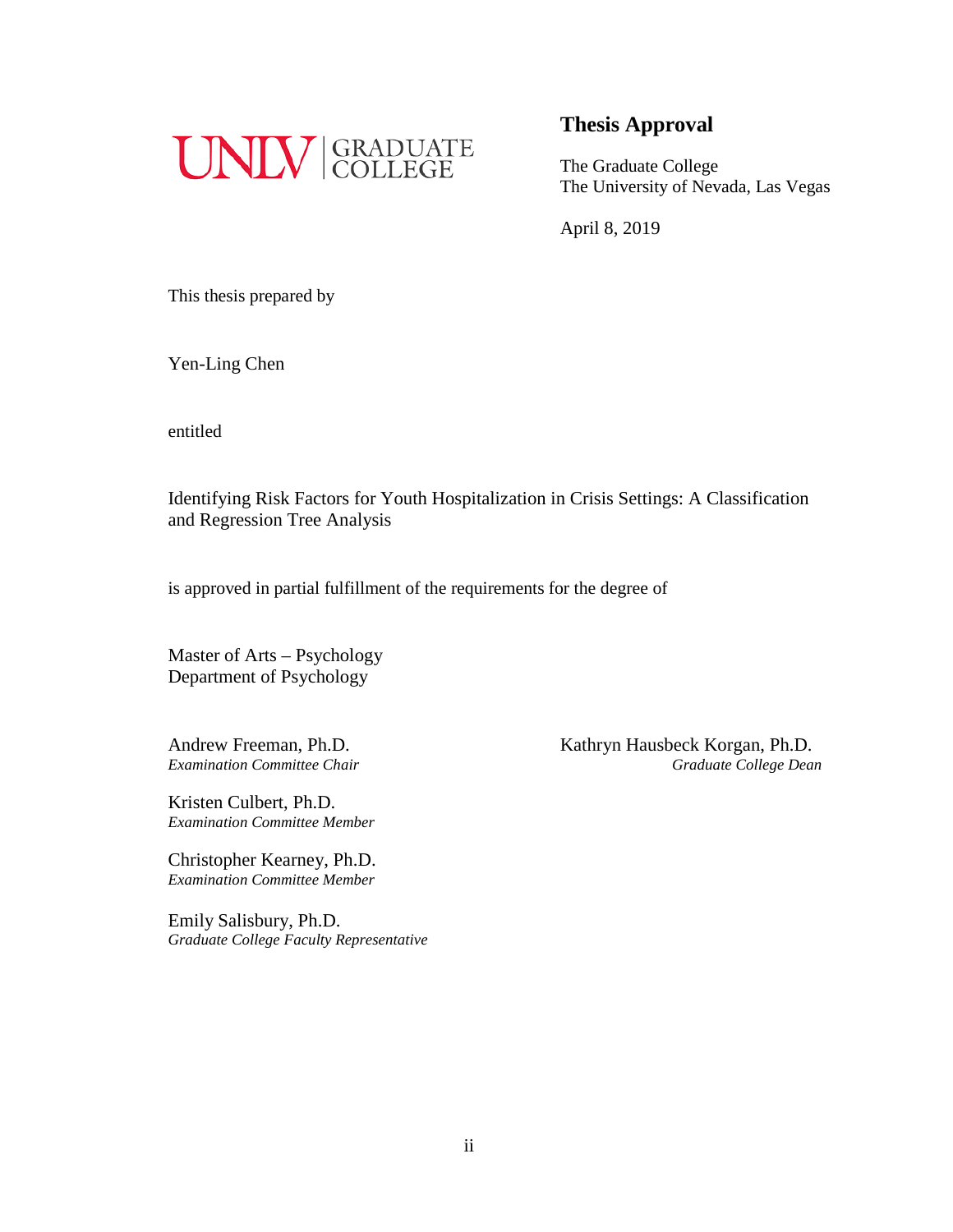UNLV | GRADUATE COLLEGE

## Thesis Approval

The Graduate College
The University of Nevada, Las Vegas

April 8, 2019

This thesis prepared by

Yen-Ling Chen

entitled

Identifying Risk Factors for Youth Hospitalization in Crisis Settings: A Classification and Regression Tree Analysis

is approved in partial fulfillment of the requirements for the degree of

Master of Arts – Psychology
Department of Psychology

Andrew Freeman, Ph.D.
*Examination Committee Chair*

Kristen Culbert, Ph.D.
*Examination Committee Member*

Christopher Kearney, Ph.D.
*Examination Committee Member*

Emily Salisbury, Ph.D.
*Graduate College Faculty Representative*

Kathryn Hausbeck Korgan, Ph.D.
*Graduate College Dean*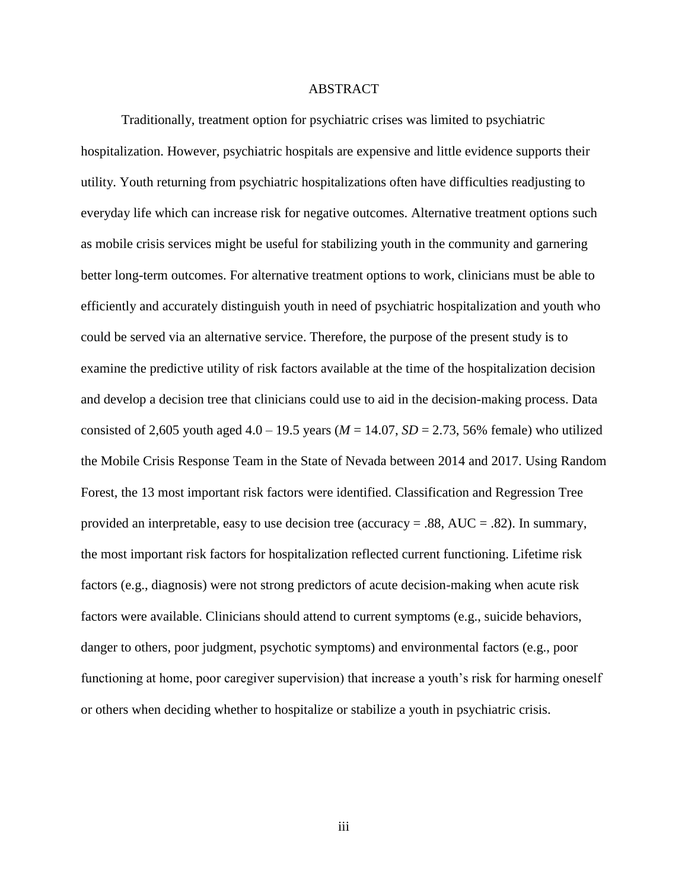# ABSTRACT

Traditionally, treatment option for psychiatric crises was limited to psychiatric hospitalization. However, psychiatric hospitals are expensive and little evidence supports their utility. Youth returning from psychiatric hospitalizations often have difficulties readjusting to everyday life which can increase risk for negative outcomes. Alternative treatment options such as mobile crisis services might be useful for stabilizing youth in the community and garnering better long-term outcomes. For alternative treatment options to work, clinicians must be able to efficiently and accurately distinguish youth in need of psychiatric hospitalization and youth who could be served via an alternative service. Therefore, the purpose of the present study is to examine the predictive utility of risk factors available at the time of the hospitalization decision and develop a decision tree that clinicians could use to aid in the decision-making process. Data consisted of 2,605 youth aged 4.0 – 19.5 years ($M$ = 14.07, $SD$ = 2.73, 56% female) who utilized the Mobile Crisis Response Team in the State of Nevada between 2014 and 2017. Using Random Forest, the 13 most important risk factors were identified. Classification and Regression Tree provided an interpretable, easy to use decision tree (accuracy = .88, AUC = .82). In summary, the most important risk factors for hospitalization reflected current functioning. Lifetime risk factors (e.g., diagnosis) were not strong predictors of acute decision-making when acute risk factors were available. Clinicians should attend to current symptoms (e.g., suicide behaviors, danger to others, poor judgment, psychotic symptoms) and environmental factors (e.g., poor functioning at home, poor caregiver supervision) that increase a youth's risk for harming oneself or others when deciding whether to hospitalize or stabilize a youth in psychiatric crisis.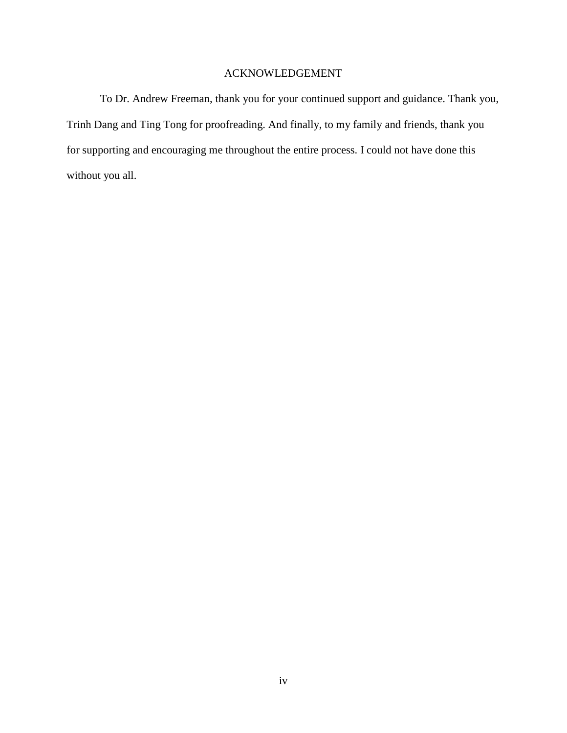# ACKNOWLEDGEMENT

To Dr. Andrew Freeman, thank you for your continued support and guidance. Thank you, Trinh Dang and Ting Tong for proofreading. And finally, to my family and friends, thank you for supporting and encouraging me throughout the entire process. I could not have done this without you all.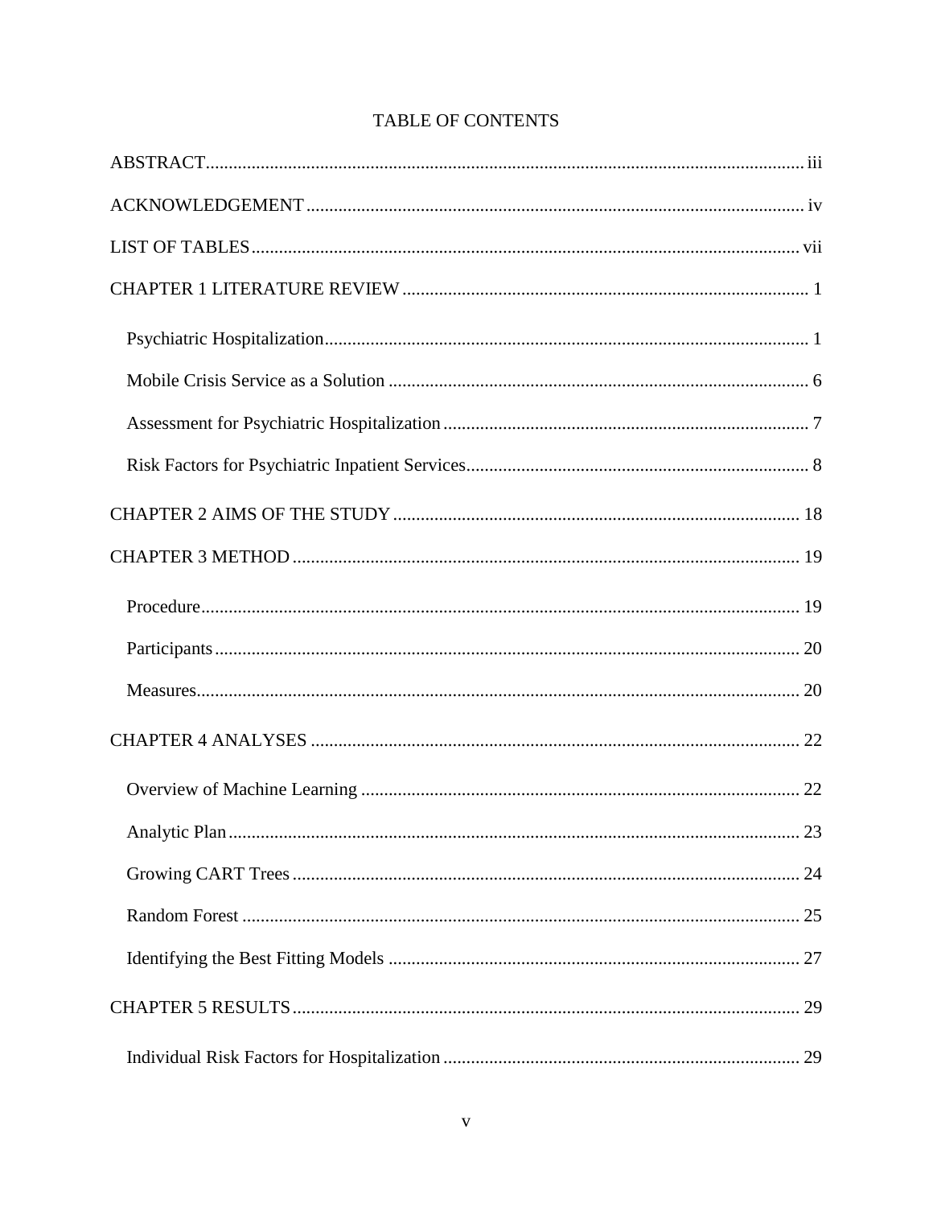# TABLE OF CONTENTS

ABSTRACT.................................................................................................................................. iii

ACKNOWLEDGEMENT ............................................................................................................ iv

LIST OF TABLES...................................................................................................................... vii

CHAPTER 1 LITERATURE REVIEW ........................................................................................ 1

- Psychiatric Hospitalization........................................................................................................ 1
- Mobile Crisis Service as a Solution .......................................................................................... 6
- Assessment for Psychiatric Hospitalization ............................................................................... 7
- Risk Factors for Psychiatric Inpatient Services.......................................................................... 8

CHAPTER 2 AIMS OF THE STUDY ........................................................................................ 18

CHAPTER 3 METHOD ............................................................................................................. 19

- Procedure................................................................................................................................. 19
- Participants ............................................................................................................................... 20
- Measures.................................................................................................................................. 20

CHAPTER 4 ANALYSES .......................................................................................................... 22

- Overview of Machine Learning ............................................................................................... 22
- Analytic Plan ............................................................................................................................ 23
- Growing CART Trees .............................................................................................................. 24
- Random Forest ......................................................................................................................... 25
- Identifying the Best Fitting Models ......................................................................................... 27

CHAPTER 5 RESULTS .............................................................................................................. 29

- Individual Risk Factors for Hospitalization ............................................................................. 29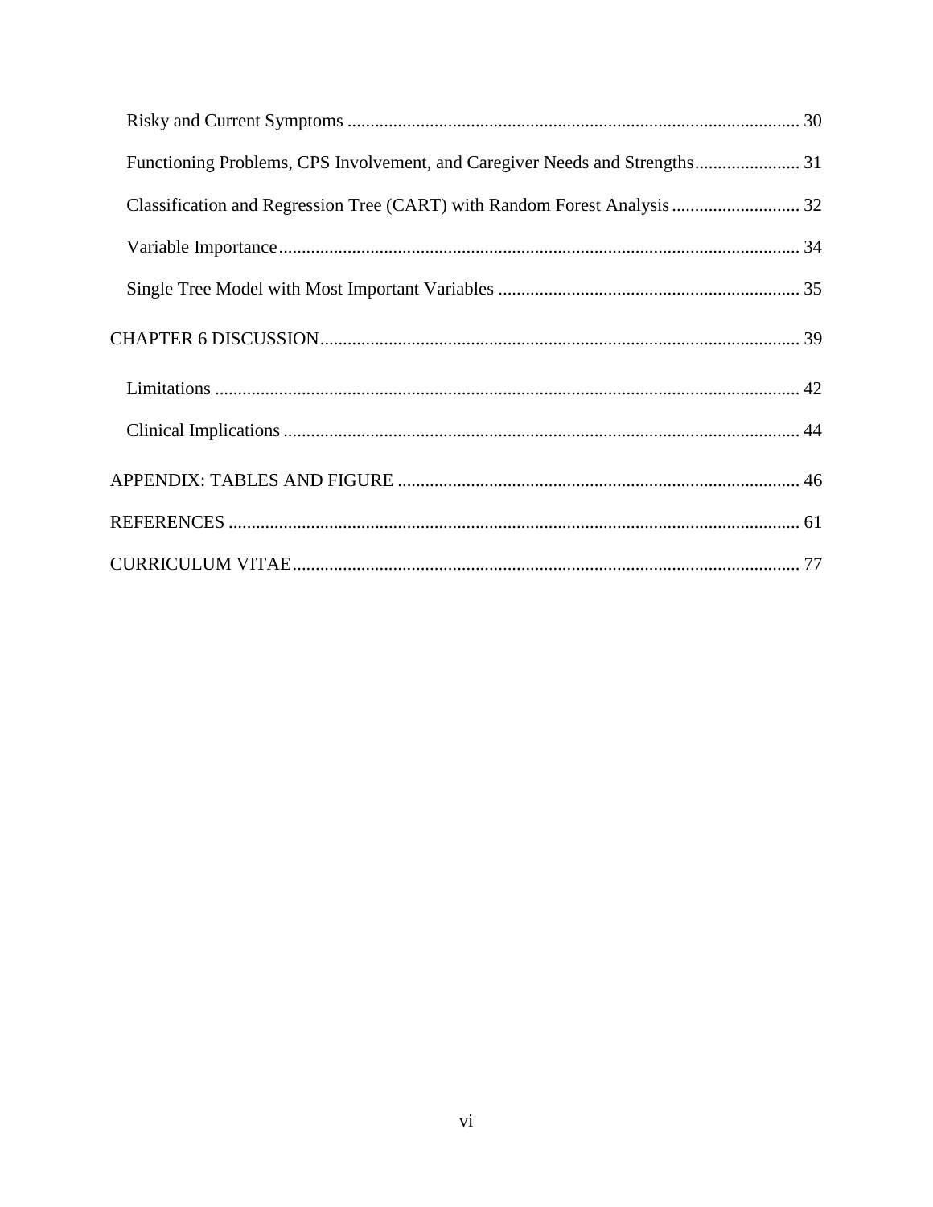Risky and Current Symptoms ........................................................................................ 30

Functioning Problems, CPS Involvement, and Caregiver Needs and Strengths....................... 31

Classification and Regression Tree (CART) with Random Forest Analysis ............................ 32

Variable Importance.................................................................................................... 34

Single Tree Model with Most Important Variables ................................................................. 35

CHAPTER 6 DISCUSSION........................................................................................................ 39

Limitations ............................................................................................................... 42

Clinical Implications ................................................................................................. 44

APPENDIX: TABLES AND FIGURE ........................................................................................ 46

REFERENCES ............................................................................................................................ 61

CURRICULUM VITAE............................................................................................................... 77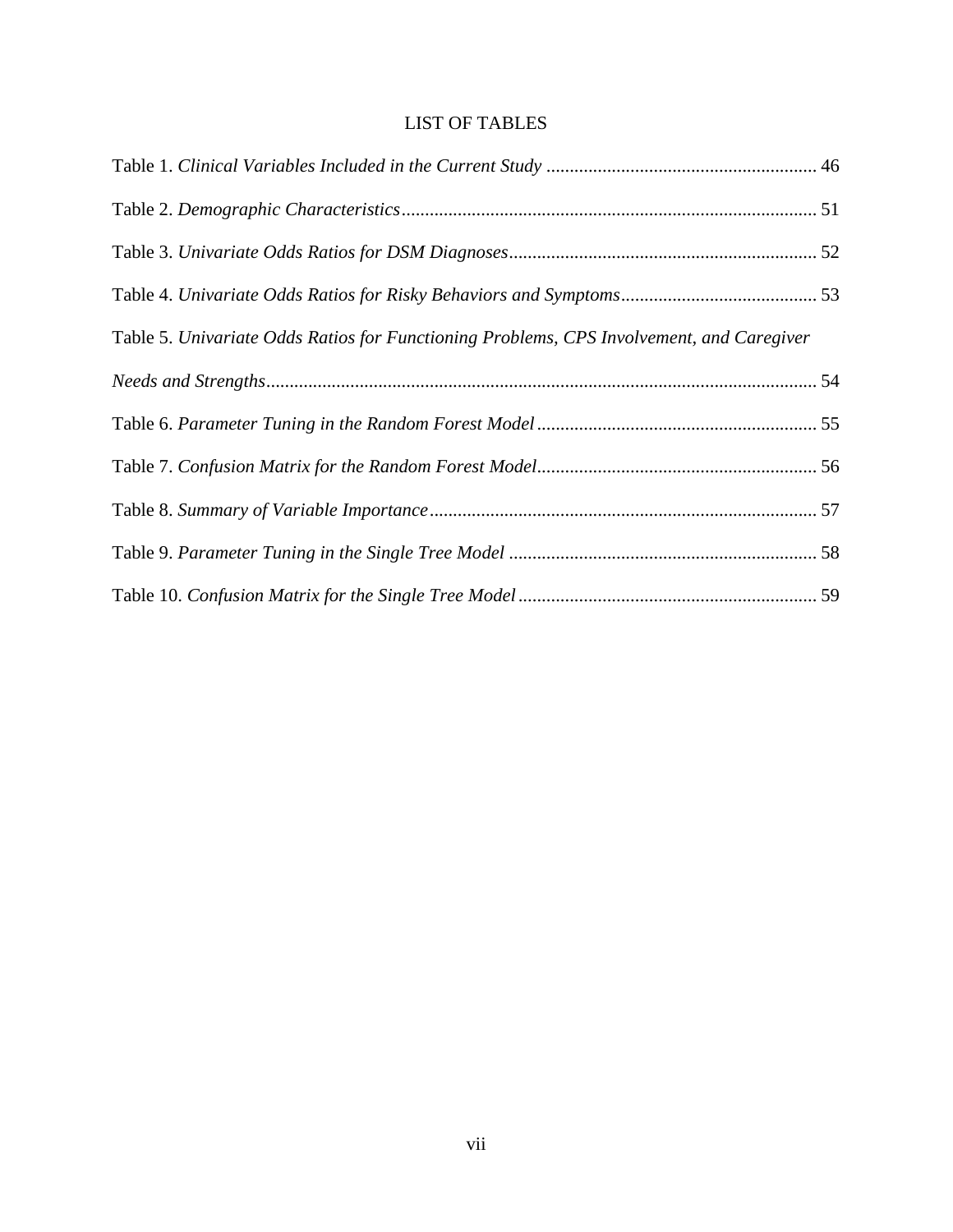# LIST OF TABLES

Table 1. *Clinical Variables Included in the Current Study* .......................................................... 46

Table 2. *Demographic Characteristics*......................................................................................... 51

Table 3. *Univariate Odds Ratios for DSM Diagnoses*.................................................................. 52

Table 4. *Univariate Odds Ratios for Risky Behaviors and Symptoms*.......................................... 53

Table 5. *Univariate Odds Ratios for Functioning Problems, CPS Involvement, and Caregiver Needs and Strengths*..................................................................................................................... 54

Table 6. *Parameter Tuning in the Random Forest Model* ............................................................ 55

Table 7. *Confusion Matrix for the Random Forest Model*............................................................ 56

Table 8. *Summary of Variable Importance*................................................................................... 57

Table 9. *Parameter Tuning in the Single Tree Model* .................................................................. 58

Table 10. *Confusion Matrix for the Single Tree Model* ................................................................ 59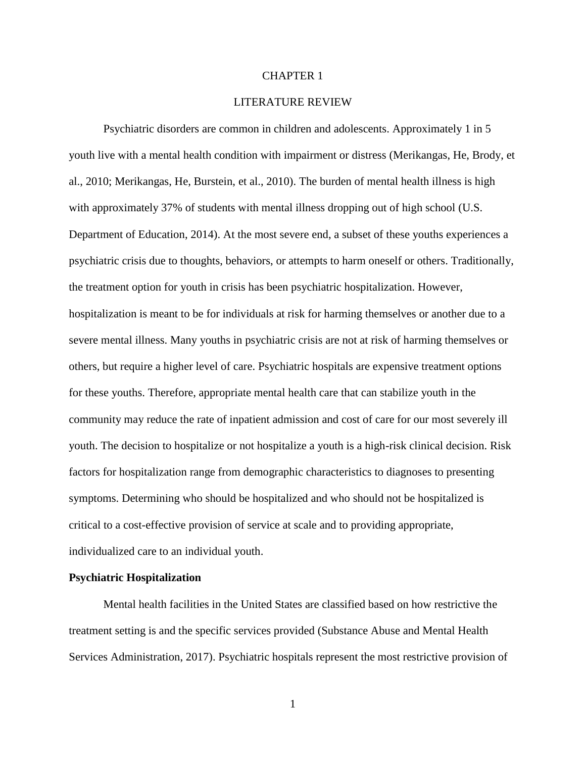# CHAPTER 1

# LITERATURE REVIEW

Psychiatric disorders are common in children and adolescents. Approximately 1 in 5 youth live with a mental health condition with impairment or distress (Merikangas, He, Brody, et al., 2010; Merikangas, He, Burstein, et al., 2010). The burden of mental health illness is high with approximately 37% of students with mental illness dropping out of high school (U.S. Department of Education, 2014). At the most severe end, a subset of these youths experiences a psychiatric crisis due to thoughts, behaviors, or attempts to harm oneself or others. Traditionally, the treatment option for youth in crisis has been psychiatric hospitalization. However, hospitalization is meant to be for individuals at risk for harming themselves or another due to a severe mental illness. Many youths in psychiatric crisis are not at risk of harming themselves or others, but require a higher level of care. Psychiatric hospitals are expensive treatment options for these youths. Therefore, appropriate mental health care that can stabilize youth in the community may reduce the rate of inpatient admission and cost of care for our most severely ill youth. The decision to hospitalize or not hospitalize a youth is a high-risk clinical decision. Risk factors for hospitalization range from demographic characteristics to diagnoses to presenting symptoms. Determining who should be hospitalized and who should not be hospitalized is critical to a cost-effective provision of service at scale and to providing appropriate, individualized care to an individual youth.

## Psychiatric Hospitalization

Mental health facilities in the United States are classified based on how restrictive the treatment setting is and the specific services provided (Substance Abuse and Mental Health Services Administration, 2017). Psychiatric hospitals represent the most restrictive provision of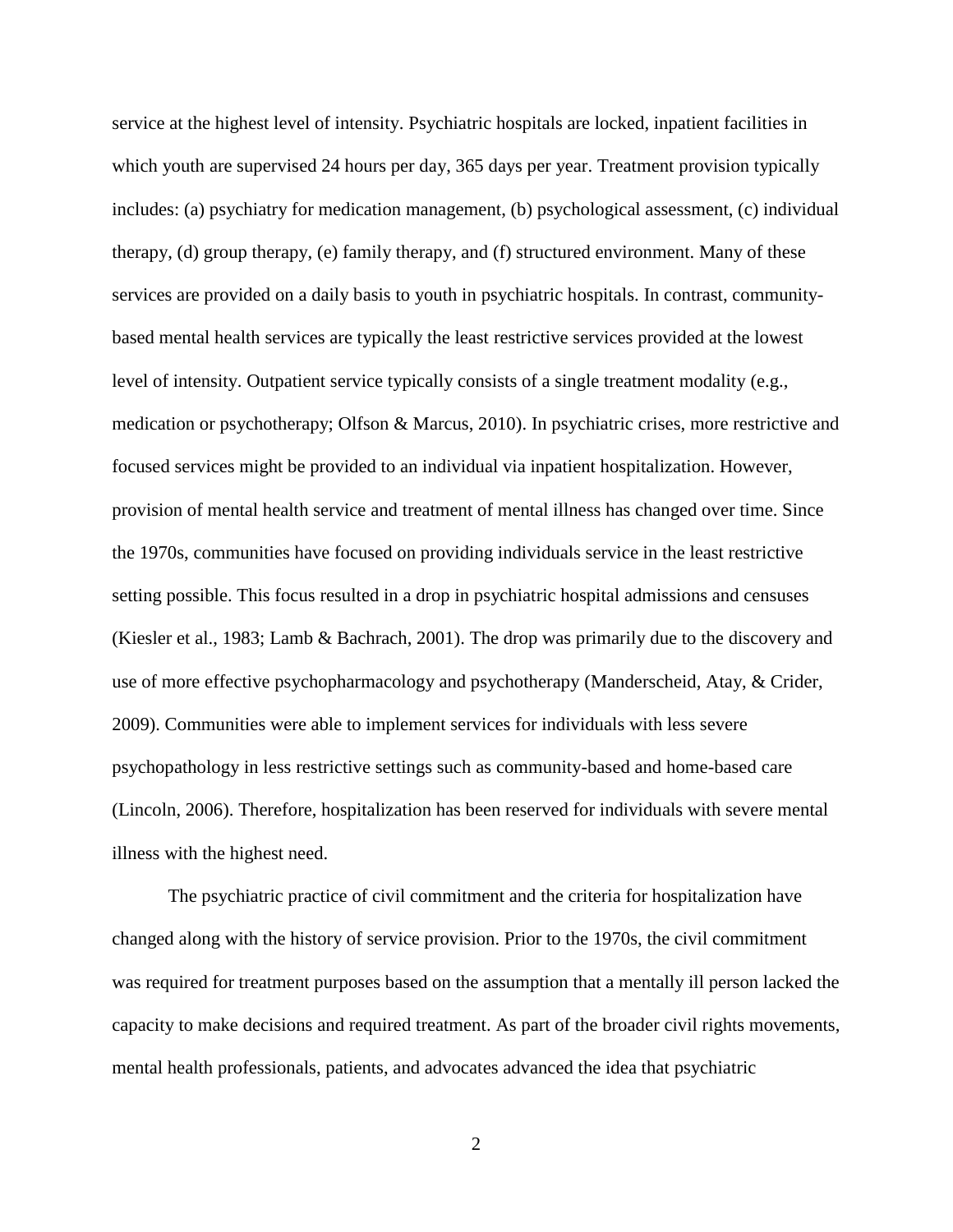service at the highest level of intensity. Psychiatric hospitals are locked, inpatient facilities in which youth are supervised 24 hours per day, 365 days per year. Treatment provision typically includes: (a) psychiatry for medication management, (b) psychological assessment, (c) individual therapy, (d) group therapy, (e) family therapy, and (f) structured environment. Many of these services are provided on a daily basis to youth in psychiatric hospitals. In contrast, community-based mental health services are typically the least restrictive services provided at the lowest level of intensity. Outpatient service typically consists of a single treatment modality (e.g., medication or psychotherapy; Olfson & Marcus, 2010). In psychiatric crises, more restrictive and focused services might be provided to an individual via inpatient hospitalization. However, provision of mental health service and treatment of mental illness has changed over time. Since the 1970s, communities have focused on providing individuals service in the least restrictive setting possible. This focus resulted in a drop in psychiatric hospital admissions and censuses (Kiesler et al., 1983; Lamb & Bachrach, 2001). The drop was primarily due to the discovery and use of more effective psychopharmacology and psychotherapy (Manderscheid, Atay, & Crider, 2009). Communities were able to implement services for individuals with less severe psychopathology in less restrictive settings such as community-based and home-based care (Lincoln, 2006). Therefore, hospitalization has been reserved for individuals with severe mental illness with the highest need.

The psychiatric practice of civil commitment and the criteria for hospitalization have changed along with the history of service provision. Prior to the 1970s, the civil commitment was required for treatment purposes based on the assumption that a mentally ill person lacked the capacity to make decisions and required treatment. As part of the broader civil rights movements, mental health professionals, patients, and advocates advanced the idea that psychiatric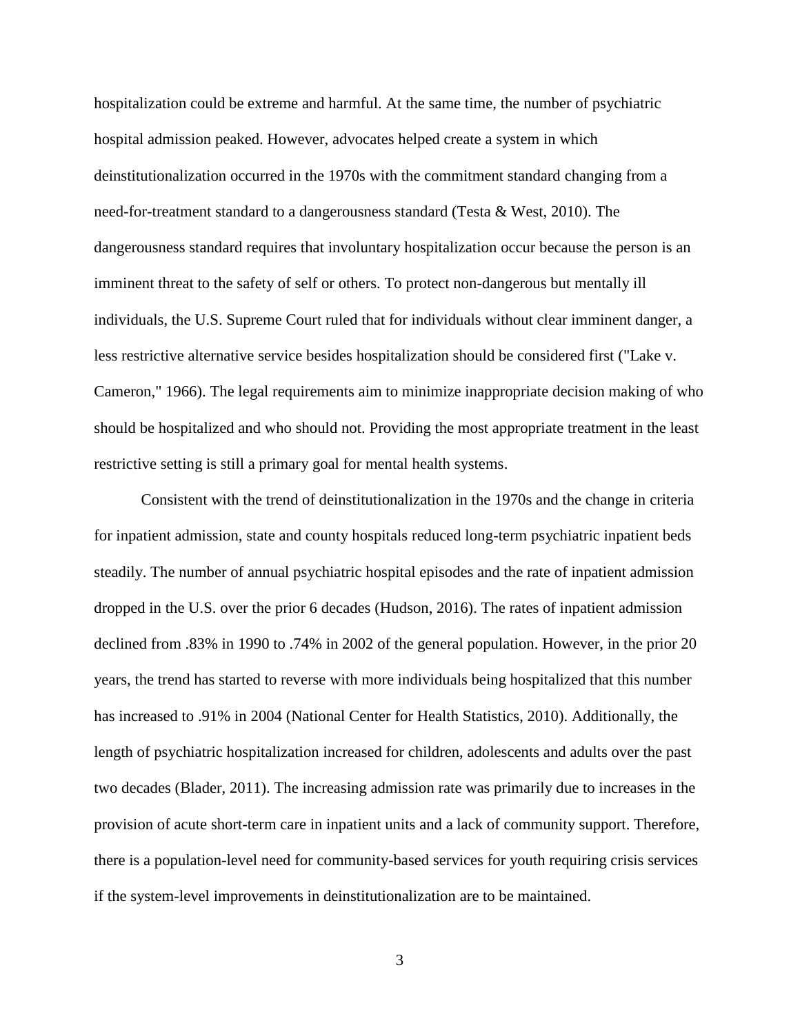hospitalization could be extreme and harmful. At the same time, the number of psychiatric hospital admission peaked. However, advocates helped create a system in which deinstitutionalization occurred in the 1970s with the commitment standard changing from a need-for-treatment standard to a dangerousness standard (Testa & West, 2010). The dangerousness standard requires that involuntary hospitalization occur because the person is an imminent threat to the safety of self or others. To protect non-dangerous but mentally ill individuals, the U.S. Supreme Court ruled that for individuals without clear imminent danger, a less restrictive alternative service besides hospitalization should be considered first ("Lake v. Cameron," 1966). The legal requirements aim to minimize inappropriate decision making of who should be hospitalized and who should not. Providing the most appropriate treatment in the least restrictive setting is still a primary goal for mental health systems.

Consistent with the trend of deinstitutionalization in the 1970s and the change in criteria for inpatient admission, state and county hospitals reduced long-term psychiatric inpatient beds steadily. The number of annual psychiatric hospital episodes and the rate of inpatient admission dropped in the U.S. over the prior 6 decades (Hudson, 2016). The rates of inpatient admission declined from .83% in 1990 to .74% in 2002 of the general population. However, in the prior 20 years, the trend has started to reverse with more individuals being hospitalized that this number has increased to .91% in 2004 (National Center for Health Statistics, 2010). Additionally, the length of psychiatric hospitalization increased for children, adolescents and adults over the past two decades (Blader, 2011). The increasing admission rate was primarily due to increases in the provision of acute short-term care in inpatient units and a lack of community support. Therefore, there is a population-level need for community-based services for youth requiring crisis services if the system-level improvements in deinstitutionalization are to be maintained.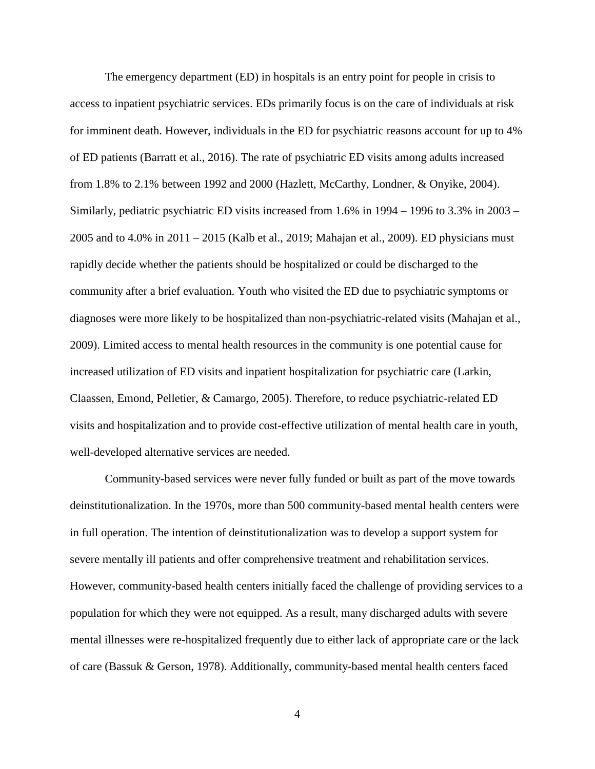The emergency department (ED) in hospitals is an entry point for people in crisis to access to inpatient psychiatric services. EDs primarily focus is on the care of individuals at risk for imminent death. However, individuals in the ED for psychiatric reasons account for up to 4% of ED patients (Barratt et al., 2016). The rate of psychiatric ED visits among adults increased from 1.8% to 2.1% between 1992 and 2000 (Hazlett, McCarthy, Londner, & Onyike, 2004). Similarly, pediatric psychiatric ED visits increased from 1.6% in 1994 – 1996 to 3.3% in 2003 – 2005 and to 4.0% in 2011 – 2015 (Kalb et al., 2019; Mahajan et al., 2009). ED physicians must rapidly decide whether the patients should be hospitalized or could be discharged to the community after a brief evaluation. Youth who visited the ED due to psychiatric symptoms or diagnoses were more likely to be hospitalized than non-psychiatric-related visits (Mahajan et al., 2009). Limited access to mental health resources in the community is one potential cause for increased utilization of ED visits and inpatient hospitalization for psychiatric care (Larkin, Claassen, Emond, Pelletier, & Camargo, 2005). Therefore, to reduce psychiatric-related ED visits and hospitalization and to provide cost-effective utilization of mental health care in youth, well-developed alternative services are needed.

Community-based services were never fully funded or built as part of the move towards deinstitutionalization. In the 1970s, more than 500 community-based mental health centers were in full operation. The intention of deinstitutionalization was to develop a support system for severe mentally ill patients and offer comprehensive treatment and rehabilitation services. However, community-based health centers initially faced the challenge of providing services to a population for which they were not equipped. As a result, many discharged adults with severe mental illnesses were re-hospitalized frequently due to either lack of appropriate care or the lack of care (Bassuk & Gerson, 1978). Additionally, community-based mental health centers faced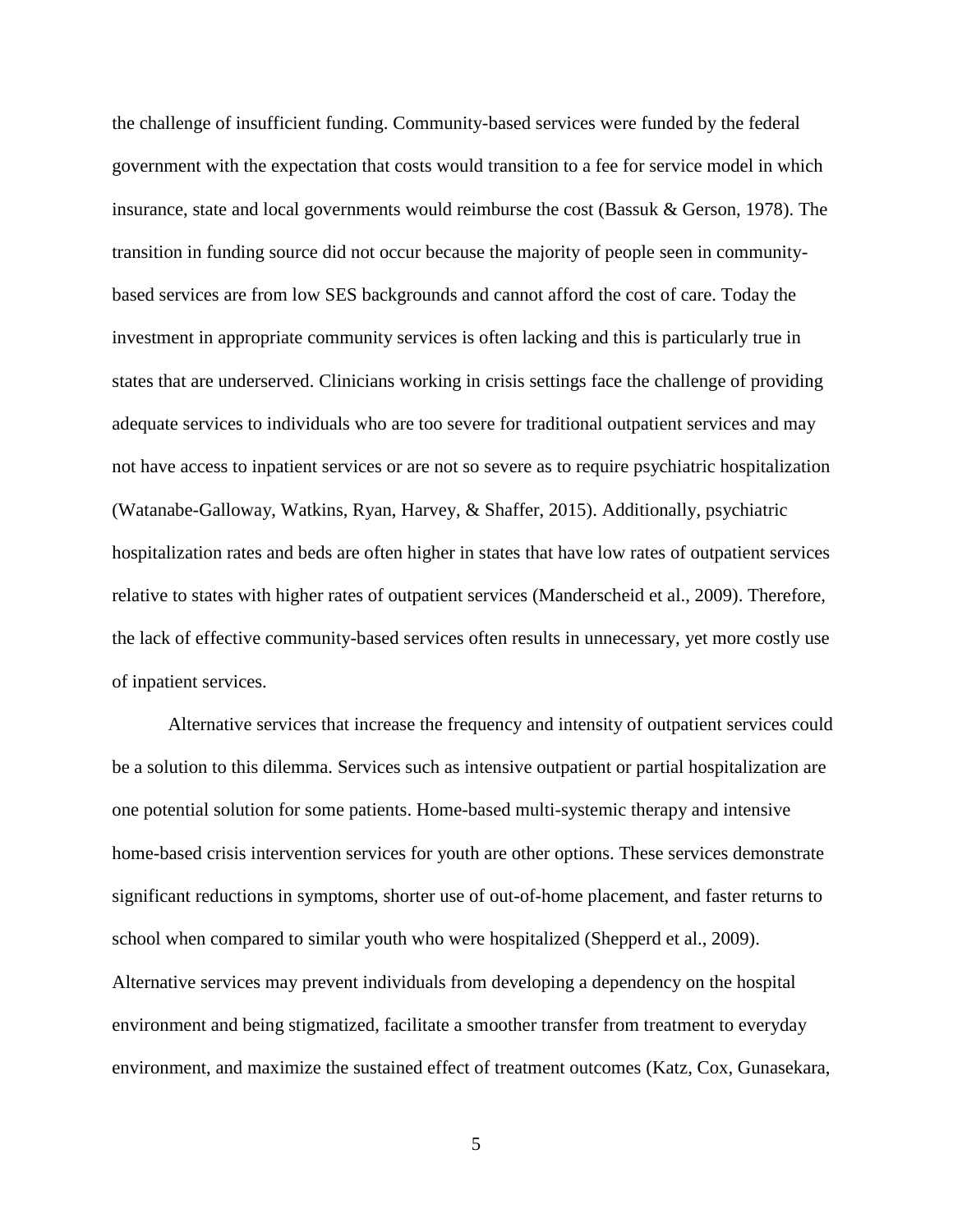the challenge of insufficient funding. Community-based services were funded by the federal government with the expectation that costs would transition to a fee for service model in which insurance, state and local governments would reimburse the cost (Bassuk & Gerson, 1978). The transition in funding source did not occur because the majority of people seen in community-based services are from low SES backgrounds and cannot afford the cost of care. Today the investment in appropriate community services is often lacking and this is particularly true in states that are underserved. Clinicians working in crisis settings face the challenge of providing adequate services to individuals who are too severe for traditional outpatient services and may not have access to inpatient services or are not so severe as to require psychiatric hospitalization (Watanabe-Galloway, Watkins, Ryan, Harvey, & Shaffer, 2015). Additionally, psychiatric hospitalization rates and beds are often higher in states that have low rates of outpatient services relative to states with higher rates of outpatient services (Manderscheid et al., 2009). Therefore, the lack of effective community-based services often results in unnecessary, yet more costly use of inpatient services.

Alternative services that increase the frequency and intensity of outpatient services could be a solution to this dilemma. Services such as intensive outpatient or partial hospitalization are one potential solution for some patients. Home-based multi-systemic therapy and intensive home-based crisis intervention services for youth are other options. These services demonstrate significant reductions in symptoms, shorter use of out-of-home placement, and faster returns to school when compared to similar youth who were hospitalized (Shepperd et al., 2009). Alternative services may prevent individuals from developing a dependency on the hospital environment and being stigmatized, facilitate a smoother transfer from treatment to everyday environment, and maximize the sustained effect of treatment outcomes (Katz, Cox, Gunasekara,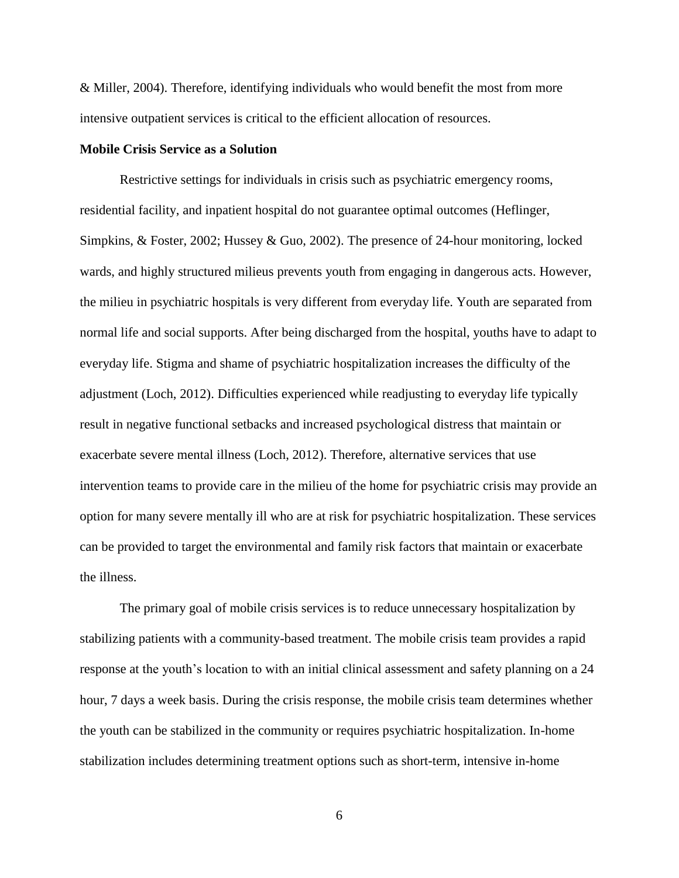& Miller, 2004). Therefore, identifying individuals who would benefit the most from more intensive outpatient services is critical to the efficient allocation of resources.

**Mobile Crisis Service as a Solution**

Restrictive settings for individuals in crisis such as psychiatric emergency rooms, residential facility, and inpatient hospital do not guarantee optimal outcomes (Heflinger, Simpkins, & Foster, 2002; Hussey & Guo, 2002). The presence of 24-hour monitoring, locked wards, and highly structured milieus prevents youth from engaging in dangerous acts. However, the milieu in psychiatric hospitals is very different from everyday life. Youth are separated from normal life and social supports. After being discharged from the hospital, youths have to adapt to everyday life. Stigma and shame of psychiatric hospitalization increases the difficulty of the adjustment (Loch, 2012). Difficulties experienced while readjusting to everyday life typically result in negative functional setbacks and increased psychological distress that maintain or exacerbate severe mental illness (Loch, 2012). Therefore, alternative services that use intervention teams to provide care in the milieu of the home for psychiatric crisis may provide an option for many severe mentally ill who are at risk for psychiatric hospitalization. These services can be provided to target the environmental and family risk factors that maintain or exacerbate the illness.

The primary goal of mobile crisis services is to reduce unnecessary hospitalization by stabilizing patients with a community-based treatment. The mobile crisis team provides a rapid response at the youth's location to with an initial clinical assessment and safety planning on a 24 hour, 7 days a week basis. During the crisis response, the mobile crisis team determines whether the youth can be stabilized in the community or requires psychiatric hospitalization. In-home stabilization includes determining treatment options such as short-term, intensive in-home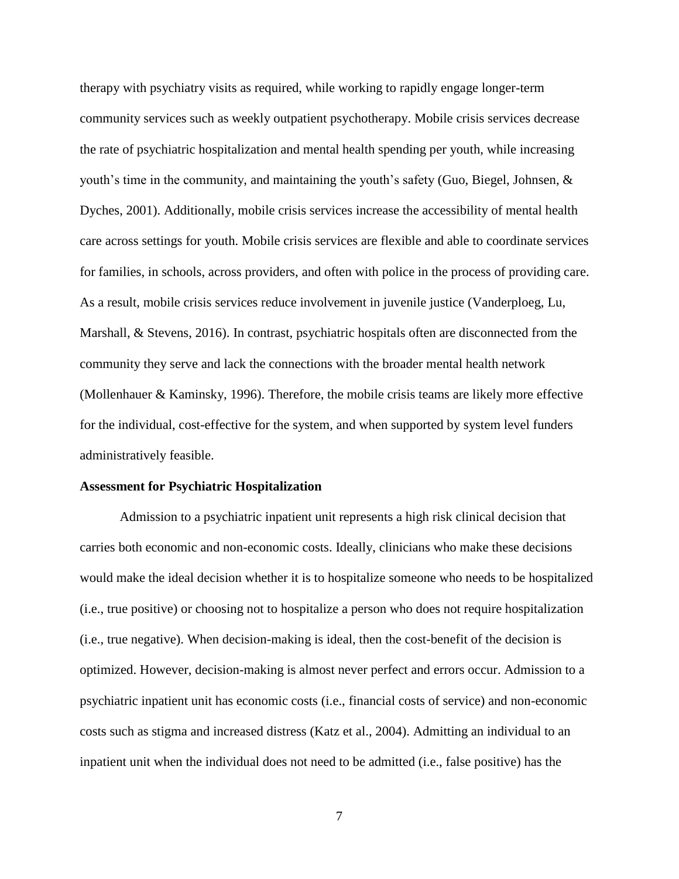therapy with psychiatry visits as required, while working to rapidly engage longer-term community services such as weekly outpatient psychotherapy. Mobile crisis services decrease the rate of psychiatric hospitalization and mental health spending per youth, while increasing youth's time in the community, and maintaining the youth's safety (Guo, Biegel, Johnsen, & Dyches, 2001). Additionally, mobile crisis services increase the accessibility of mental health care across settings for youth. Mobile crisis services are flexible and able to coordinate services for families, in schools, across providers, and often with police in the process of providing care. As a result, mobile crisis services reduce involvement in juvenile justice (Vanderploeg, Lu, Marshall, & Stevens, 2016). In contrast, psychiatric hospitals often are disconnected from the community they serve and lack the connections with the broader mental health network (Mollenhauer & Kaminsky, 1996). Therefore, the mobile crisis teams are likely more effective for the individual, cost-effective for the system, and when supported by system level funders administratively feasible.

**Assessment for Psychiatric Hospitalization**

Admission to a psychiatric inpatient unit represents a high risk clinical decision that carries both economic and non-economic costs. Ideally, clinicians who make these decisions would make the ideal decision whether it is to hospitalize someone who needs to be hospitalized (i.e., true positive) or choosing not to hospitalize a person who does not require hospitalization (i.e., true negative). When decision-making is ideal, then the cost-benefit of the decision is optimized. However, decision-making is almost never perfect and errors occur. Admission to a psychiatric inpatient unit has economic costs (i.e., financial costs of service) and non-economic costs such as stigma and increased distress (Katz et al., 2004). Admitting an individual to an inpatient unit when the individual does not need to be admitted (i.e., false positive) has the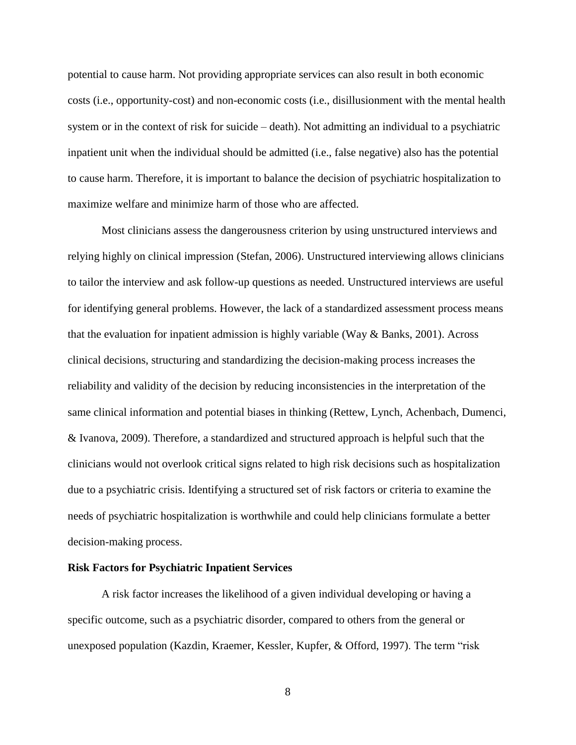potential to cause harm. Not providing appropriate services can also result in both economic costs (i.e., opportunity-cost) and non-economic costs (i.e., disillusionment with the mental health system or in the context of risk for suicide – death). Not admitting an individual to a psychiatric inpatient unit when the individual should be admitted (i.e., false negative) also has the potential to cause harm. Therefore, it is important to balance the decision of psychiatric hospitalization to maximize welfare and minimize harm of those who are affected.

Most clinicians assess the dangerousness criterion by using unstructured interviews and relying highly on clinical impression (Stefan, 2006). Unstructured interviewing allows clinicians to tailor the interview and ask follow-up questions as needed. Unstructured interviews are useful for identifying general problems. However, the lack of a standardized assessment process means that the evaluation for inpatient admission is highly variable (Way & Banks, 2001). Across clinical decisions, structuring and standardizing the decision-making process increases the reliability and validity of the decision by reducing inconsistencies in the interpretation of the same clinical information and potential biases in thinking (Rettew, Lynch, Achenbach, Dumenci, & Ivanova, 2009). Therefore, a standardized and structured approach is helpful such that the clinicians would not overlook critical signs related to high risk decisions such as hospitalization due to a psychiatric crisis. Identifying a structured set of risk factors or criteria to examine the needs of psychiatric hospitalization is worthwhile and could help clinicians formulate a better decision-making process.

**Risk Factors for Psychiatric Inpatient Services**

A risk factor increases the likelihood of a given individual developing or having a specific outcome, such as a psychiatric disorder, compared to others from the general or unexposed population (Kazdin, Kraemer, Kessler, Kupfer, & Offord, 1997). The term "risk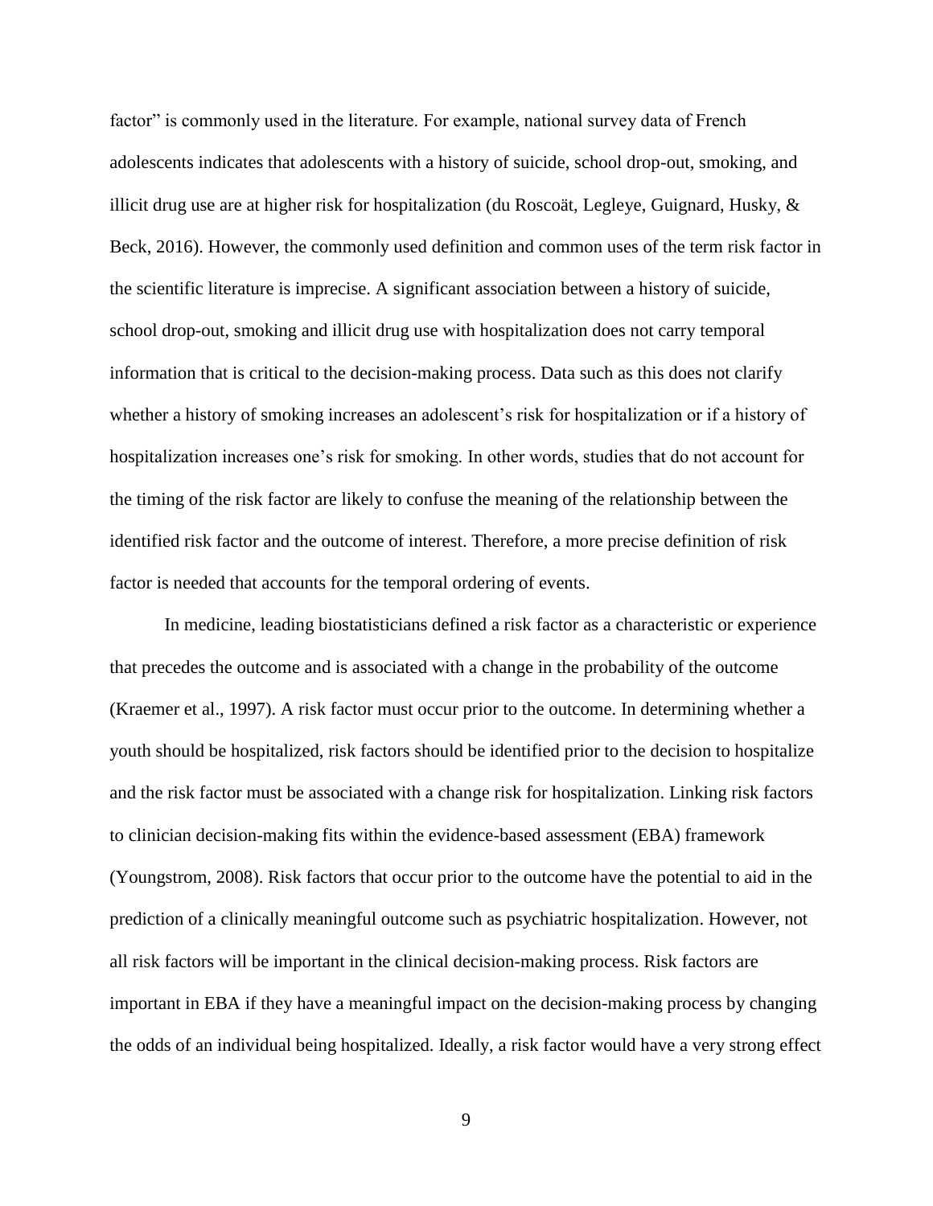factor" is commonly used in the literature. For example, national survey data of French adolescents indicates that adolescents with a history of suicide, school drop-out, smoking, and illicit drug use are at higher risk for hospitalization (du Roscoät, Legleye, Guignard, Husky, & Beck, 2016). However, the commonly used definition and common uses of the term risk factor in the scientific literature is imprecise. A significant association between a history of suicide, school drop-out, smoking and illicit drug use with hospitalization does not carry temporal information that is critical to the decision-making process. Data such as this does not clarify whether a history of smoking increases an adolescent's risk for hospitalization or if a history of hospitalization increases one's risk for smoking. In other words, studies that do not account for the timing of the risk factor are likely to confuse the meaning of the relationship between the identified risk factor and the outcome of interest. Therefore, a more precise definition of risk factor is needed that accounts for the temporal ordering of events.

In medicine, leading biostatisticians defined a risk factor as a characteristic or experience that precedes the outcome and is associated with a change in the probability of the outcome (Kraemer et al., 1997). A risk factor must occur prior to the outcome. In determining whether a youth should be hospitalized, risk factors should be identified prior to the decision to hospitalize and the risk factor must be associated with a change risk for hospitalization. Linking risk factors to clinician decision-making fits within the evidence-based assessment (EBA) framework (Youngstrom, 2008). Risk factors that occur prior to the outcome have the potential to aid in the prediction of a clinically meaningful outcome such as psychiatric hospitalization. However, not all risk factors will be important in the clinical decision-making process. Risk factors are important in EBA if they have a meaningful impact on the decision-making process by changing the odds of an individual being hospitalized. Ideally, a risk factor would have a very strong effect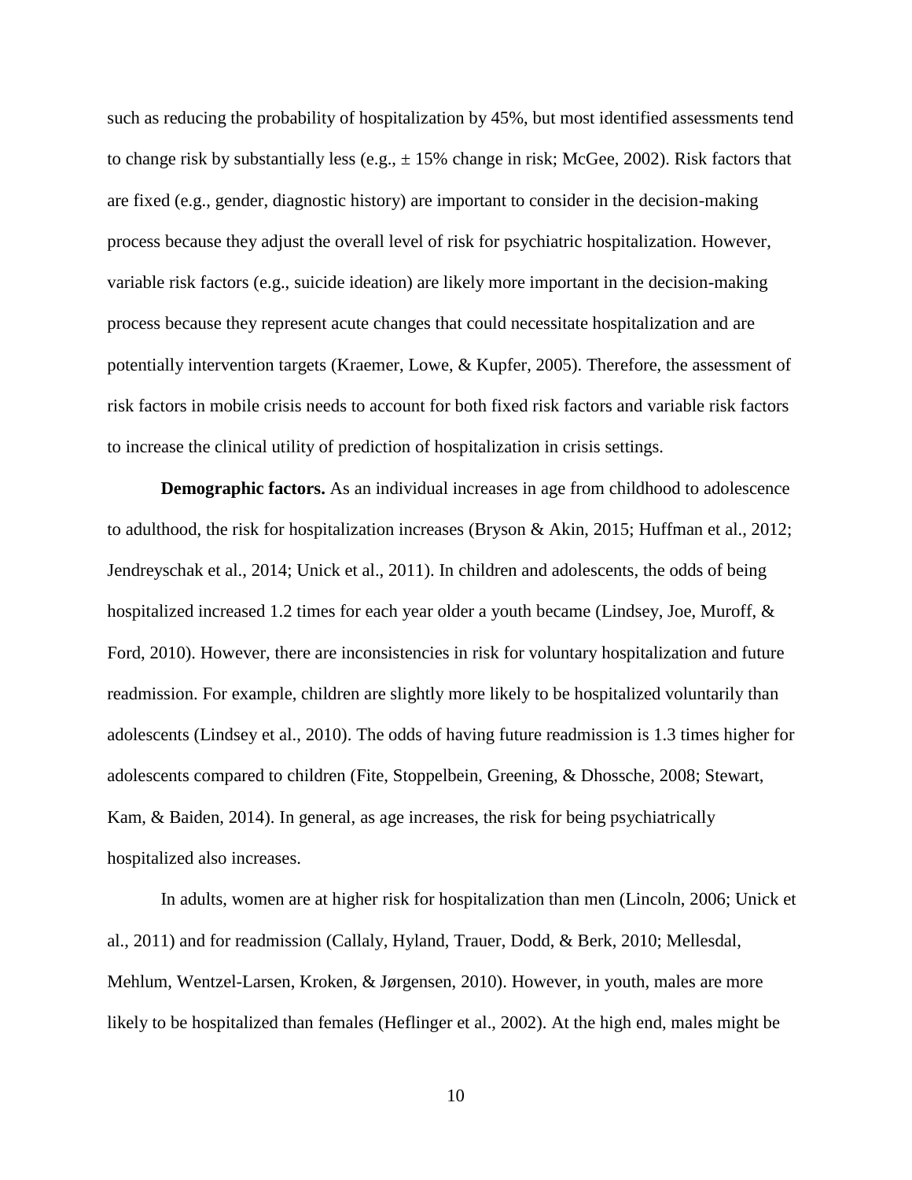such as reducing the probability of hospitalization by 45%, but most identified assessments tend to change risk by substantially less (e.g., ± 15% change in risk; McGee, 2002). Risk factors that are fixed (e.g., gender, diagnostic history) are important to consider in the decision-making process because they adjust the overall level of risk for psychiatric hospitalization. However, variable risk factors (e.g., suicide ideation) are likely more important in the decision-making process because they represent acute changes that could necessitate hospitalization and are potentially intervention targets (Kraemer, Lowe, & Kupfer, 2005). Therefore, the assessment of risk factors in mobile crisis needs to account for both fixed risk factors and variable risk factors to increase the clinical utility of prediction of hospitalization in crisis settings.

**Demographic factors.** As an individual increases in age from childhood to adolescence to adulthood, the risk for hospitalization increases (Bryson & Akin, 2015; Huffman et al., 2012; Jendreyschak et al., 2014; Unick et al., 2011). In children and adolescents, the odds of being hospitalized increased 1.2 times for each year older a youth became (Lindsey, Joe, Muroff, & Ford, 2010). However, there are inconsistencies in risk for voluntary hospitalization and future readmission. For example, children are slightly more likely to be hospitalized voluntarily than adolescents (Lindsey et al., 2010). The odds of having future readmission is 1.3 times higher for adolescents compared to children (Fite, Stoppelbein, Greening, & Dhossche, 2008; Stewart, Kam, & Baiden, 2014). In general, as age increases, the risk for being psychiatrically hospitalized also increases.

In adults, women are at higher risk for hospitalization than men (Lincoln, 2006; Unick et al., 2011) and for readmission (Callaly, Hyland, Trauer, Dodd, & Berk, 2010; Mellesdal, Mehlum, Wentzel-Larsen, Kroken, & Jørgensen, 2010). However, in youth, males are more likely to be hospitalized than females (Heflinger et al., 2002). At the high end, males might be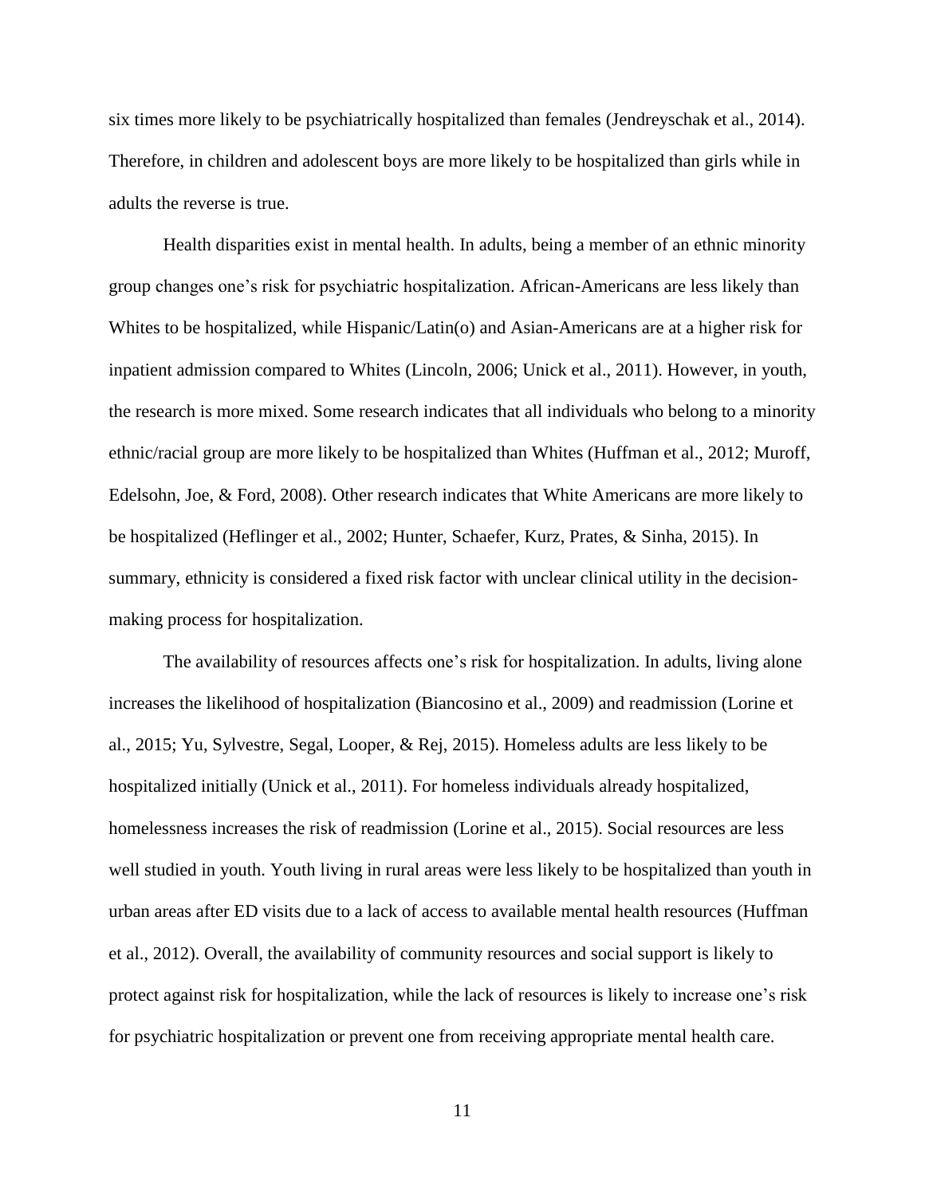six times more likely to be psychiatrically hospitalized than females (Jendreyschak et al., 2014). Therefore, in children and adolescent boys are more likely to be hospitalized than girls while in adults the reverse is true.

Health disparities exist in mental health. In adults, being a member of an ethnic minority group changes one's risk for psychiatric hospitalization. African-Americans are less likely than Whites to be hospitalized, while Hispanic/Latin(o) and Asian-Americans are at a higher risk for inpatient admission compared to Whites (Lincoln, 2006; Unick et al., 2011). However, in youth, the research is more mixed. Some research indicates that all individuals who belong to a minority ethnic/racial group are more likely to be hospitalized than Whites (Huffman et al., 2012; Muroff, Edelsohn, Joe, & Ford, 2008). Other research indicates that White Americans are more likely to be hospitalized (Heflinger et al., 2002; Hunter, Schaefer, Kurz, Prates, & Sinha, 2015). In summary, ethnicity is considered a fixed risk factor with unclear clinical utility in the decision-making process for hospitalization.

The availability of resources affects one's risk for hospitalization. In adults, living alone increases the likelihood of hospitalization (Biancosino et al., 2009) and readmission (Lorine et al., 2015; Yu, Sylvestre, Segal, Looper, & Rej, 2015). Homeless adults are less likely to be hospitalized initially (Unick et al., 2011). For homeless individuals already hospitalized, homelessness increases the risk of readmission (Lorine et al., 2015). Social resources are less well studied in youth. Youth living in rural areas were less likely to be hospitalized than youth in urban areas after ED visits due to a lack of access to available mental health resources (Huffman et al., 2012). Overall, the availability of community resources and social support is likely to protect against risk for hospitalization, while the lack of resources is likely to increase one's risk for psychiatric hospitalization or prevent one from receiving appropriate mental health care.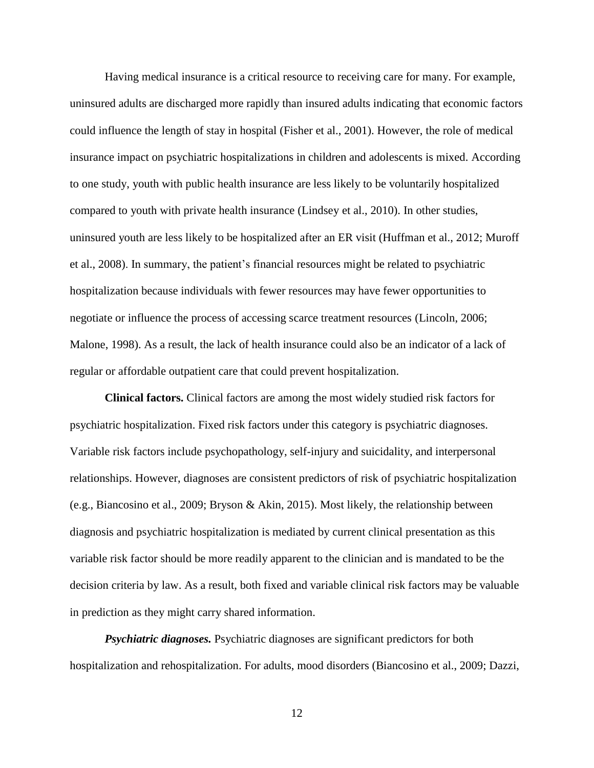Having medical insurance is a critical resource to receiving care for many. For example, uninsured adults are discharged more rapidly than insured adults indicating that economic factors could influence the length of stay in hospital (Fisher et al., 2001). However, the role of medical insurance impact on psychiatric hospitalizations in children and adolescents is mixed. According to one study, youth with public health insurance are less likely to be voluntarily hospitalized compared to youth with private health insurance (Lindsey et al., 2010). In other studies, uninsured youth are less likely to be hospitalized after an ER visit (Huffman et al., 2012; Muroff et al., 2008). In summary, the patient's financial resources might be related to psychiatric hospitalization because individuals with fewer resources may have fewer opportunities to negotiate or influence the process of accessing scarce treatment resources (Lincoln, 2006; Malone, 1998). As a result, the lack of health insurance could also be an indicator of a lack of regular or affordable outpatient care that could prevent hospitalization.

**Clinical factors.** Clinical factors are among the most widely studied risk factors for psychiatric hospitalization. Fixed risk factors under this category is psychiatric diagnoses. Variable risk factors include psychopathology, self-injury and suicidality, and interpersonal relationships. However, diagnoses are consistent predictors of risk of psychiatric hospitalization (e.g., Biancosino et al., 2009; Bryson & Akin, 2015). Most likely, the relationship between diagnosis and psychiatric hospitalization is mediated by current clinical presentation as this variable risk factor should be more readily apparent to the clinician and is mandated to be the decision criteria by law. As a result, both fixed and variable clinical risk factors may be valuable in prediction as they might carry shared information.

***Psychiatric diagnoses.*** Psychiatric diagnoses are significant predictors for both hospitalization and rehospitalization. For adults, mood disorders (Biancosino et al., 2009; Dazzi,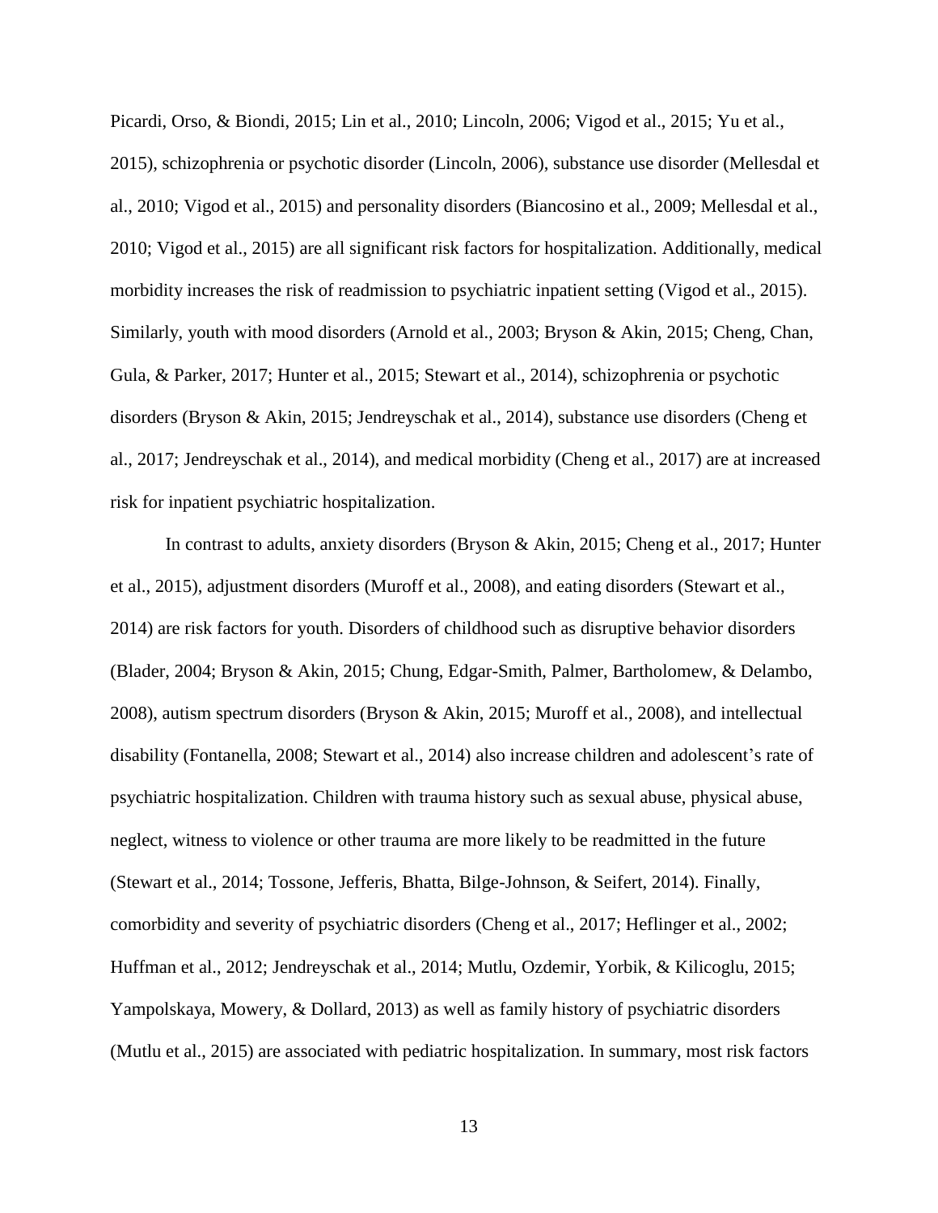Picardi, Orso, & Biondi, 2015; Lin et al., 2010; Lincoln, 2006; Vigod et al., 2015; Yu et al., 2015), schizophrenia or psychotic disorder (Lincoln, 2006), substance use disorder (Mellesdal et al., 2010; Vigod et al., 2015) and personality disorders (Biancosino et al., 2009; Mellesdal et al., 2010; Vigod et al., 2015) are all significant risk factors for hospitalization. Additionally, medical morbidity increases the risk of readmission to psychiatric inpatient setting (Vigod et al., 2015). Similarly, youth with mood disorders (Arnold et al., 2003; Bryson & Akin, 2015; Cheng, Chan, Gula, & Parker, 2017; Hunter et al., 2015; Stewart et al., 2014), schizophrenia or psychotic disorders (Bryson & Akin, 2015; Jendreyschak et al., 2014), substance use disorders (Cheng et al., 2017; Jendreyschak et al., 2014), and medical morbidity (Cheng et al., 2017) are at increased risk for inpatient psychiatric hospitalization.

In contrast to adults, anxiety disorders (Bryson & Akin, 2015; Cheng et al., 2017; Hunter et al., 2015), adjustment disorders (Muroff et al., 2008), and eating disorders (Stewart et al., 2014) are risk factors for youth. Disorders of childhood such as disruptive behavior disorders (Blader, 2004; Bryson & Akin, 2015; Chung, Edgar-Smith, Palmer, Bartholomew, & Delambo, 2008), autism spectrum disorders (Bryson & Akin, 2015; Muroff et al., 2008), and intellectual disability (Fontanella, 2008; Stewart et al., 2014) also increase children and adolescent's rate of psychiatric hospitalization. Children with trauma history such as sexual abuse, physical abuse, neglect, witness to violence or other trauma are more likely to be readmitted in the future (Stewart et al., 2014; Tossone, Jefferis, Bhatta, Bilge-Johnson, & Seifert, 2014). Finally, comorbidity and severity of psychiatric disorders (Cheng et al., 2017; Heflinger et al., 2002; Huffman et al., 2012; Jendreyschak et al., 2014; Mutlu, Ozdemir, Yorbik, & Kilicoglu, 2015; Yampolskaya, Mowery, & Dollard, 2013) as well as family history of psychiatric disorders (Mutlu et al., 2015) are associated with pediatric hospitalization. In summary, most risk factors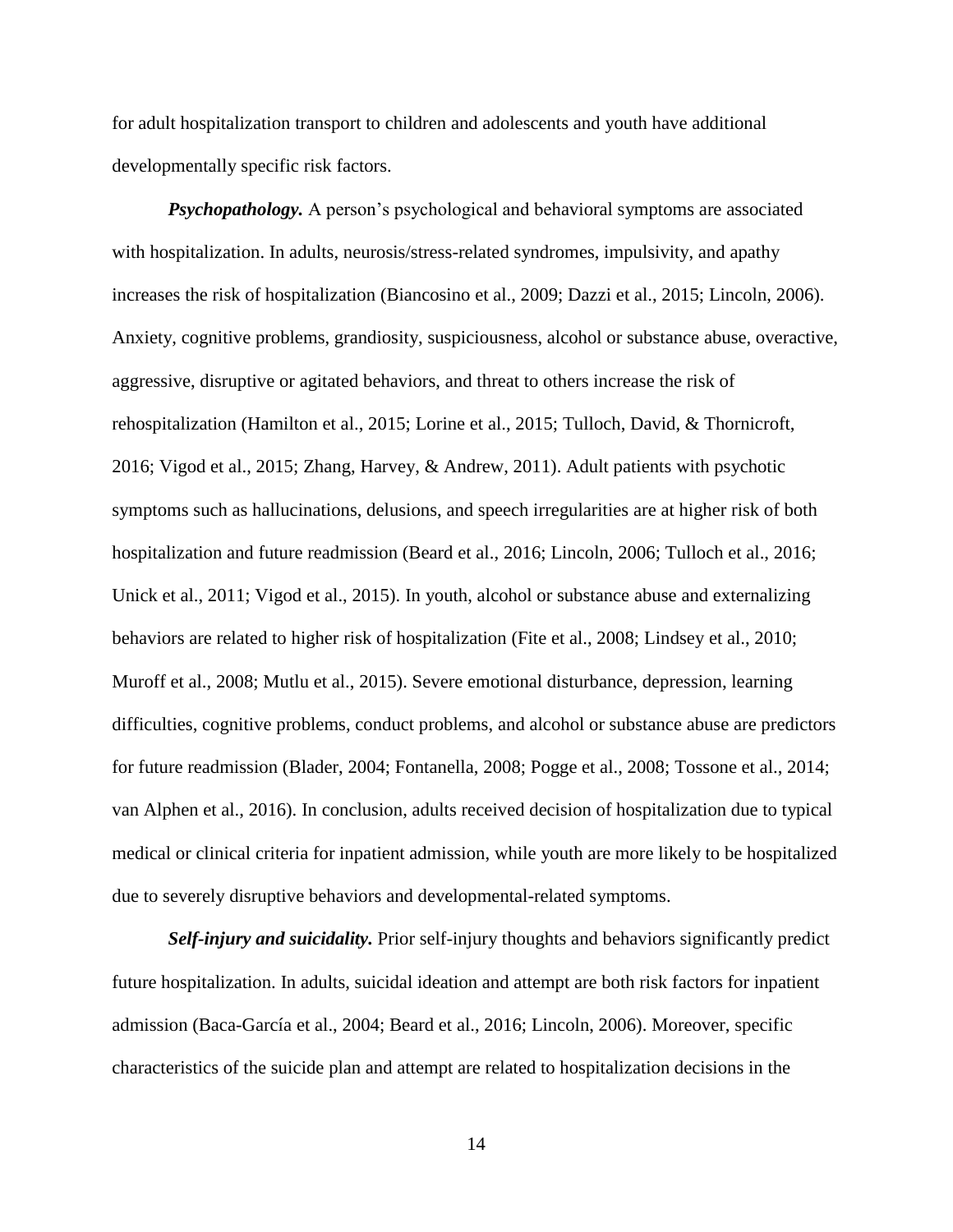for adult hospitalization transport to children and adolescents and youth have additional developmentally specific risk factors.

***Psychopathology.*** A person's psychological and behavioral symptoms are associated with hospitalization. In adults, neurosis/stress-related syndromes, impulsivity, and apathy increases the risk of hospitalization (Biancosino et al., 2009; Dazzi et al., 2015; Lincoln, 2006). Anxiety, cognitive problems, grandiosity, suspiciousness, alcohol or substance abuse, overactive, aggressive, disruptive or agitated behaviors, and threat to others increase the risk of rehospitalization (Hamilton et al., 2015; Lorine et al., 2015; Tulloch, David, & Thornicroft, 2016; Vigod et al., 2015; Zhang, Harvey, & Andrew, 2011). Adult patients with psychotic symptoms such as hallucinations, delusions, and speech irregularities are at higher risk of both hospitalization and future readmission (Beard et al., 2016; Lincoln, 2006; Tulloch et al., 2016; Unick et al., 2011; Vigod et al., 2015). In youth, alcohol or substance abuse and externalizing behaviors are related to higher risk of hospitalization (Fite et al., 2008; Lindsey et al., 2010; Muroff et al., 2008; Mutlu et al., 2015). Severe emotional disturbance, depression, learning difficulties, cognitive problems, conduct problems, and alcohol or substance abuse are predictors for future readmission (Blader, 2004; Fontanella, 2008; Pogge et al., 2008; Tossone et al., 2014; van Alphen et al., 2016). In conclusion, adults received decision of hospitalization due to typical medical or clinical criteria for inpatient admission, while youth are more likely to be hospitalized due to severely disruptive behaviors and developmental-related symptoms.

***Self-injury and suicidality.*** Prior self-injury thoughts and behaviors significantly predict future hospitalization. In adults, suicidal ideation and attempt are both risk factors for inpatient admission (Baca-García et al., 2004; Beard et al., 2016; Lincoln, 2006). Moreover, specific characteristics of the suicide plan and attempt are related to hospitalization decisions in the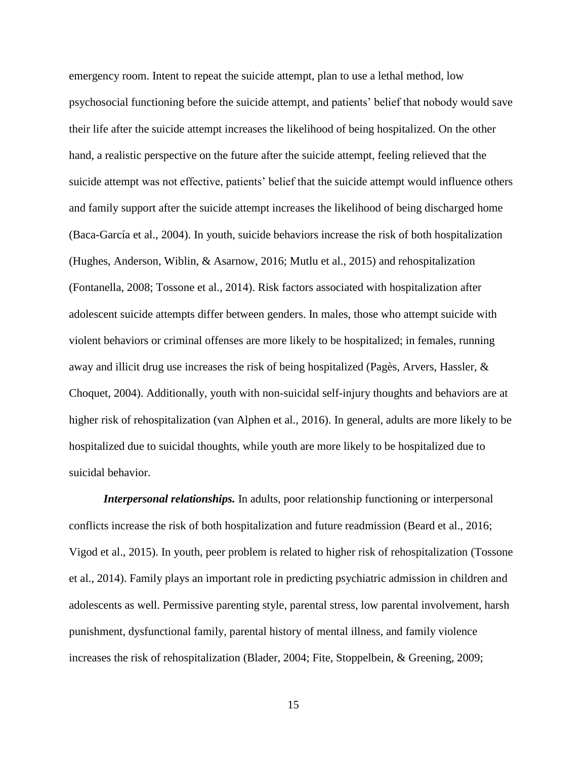emergency room. Intent to repeat the suicide attempt, plan to use a lethal method, low psychosocial functioning before the suicide attempt, and patients' belief that nobody would save their life after the suicide attempt increases the likelihood of being hospitalized. On the other hand, a realistic perspective on the future after the suicide attempt, feeling relieved that the suicide attempt was not effective, patients' belief that the suicide attempt would influence others and family support after the suicide attempt increases the likelihood of being discharged home (Baca-García et al., 2004). In youth, suicide behaviors increase the risk of both hospitalization (Hughes, Anderson, Wiblin, & Asarnow, 2016; Mutlu et al., 2015) and rehospitalization (Fontanella, 2008; Tossone et al., 2014). Risk factors associated with hospitalization after adolescent suicide attempts differ between genders. In males, those who attempt suicide with violent behaviors or criminal offenses are more likely to be hospitalized; in females, running away and illicit drug use increases the risk of being hospitalized (Pagès, Arvers, Hassler, & Choquet, 2004). Additionally, youth with non-suicidal self-injury thoughts and behaviors are at higher risk of rehospitalization (van Alphen et al., 2016). In general, adults are more likely to be hospitalized due to suicidal thoughts, while youth are more likely to be hospitalized due to suicidal behavior.

***Interpersonal relationships.*** In adults, poor relationship functioning or interpersonal conflicts increase the risk of both hospitalization and future readmission (Beard et al., 2016; Vigod et al., 2015). In youth, peer problem is related to higher risk of rehospitalization (Tossone et al., 2014). Family plays an important role in predicting psychiatric admission in children and adolescents as well. Permissive parenting style, parental stress, low parental involvement, harsh punishment, dysfunctional family, parental history of mental illness, and family violence increases the risk of rehospitalization (Blader, 2004; Fite, Stoppelbein, & Greening, 2009;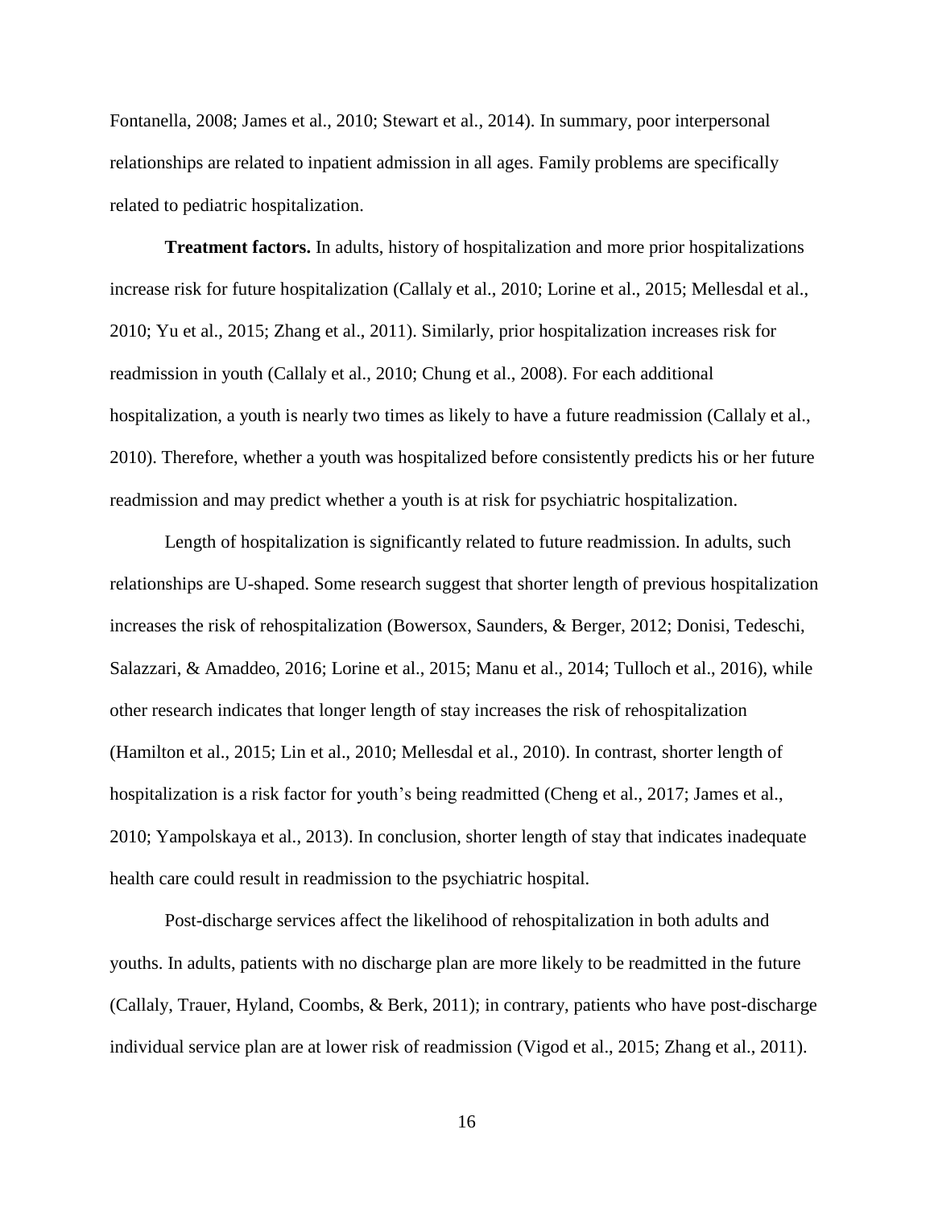Fontanella, 2008; James et al., 2010; Stewart et al., 2014). In summary, poor interpersonal relationships are related to inpatient admission in all ages. Family problems are specifically related to pediatric hospitalization.

**Treatment factors.** In adults, history of hospitalization and more prior hospitalizations increase risk for future hospitalization (Callaly et al., 2010; Lorine et al., 2015; Mellesdal et al., 2010; Yu et al., 2015; Zhang et al., 2011). Similarly, prior hospitalization increases risk for readmission in youth (Callaly et al., 2010; Chung et al., 2008). For each additional hospitalization, a youth is nearly two times as likely to have a future readmission (Callaly et al., 2010). Therefore, whether a youth was hospitalized before consistently predicts his or her future readmission and may predict whether a youth is at risk for psychiatric hospitalization.

Length of hospitalization is significantly related to future readmission. In adults, such relationships are U-shaped. Some research suggest that shorter length of previous hospitalization increases the risk of rehospitalization (Bowersox, Saunders, & Berger, 2012; Donisi, Tedeschi, Salazzari, & Amaddeo, 2016; Lorine et al., 2015; Manu et al., 2014; Tulloch et al., 2016), while other research indicates that longer length of stay increases the risk of rehospitalization (Hamilton et al., 2015; Lin et al., 2010; Mellesdal et al., 2010). In contrast, shorter length of hospitalization is a risk factor for youth's being readmitted (Cheng et al., 2017; James et al., 2010; Yampolskaya et al., 2013). In conclusion, shorter length of stay that indicates inadequate health care could result in readmission to the psychiatric hospital.

Post-discharge services affect the likelihood of rehospitalization in both adults and youths. In adults, patients with no discharge plan are more likely to be readmitted in the future (Callaly, Trauer, Hyland, Coombs, & Berk, 2011); in contrary, patients who have post-discharge individual service plan are at lower risk of readmission (Vigod et al., 2015; Zhang et al., 2011).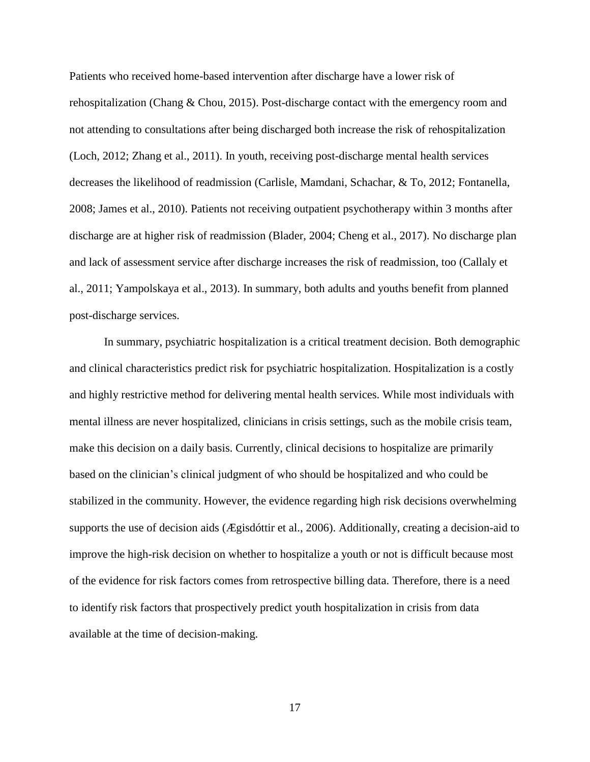Patients who received home-based intervention after discharge have a lower risk of rehospitalization (Chang & Chou, 2015). Post-discharge contact with the emergency room and not attending to consultations after being discharged both increase the risk of rehospitalization (Loch, 2012; Zhang et al., 2011). In youth, receiving post-discharge mental health services decreases the likelihood of readmission (Carlisle, Mamdani, Schachar, & To, 2012; Fontanella, 2008; James et al., 2010). Patients not receiving outpatient psychotherapy within 3 months after discharge are at higher risk of readmission (Blader, 2004; Cheng et al., 2017). No discharge plan and lack of assessment service after discharge increases the risk of readmission, too (Callaly et al., 2011; Yampolskaya et al., 2013). In summary, both adults and youths benefit from planned post-discharge services.

In summary, psychiatric hospitalization is a critical treatment decision. Both demographic and clinical characteristics predict risk for psychiatric hospitalization. Hospitalization is a costly and highly restrictive method for delivering mental health services. While most individuals with mental illness are never hospitalized, clinicians in crisis settings, such as the mobile crisis team, make this decision on a daily basis. Currently, clinical decisions to hospitalize are primarily based on the clinician's clinical judgment of who should be hospitalized and who could be stabilized in the community. However, the evidence regarding high risk decisions overwhelming supports the use of decision aids (Ægisdóttir et al., 2006). Additionally, creating a decision-aid to improve the high-risk decision on whether to hospitalize a youth or not is difficult because most of the evidence for risk factors comes from retrospective billing data. Therefore, there is a need to identify risk factors that prospectively predict youth hospitalization in crisis from data available at the time of decision-making.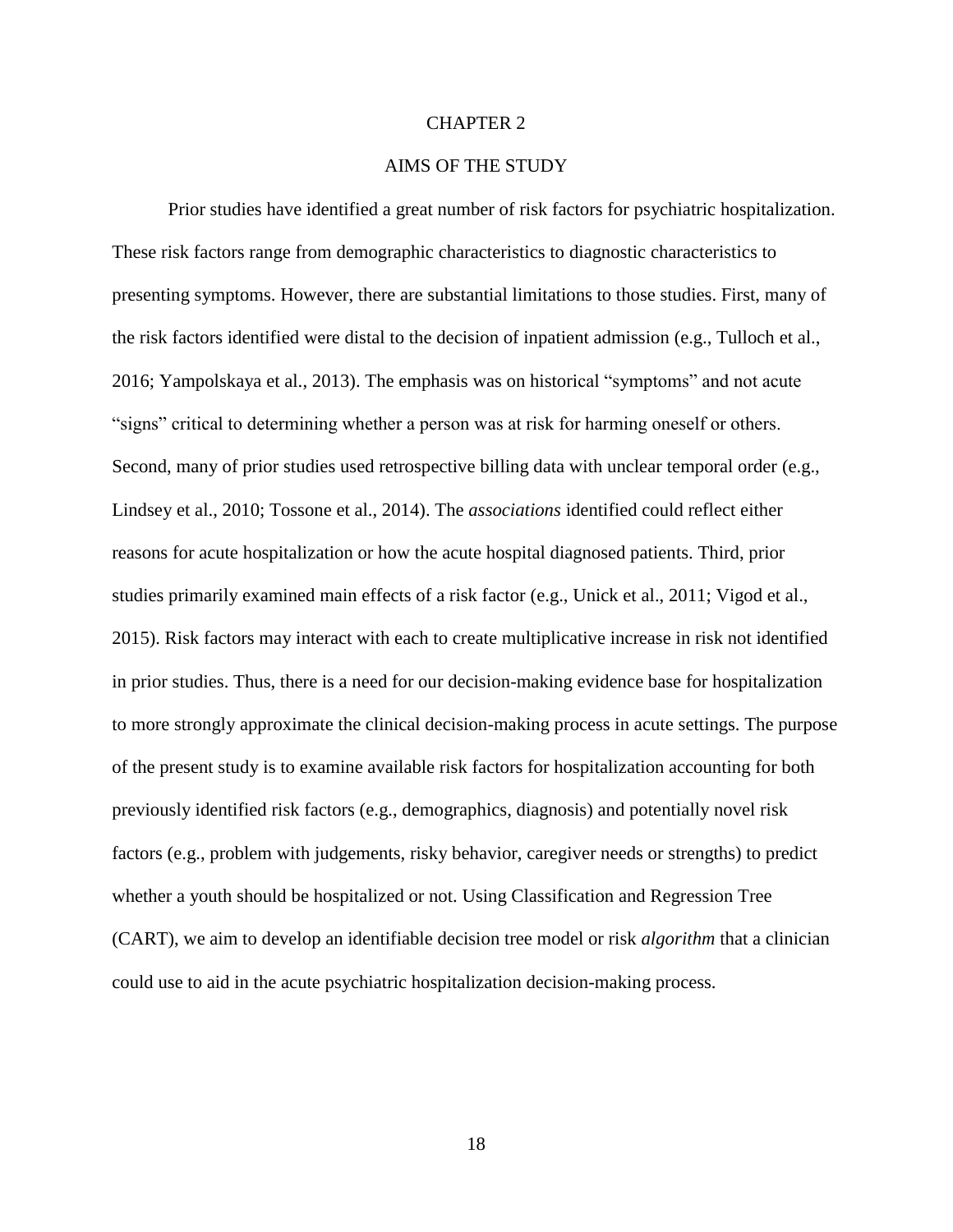# CHAPTER 2

## AIMS OF THE STUDY

Prior studies have identified a great number of risk factors for psychiatric hospitalization. These risk factors range from demographic characteristics to diagnostic characteristics to presenting symptoms. However, there are substantial limitations to those studies. First, many of the risk factors identified were distal to the decision of inpatient admission (e.g., Tulloch et al., 2016; Yampolskaya et al., 2013). The emphasis was on historical "symptoms" and not acute "signs" critical to determining whether a person was at risk for harming oneself or others. Second, many of prior studies used retrospective billing data with unclear temporal order (e.g., Lindsey et al., 2010; Tossone et al., 2014). The *associations* identified could reflect either reasons for acute hospitalization or how the acute hospital diagnosed patients. Third, prior studies primarily examined main effects of a risk factor (e.g., Unick et al., 2011; Vigod et al., 2015). Risk factors may interact with each to create multiplicative increase in risk not identified in prior studies. Thus, there is a need for our decision-making evidence base for hospitalization to more strongly approximate the clinical decision-making process in acute settings. The purpose of the present study is to examine available risk factors for hospitalization accounting for both previously identified risk factors (e.g., demographics, diagnosis) and potentially novel risk factors (e.g., problem with judgements, risky behavior, caregiver needs or strengths) to predict whether a youth should be hospitalized or not. Using Classification and Regression Tree (CART), we aim to develop an identifiable decision tree model or risk *algorithm* that a clinician could use to aid in the acute psychiatric hospitalization decision-making process.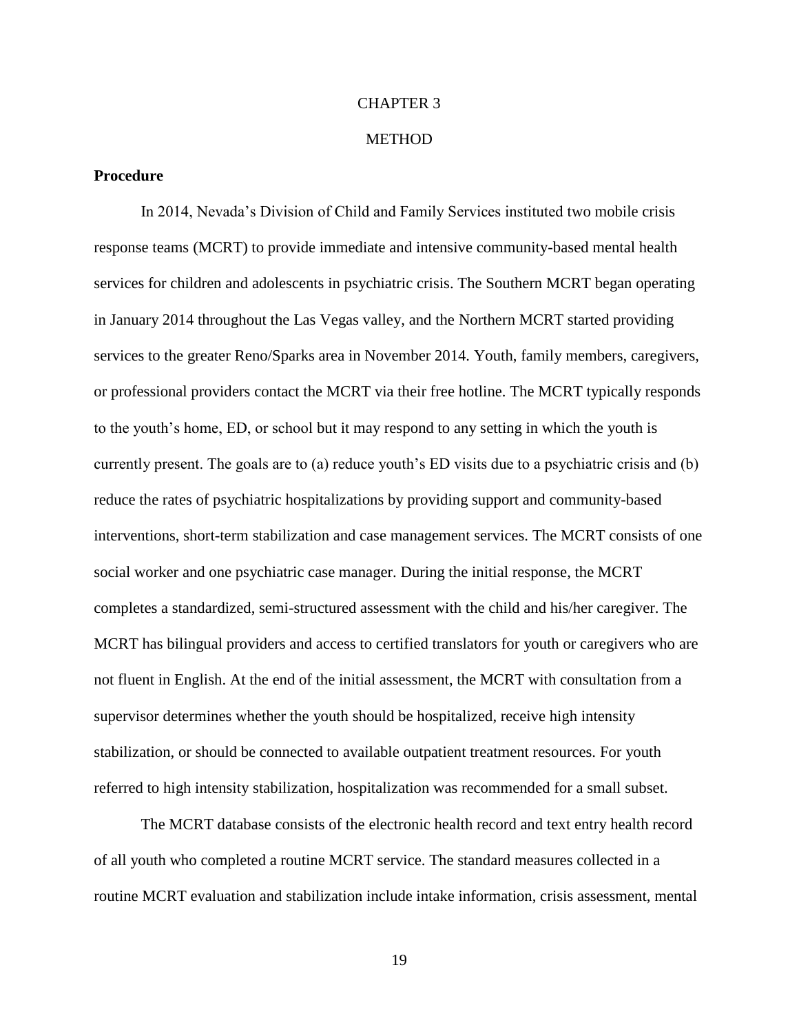# CHAPTER 3

# METHOD

## Procedure

In 2014, Nevada's Division of Child and Family Services instituted two mobile crisis response teams (MCRT) to provide immediate and intensive community-based mental health services for children and adolescents in psychiatric crisis. The Southern MCRT began operating in January 2014 throughout the Las Vegas valley, and the Northern MCRT started providing services to the greater Reno/Sparks area in November 2014. Youth, family members, caregivers, or professional providers contact the MCRT via their free hotline. The MCRT typically responds to the youth's home, ED, or school but it may respond to any setting in which the youth is currently present. The goals are to (a) reduce youth's ED visits due to a psychiatric crisis and (b) reduce the rates of psychiatric hospitalizations by providing support and community-based interventions, short-term stabilization and case management services. The MCRT consists of one social worker and one psychiatric case manager. During the initial response, the MCRT completes a standardized, semi-structured assessment with the child and his/her caregiver. The MCRT has bilingual providers and access to certified translators for youth or caregivers who are not fluent in English. At the end of the initial assessment, the MCRT with consultation from a supervisor determines whether the youth should be hospitalized, receive high intensity stabilization, or should be connected to available outpatient treatment resources. For youth referred to high intensity stabilization, hospitalization was recommended for a small subset.

The MCRT database consists of the electronic health record and text entry health record of all youth who completed a routine MCRT service. The standard measures collected in a routine MCRT evaluation and stabilization include intake information, crisis assessment, mental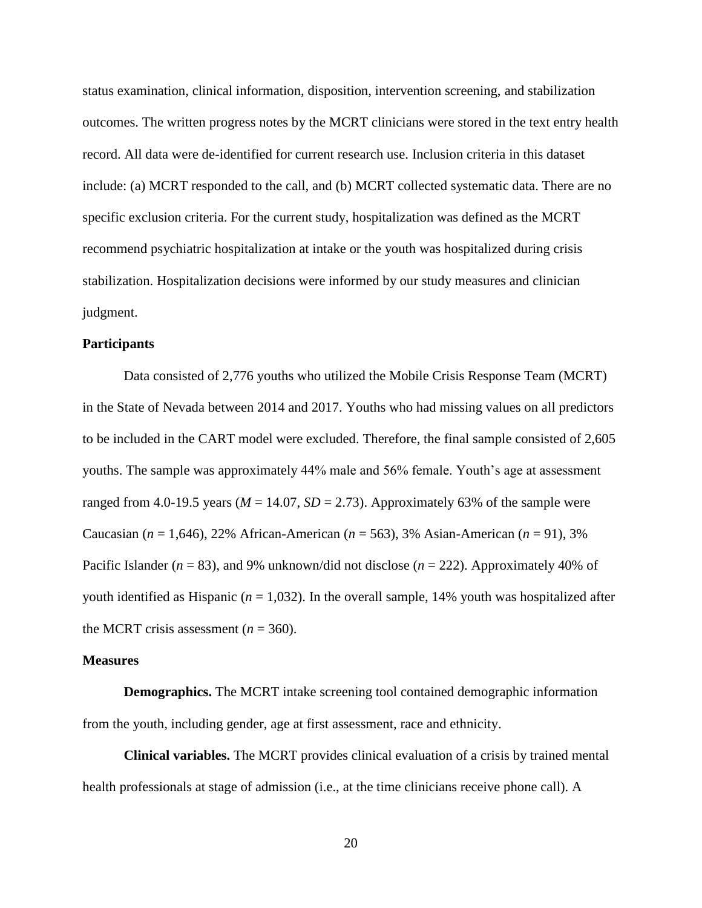status examination, clinical information, disposition, intervention screening, and stabilization outcomes. The written progress notes by the MCRT clinicians were stored in the text entry health record. All data were de-identified for current research use. Inclusion criteria in this dataset include: (a) MCRT responded to the call, and (b) MCRT collected systematic data. There are no specific exclusion criteria. For the current study, hospitalization was defined as the MCRT recommend psychiatric hospitalization at intake or the youth was hospitalized during crisis stabilization. Hospitalization decisions were informed by our study measures and clinician judgment.

**Participants**

Data consisted of 2,776 youths who utilized the Mobile Crisis Response Team (MCRT) in the State of Nevada between 2014 and 2017. Youths who had missing values on all predictors to be included in the CART model were excluded. Therefore, the final sample consisted of 2,605 youths. The sample was approximately 44% male and 56% female. Youth's age at assessment ranged from 4.0-19.5 years ($M$ = 14.07, $SD$ = 2.73). Approximately 63% of the sample were Caucasian ($n$ = 1,646), 22% African-American ($n$ = 563), 3% Asian-American ($n$ = 91), 3% Pacific Islander ($n$ = 83), and 9% unknown/did not disclose ($n$ = 222). Approximately 40% of youth identified as Hispanic ($n$ = 1,032). In the overall sample, 14% youth was hospitalized after the MCRT crisis assessment ($n$ = 360).

**Measures**

**Demographics.** The MCRT intake screening tool contained demographic information from the youth, including gender, age at first assessment, race and ethnicity.

**Clinical variables.** The MCRT provides clinical evaluation of a crisis by trained mental health professionals at stage of admission (i.e., at the time clinicians receive phone call). A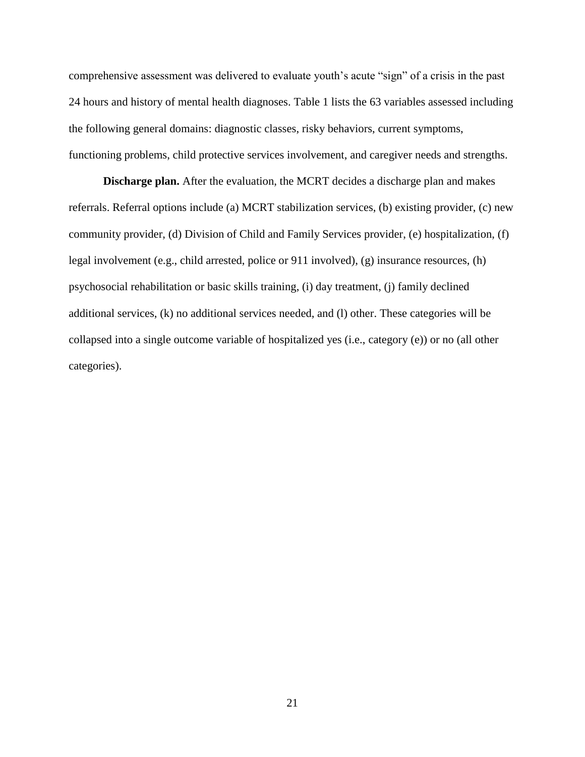comprehensive assessment was delivered to evaluate youth's acute "sign" of a crisis in the past 24 hours and history of mental health diagnoses. Table 1 lists the 63 variables assessed including the following general domains: diagnostic classes, risky behaviors, current symptoms, functioning problems, child protective services involvement, and caregiver needs and strengths.

**Discharge plan.** After the evaluation, the MCRT decides a discharge plan and makes referrals. Referral options include (a) MCRT stabilization services, (b) existing provider, (c) new community provider, (d) Division of Child and Family Services provider, (e) hospitalization, (f) legal involvement (e.g., child arrested, police or 911 involved), (g) insurance resources, (h) psychosocial rehabilitation or basic skills training, (i) day treatment, (j) family declined additional services, (k) no additional services needed, and (l) other. These categories will be collapsed into a single outcome variable of hospitalized yes (i.e., category (e)) or no (all other categories).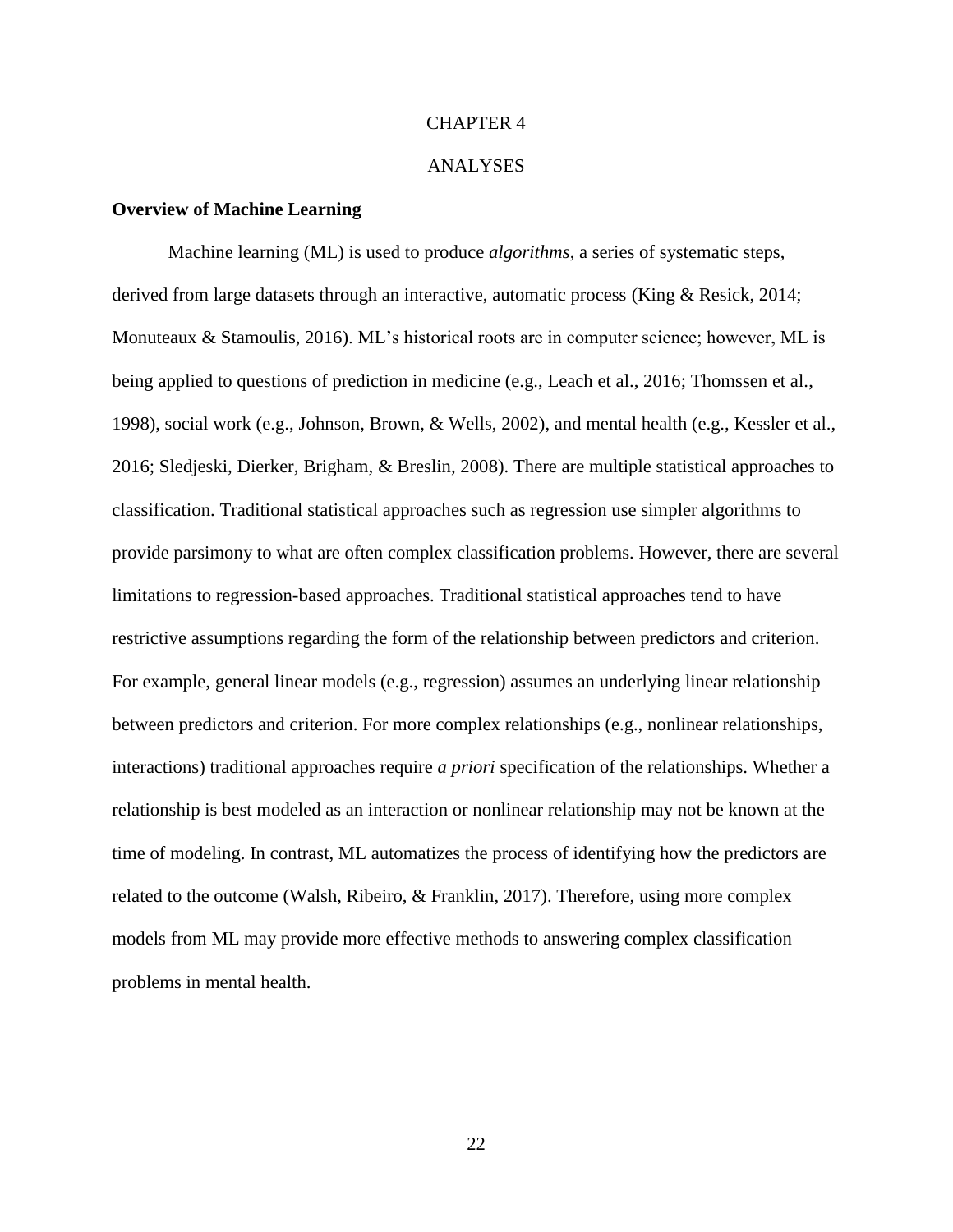# CHAPTER 4

# ANALYSES

## Overview of Machine Learning

Machine learning (ML) is used to produce *algorithms*, a series of systematic steps, derived from large datasets through an interactive, automatic process (King & Resick, 2014; Monuteaux & Stamoulis, 2016). ML's historical roots are in computer science; however, ML is being applied to questions of prediction in medicine (e.g., Leach et al., 2016; Thomssen et al., 1998), social work (e.g., Johnson, Brown, & Wells, 2002), and mental health (e.g., Kessler et al., 2016; Sledjeski, Dierker, Brigham, & Breslin, 2008). There are multiple statistical approaches to classification. Traditional statistical approaches such as regression use simpler algorithms to provide parsimony to what are often complex classification problems. However, there are several limitations to regression-based approaches. Traditional statistical approaches tend to have restrictive assumptions regarding the form of the relationship between predictors and criterion. For example, general linear models (e.g., regression) assumes an underlying linear relationship between predictors and criterion. For more complex relationships (e.g., nonlinear relationships, interactions) traditional approaches require *a priori* specification of the relationships. Whether a relationship is best modeled as an interaction or nonlinear relationship may not be known at the time of modeling. In contrast, ML automatizes the process of identifying how the predictors are related to the outcome (Walsh, Ribeiro, & Franklin, 2017). Therefore, using more complex models from ML may provide more effective methods to answering complex classification problems in mental health.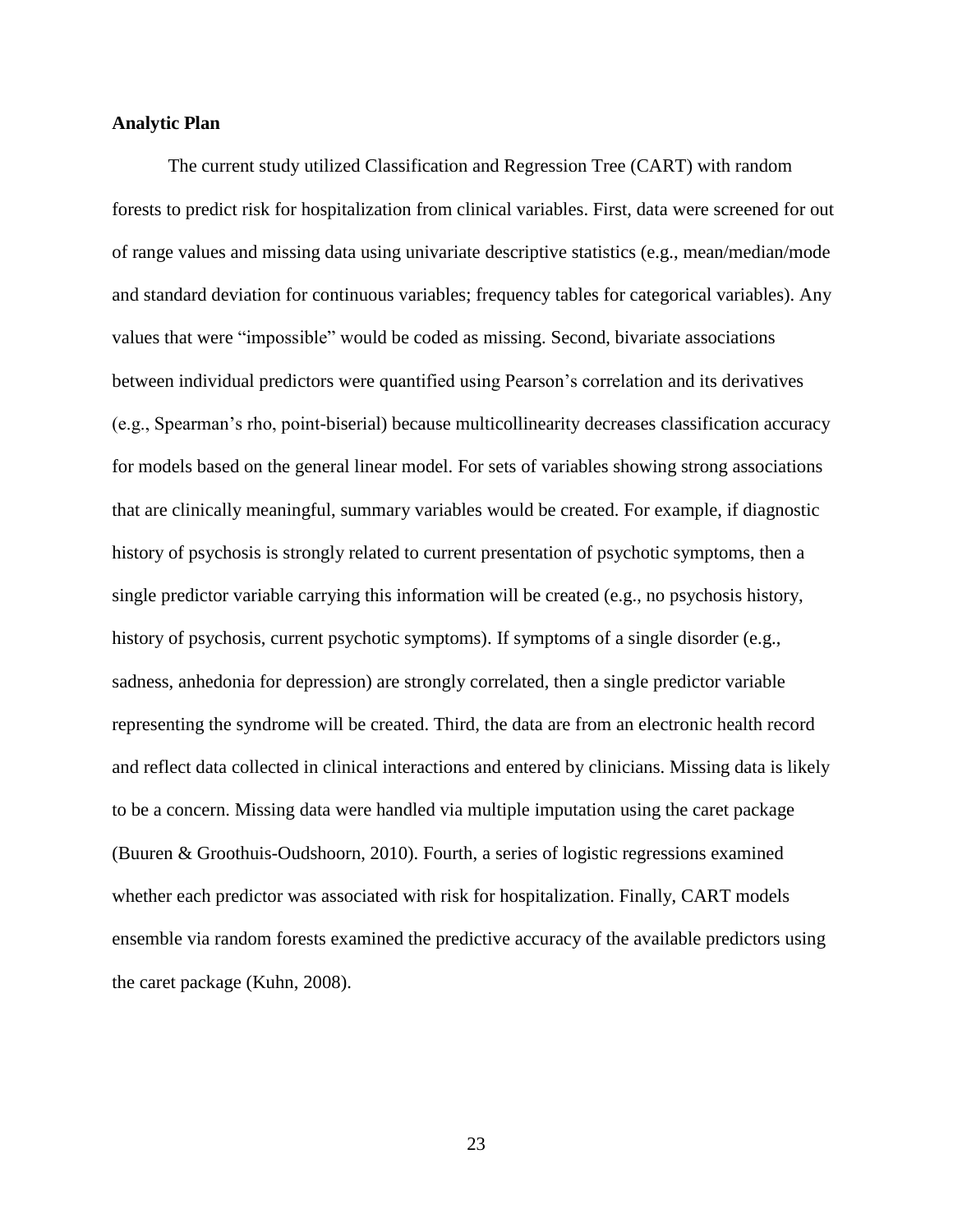**Analytic Plan**

The current study utilized Classification and Regression Tree (CART) with random forests to predict risk for hospitalization from clinical variables. First, data were screened for out of range values and missing data using univariate descriptive statistics (e.g., mean/median/mode and standard deviation for continuous variables; frequency tables for categorical variables). Any values that were "impossible" would be coded as missing. Second, bivariate associations between individual predictors were quantified using Pearson's correlation and its derivatives (e.g., Spearman's rho, point-biserial) because multicollinearity decreases classification accuracy for models based on the general linear model. For sets of variables showing strong associations that are clinically meaningful, summary variables would be created. For example, if diagnostic history of psychosis is strongly related to current presentation of psychotic symptoms, then a single predictor variable carrying this information will be created (e.g., no psychosis history, history of psychosis, current psychotic symptoms). If symptoms of a single disorder (e.g., sadness, anhedonia for depression) are strongly correlated, then a single predictor variable representing the syndrome will be created. Third, the data are from an electronic health record and reflect data collected in clinical interactions and entered by clinicians. Missing data is likely to be a concern. Missing data were handled via multiple imputation using the caret package (Buuren & Groothuis-Oudshoorn, 2010). Fourth, a series of logistic regressions examined whether each predictor was associated with risk for hospitalization. Finally, CART models ensemble via random forests examined the predictive accuracy of the available predictors using the caret package (Kuhn, 2008).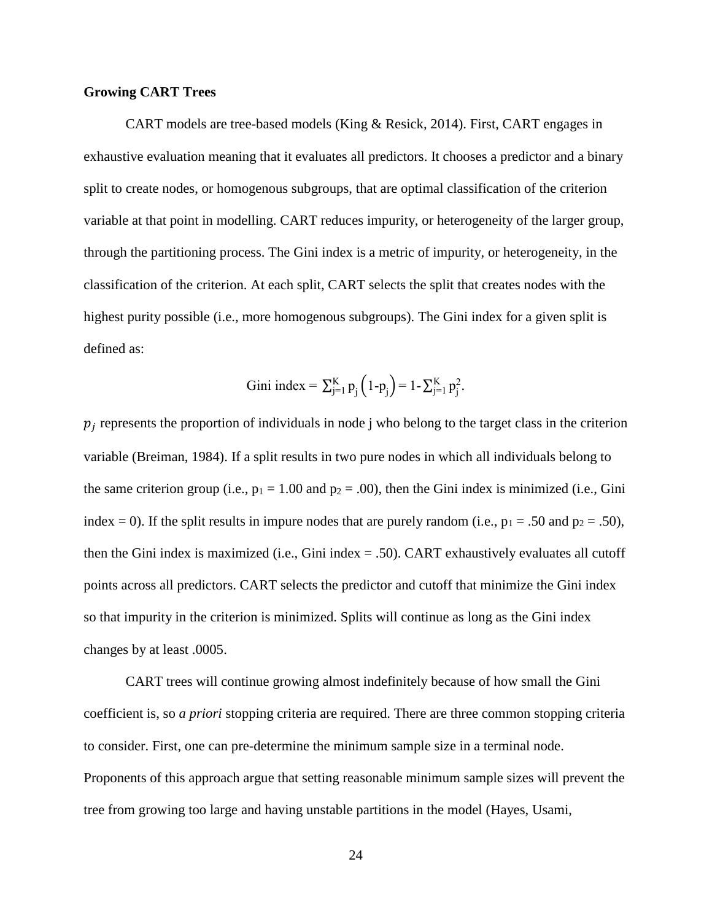**Growing CART Trees**

CART models are tree-based models (King & Resick, 2014). First, CART engages in exhaustive evaluation meaning that it evaluates all predictors. It chooses a predictor and a binary split to create nodes, or homogenous subgroups, that are optimal classification of the criterion variable at that point in modelling. CART reduces impurity, or heterogeneity of the larger group, through the partitioning process. The Gini index is a metric of impurity, or heterogeneity, in the classification of the criterion. At each split, CART selects the split that creates nodes with the highest purity possible (i.e., more homogenous subgroups). The Gini index for a given split is defined as:

$$\text{Gini index} = \sum_{j=1}^{K} p_j \left(1\text{-}p_j\right) = 1\text{-}\sum_{j=1}^{K} p_j^2.$$

$p_j$ represents the proportion of individuals in node j who belong to the target class in the criterion variable (Breiman, 1984). If a split results in two pure nodes in which all individuals belong to the same criterion group (i.e., $p_1 = 1.00$ and $p_2 = .00$), then the Gini index is minimized (i.e., Gini index = 0). If the split results in impure nodes that are purely random (i.e., $p_1 = .50$ and $p_2 = .50$), then the Gini index is maximized (i.e., Gini index = .50). CART exhaustively evaluates all cutoff points across all predictors. CART selects the predictor and cutoff that minimize the Gini index so that impurity in the criterion is minimized. Splits will continue as long as the Gini index changes by at least .0005.

CART trees will continue growing almost indefinitely because of how small the Gini coefficient is, so *a priori* stopping criteria are required. There are three common stopping criteria to consider. First, one can pre-determine the minimum sample size in a terminal node. Proponents of this approach argue that setting reasonable minimum sample sizes will prevent the tree from growing too large and having unstable partitions in the model (Hayes, Usami,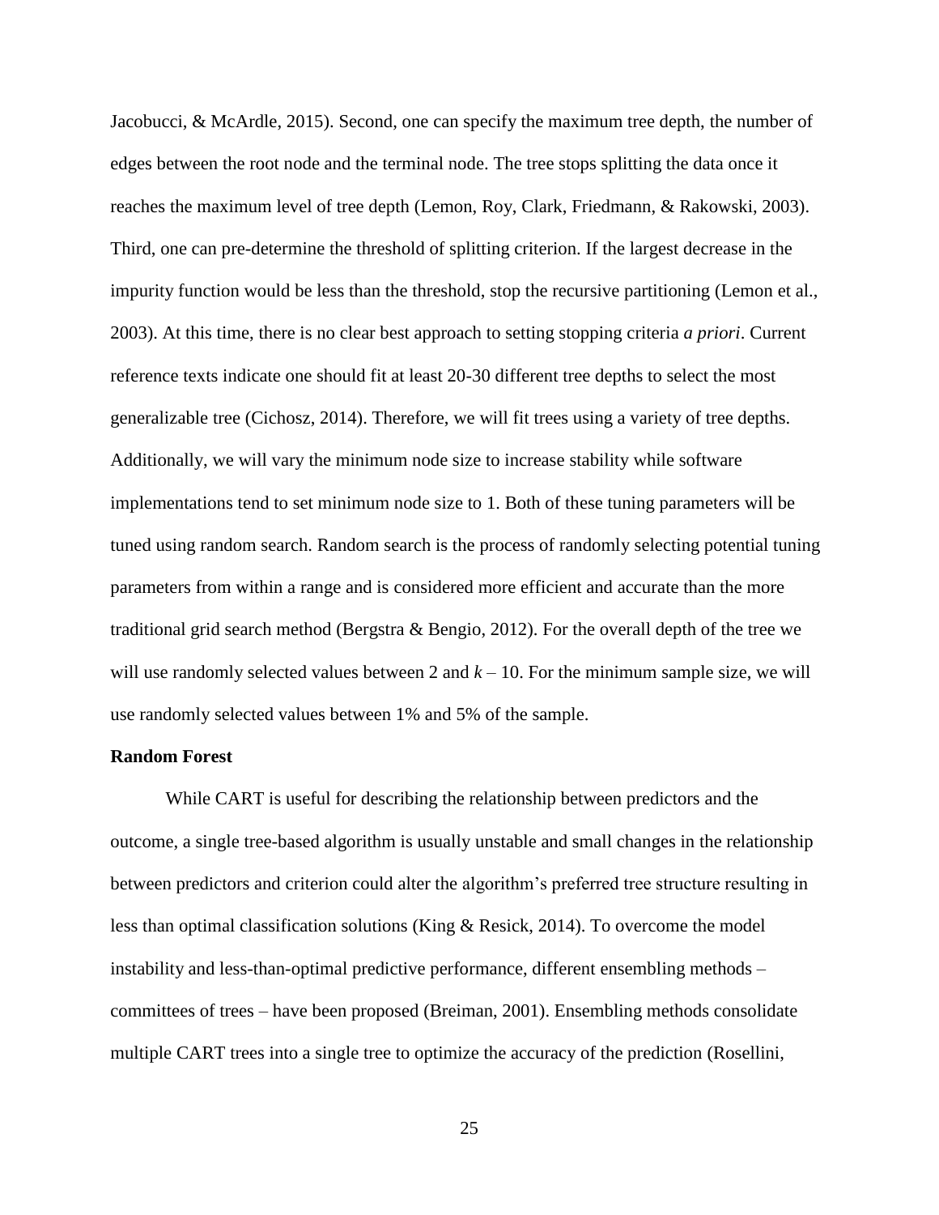Jacobucci, & McArdle, 2015). Second, one can specify the maximum tree depth, the number of edges between the root node and the terminal node. The tree stops splitting the data once it reaches the maximum level of tree depth (Lemon, Roy, Clark, Friedmann, & Rakowski, 2003). Third, one can pre-determine the threshold of splitting criterion. If the largest decrease in the impurity function would be less than the threshold, stop the recursive partitioning (Lemon et al., 2003). At this time, there is no clear best approach to setting stopping criteria *a priori*. Current reference texts indicate one should fit at least 20-30 different tree depths to select the most generalizable tree (Cichosz, 2014). Therefore, we will fit trees using a variety of tree depths. Additionally, we will vary the minimum node size to increase stability while software implementations tend to set minimum node size to 1. Both of these tuning parameters will be tuned using random search. Random search is the process of randomly selecting potential tuning parameters from within a range and is considered more efficient and accurate than the more traditional grid search method (Bergstra & Bengio, 2012). For the overall depth of the tree we will use randomly selected values between 2 and $k - 10$. For the minimum sample size, we will use randomly selected values between 1% and 5% of the sample.

**Random Forest**

While CART is useful for describing the relationship between predictors and the outcome, a single tree-based algorithm is usually unstable and small changes in the relationship between predictors and criterion could alter the algorithm's preferred tree structure resulting in less than optimal classification solutions (King & Resick, 2014). To overcome the model instability and less-than-optimal predictive performance, different ensembling methods – committees of trees – have been proposed (Breiman, 2001). Ensembling methods consolidate multiple CART trees into a single tree to optimize the accuracy of the prediction (Rosellini,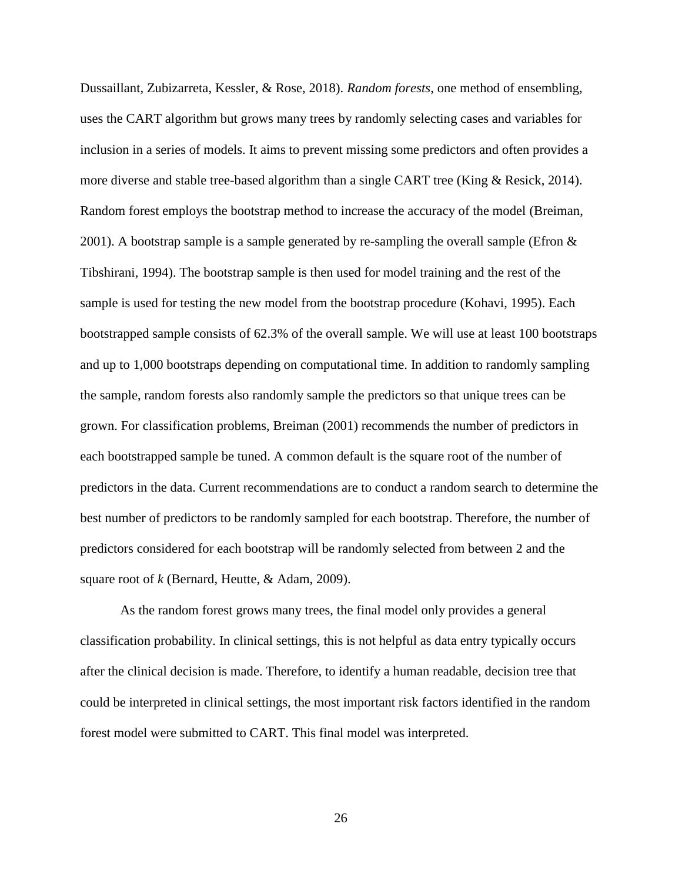Dussaillant, Zubizarreta, Kessler, & Rose, 2018). *Random forests*, one method of ensembling, uses the CART algorithm but grows many trees by randomly selecting cases and variables for inclusion in a series of models. It aims to prevent missing some predictors and often provides a more diverse and stable tree-based algorithm than a single CART tree (King & Resick, 2014). Random forest employs the bootstrap method to increase the accuracy of the model (Breiman, 2001). A bootstrap sample is a sample generated by re-sampling the overall sample (Efron & Tibshirani, 1994). The bootstrap sample is then used for model training and the rest of the sample is used for testing the new model from the bootstrap procedure (Kohavi, 1995). Each bootstrapped sample consists of 62.3% of the overall sample. We will use at least 100 bootstraps and up to 1,000 bootstraps depending on computational time. In addition to randomly sampling the sample, random forests also randomly sample the predictors so that unique trees can be grown. For classification problems, Breiman (2001) recommends the number of predictors in each bootstrapped sample be tuned. A common default is the square root of the number of predictors in the data. Current recommendations are to conduct a random search to determine the best number of predictors to be randomly sampled for each bootstrap. Therefore, the number of predictors considered for each bootstrap will be randomly selected from between 2 and the square root of $k$ (Bernard, Heutte, & Adam, 2009).

As the random forest grows many trees, the final model only provides a general classification probability. In clinical settings, this is not helpful as data entry typically occurs after the clinical decision is made. Therefore, to identify a human readable, decision tree that could be interpreted in clinical settings, the most important risk factors identified in the random forest model were submitted to CART. This final model was interpreted.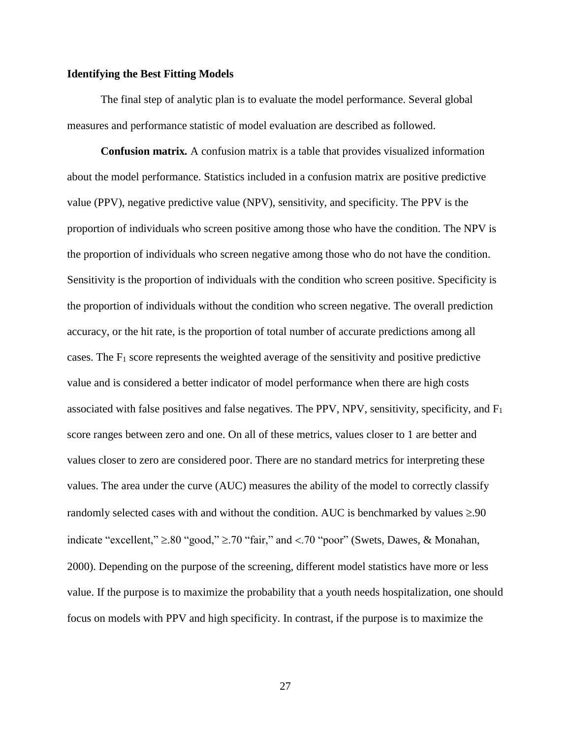### Identifying the Best Fitting Models

The final step of analytic plan is to evaluate the model performance. Several global measures and performance statistic of model evaluation are described as followed.

**Confusion matrix.** A confusion matrix is a table that provides visualized information about the model performance. Statistics included in a confusion matrix are positive predictive value (PPV), negative predictive value (NPV), sensitivity, and specificity. The PPV is the proportion of individuals who screen positive among those who have the condition. The NPV is the proportion of individuals who screen negative among those who do not have the condition. Sensitivity is the proportion of individuals with the condition who screen positive. Specificity is the proportion of individuals without the condition who screen negative. The overall prediction accuracy, or the hit rate, is the proportion of total number of accurate predictions among all cases. The $F_1$ score represents the weighted average of the sensitivity and positive predictive value and is considered a better indicator of model performance when there are high costs associated with false positives and false negatives. The PPV, NPV, sensitivity, specificity, and $F_1$ score ranges between zero and one. On all of these metrics, values closer to 1 are better and values closer to zero are considered poor. There are no standard metrics for interpreting these values. The area under the curve (AUC) measures the ability of the model to correctly classify randomly selected cases with and without the condition. AUC is benchmarked by values $\geq .90$ indicate "excellent," $\geq .80$ "good," $\geq .70$ "fair," and $< .70$ "poor" (Swets, Dawes, & Monahan, 2000). Depending on the purpose of the screening, different model statistics have more or less value. If the purpose is to maximize the probability that a youth needs hospitalization, one should focus on models with PPV and high specificity. In contrast, if the purpose is to maximize the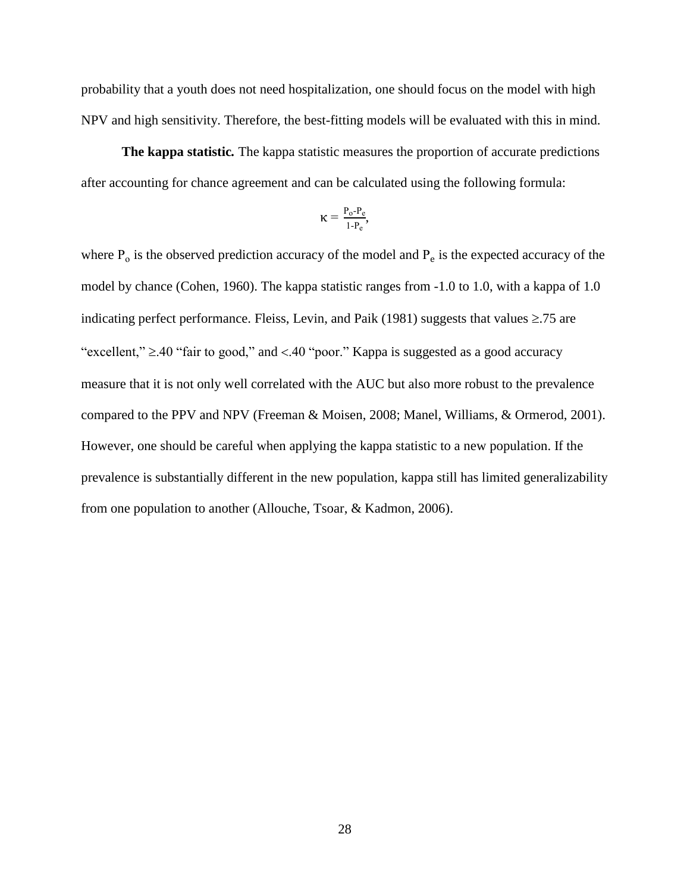probability that a youth does not need hospitalization, one should focus on the model with high NPV and high sensitivity. Therefore, the best-fitting models will be evaluated with this in mind.

**The kappa statistic.** The kappa statistic measures the proportion of accurate predictions after accounting for chance agreement and can be calculated using the following formula:

$$\kappa = \frac{P_o - P_e}{1 - P_e},$$

where $P_o$ is the observed prediction accuracy of the model and $P_e$ is the expected accuracy of the model by chance (Cohen, 1960). The kappa statistic ranges from -1.0 to 1.0, with a kappa of 1.0 indicating perfect performance. Fleiss, Levin, and Paik (1981) suggests that values ≥.75 are "excellent," ≥.40 "fair to good," and <.40 "poor." Kappa is suggested as a good accuracy measure that it is not only well correlated with the AUC but also more robust to the prevalence compared to the PPV and NPV (Freeman & Moisen, 2008; Manel, Williams, & Ormerod, 2001). However, one should be careful when applying the kappa statistic to a new population. If the prevalence is substantially different in the new population, kappa still has limited generalizability from one population to another (Allouche, Tsoar, & Kadmon, 2006).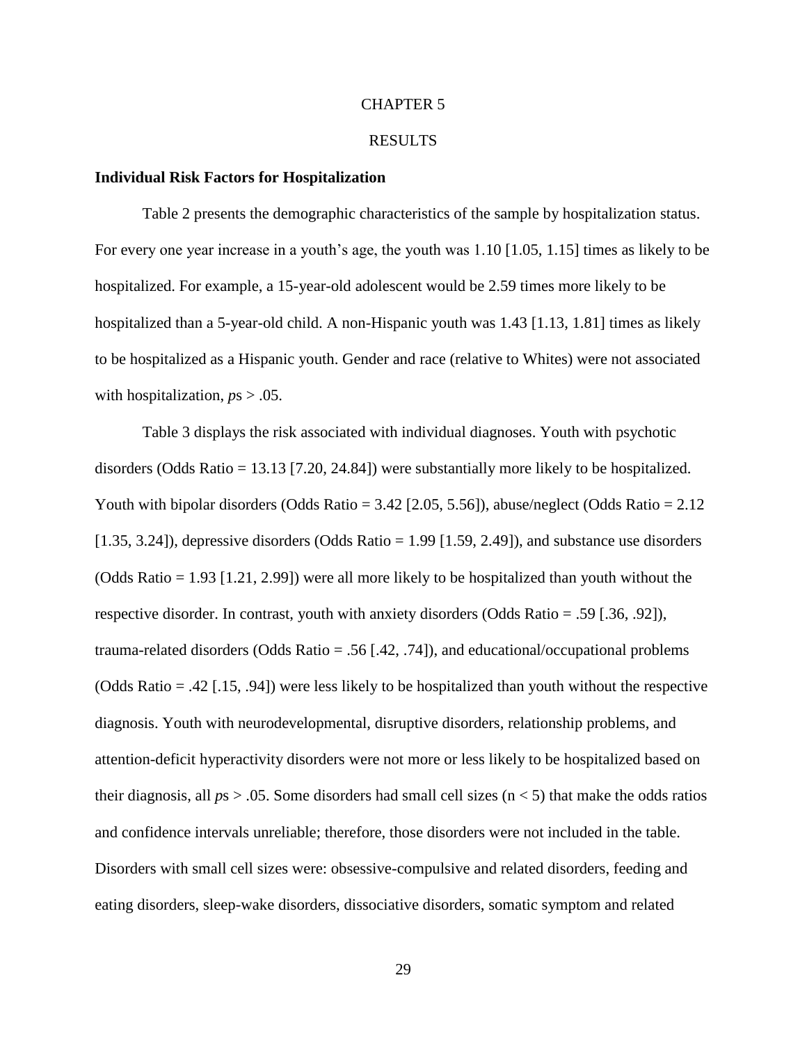# CHAPTER 5

# RESULTS

### Individual Risk Factors for Hospitalization

Table 2 presents the demographic characteristics of the sample by hospitalization status. For every one year increase in a youth's age, the youth was 1.10 [1.05, 1.15] times as likely to be hospitalized. For example, a 15-year-old adolescent would be 2.59 times more likely to be hospitalized than a 5-year-old child. A non-Hispanic youth was 1.43 [1.13, 1.81] times as likely to be hospitalized as a Hispanic youth. Gender and race (relative to Whites) were not associated with hospitalization, *p*s > .05.

Table 3 displays the risk associated with individual diagnoses. Youth with psychotic disorders (Odds Ratio = 13.13 [7.20, 24.84]) were substantially more likely to be hospitalized. Youth with bipolar disorders (Odds Ratio = 3.42 [2.05, 5.56]), abuse/neglect (Odds Ratio = 2.12 [1.35, 3.24]), depressive disorders (Odds Ratio = 1.99 [1.59, 2.49]), and substance use disorders (Odds Ratio = 1.93 [1.21, 2.99]) were all more likely to be hospitalized than youth without the respective disorder. In contrast, youth with anxiety disorders (Odds Ratio = .59 [.36, .92]), trauma-related disorders (Odds Ratio = .56 [.42, .74]), and educational/occupational problems (Odds Ratio = .42 [.15, .94]) were less likely to be hospitalized than youth without the respective diagnosis. Youth with neurodevelopmental, disruptive disorders, relationship problems, and attention-deficit hyperactivity disorders were not more or less likely to be hospitalized based on their diagnosis, all *p*s > .05. Some disorders had small cell sizes (n < 5) that make the odds ratios and confidence intervals unreliable; therefore, those disorders were not included in the table. Disorders with small cell sizes were: obsessive-compulsive and related disorders, feeding and eating disorders, sleep-wake disorders, dissociative disorders, somatic symptom and related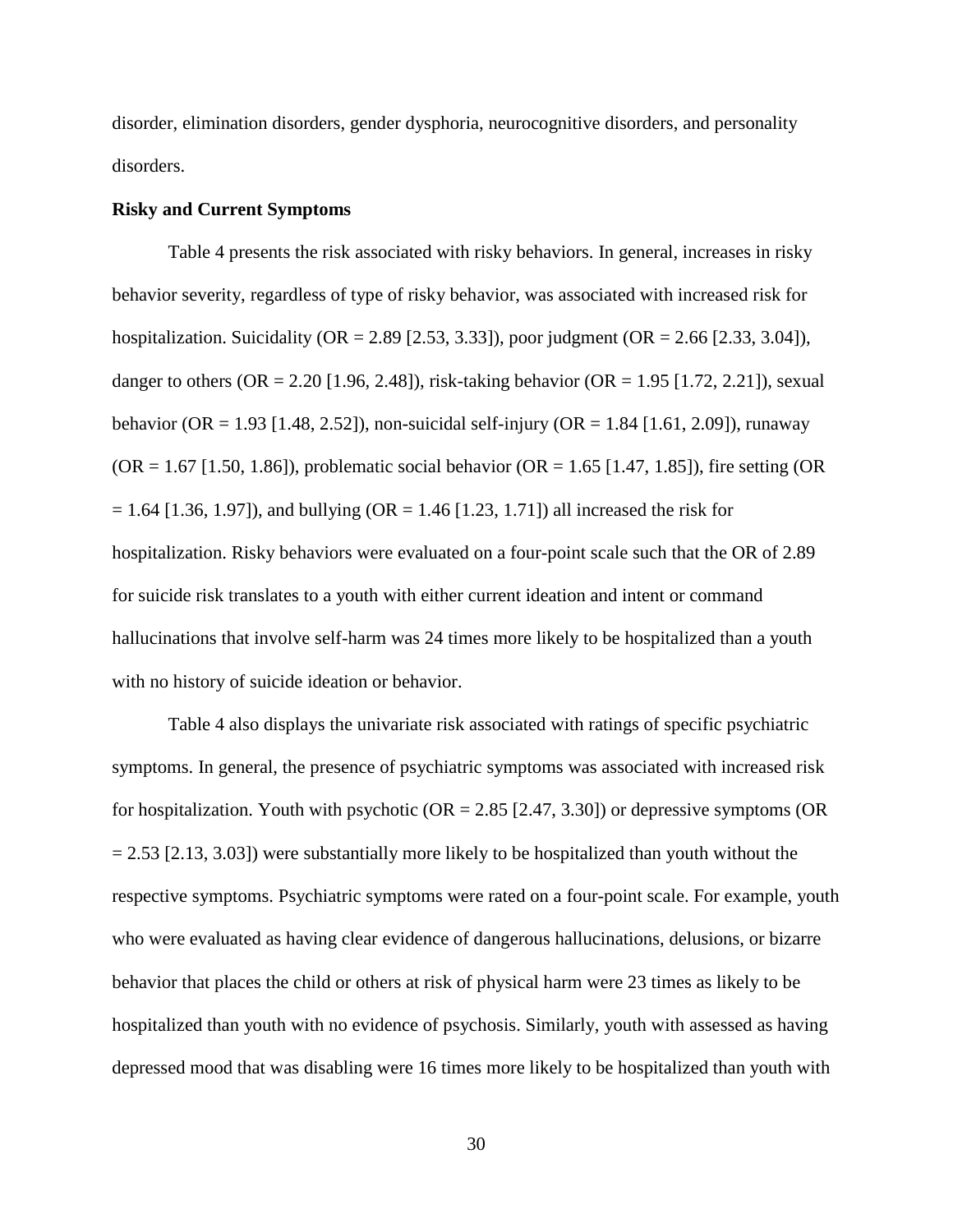disorder, elimination disorders, gender dysphoria, neurocognitive disorders, and personality disorders.

**Risky and Current Symptoms**

Table 4 presents the risk associated with risky behaviors. In general, increases in risky behavior severity, regardless of type of risky behavior, was associated with increased risk for hospitalization. Suicidality (OR = 2.89 [2.53, 3.33]), poor judgment (OR = 2.66 [2.33, 3.04]), danger to others (OR = 2.20 [1.96, 2.48]), risk-taking behavior (OR = 1.95 [1.72, 2.21]), sexual behavior (OR = 1.93 [1.48, 2.52]), non-suicidal self-injury (OR = 1.84 [1.61, 2.09]), runaway (OR = 1.67 [1.50, 1.86]), problematic social behavior (OR = 1.65 [1.47, 1.85]), fire setting (OR = 1.64 [1.36, 1.97]), and bullying (OR = 1.46 [1.23, 1.71]) all increased the risk for hospitalization. Risky behaviors were evaluated on a four-point scale such that the OR of 2.89 for suicide risk translates to a youth with either current ideation and intent or command hallucinations that involve self-harm was 24 times more likely to be hospitalized than a youth with no history of suicide ideation or behavior.

Table 4 also displays the univariate risk associated with ratings of specific psychiatric symptoms. In general, the presence of psychiatric symptoms was associated with increased risk for hospitalization. Youth with psychotic (OR = 2.85 [2.47, 3.30]) or depressive symptoms (OR = 2.53 [2.13, 3.03]) were substantially more likely to be hospitalized than youth without the respective symptoms. Psychiatric symptoms were rated on a four-point scale. For example, youth who were evaluated as having clear evidence of dangerous hallucinations, delusions, or bizarre behavior that places the child or others at risk of physical harm were 23 times as likely to be hospitalized than youth with no evidence of psychosis. Similarly, youth with assessed as having depressed mood that was disabling were 16 times more likely to be hospitalized than youth with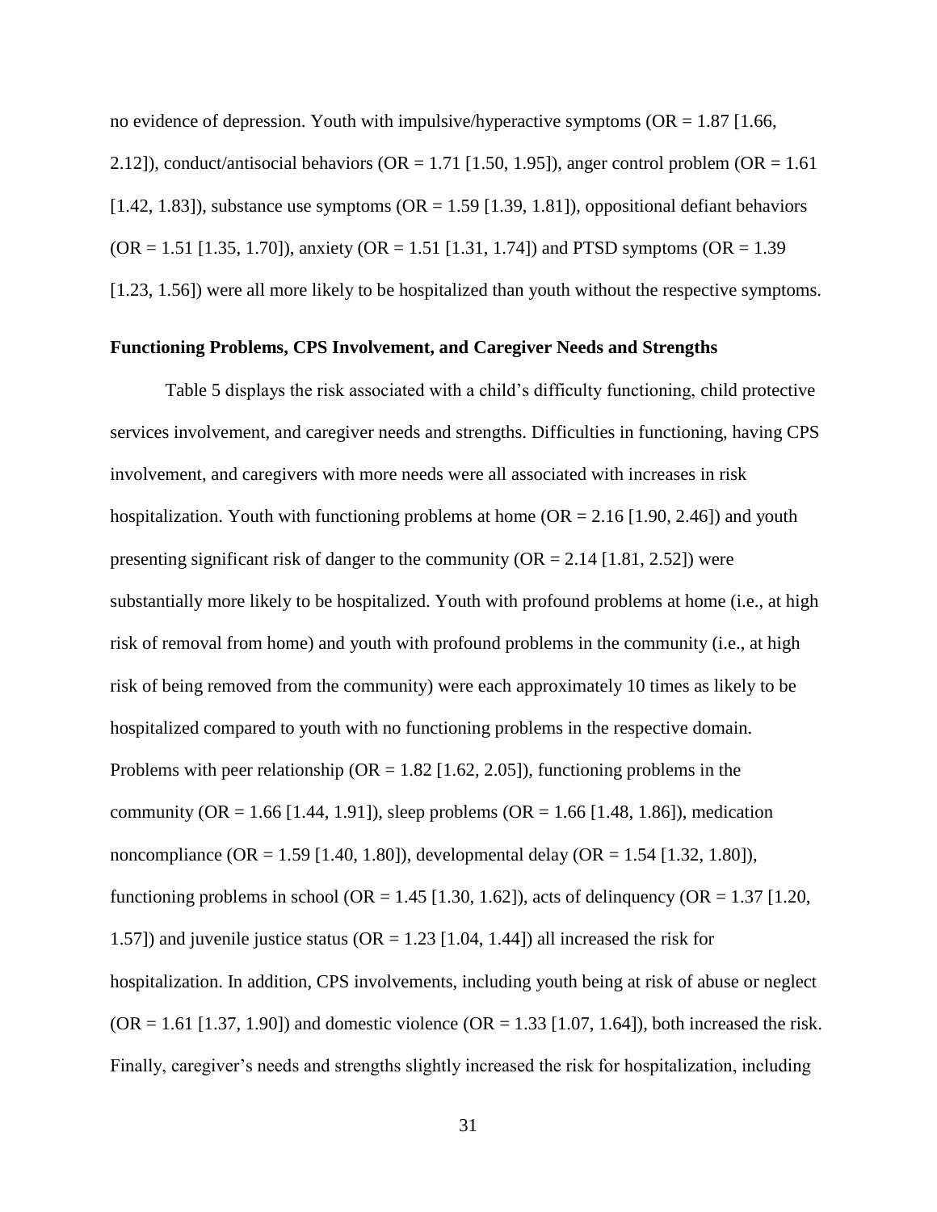no evidence of depression. Youth with impulsive/hyperactive symptoms (OR = 1.87 [1.66, 2.12]), conduct/antisocial behaviors (OR = 1.71 [1.50, 1.95]), anger control problem (OR = 1.61 [1.42, 1.83]), substance use symptoms (OR = 1.59 [1.39, 1.81]), oppositional defiant behaviors (OR = 1.51 [1.35, 1.70]), anxiety (OR = 1.51 [1.31, 1.74]) and PTSD symptoms (OR = 1.39 [1.23, 1.56]) were all more likely to be hospitalized than youth without the respective symptoms.

### Functioning Problems, CPS Involvement, and Caregiver Needs and Strengths

Table 5 displays the risk associated with a child's difficulty functioning, child protective services involvement, and caregiver needs and strengths. Difficulties in functioning, having CPS involvement, and caregivers with more needs were all associated with increases in risk hospitalization. Youth with functioning problems at home (OR = 2.16 [1.90, 2.46]) and youth presenting significant risk of danger to the community (OR = 2.14 [1.81, 2.52]) were substantially more likely to be hospitalized. Youth with profound problems at home (i.e., at high risk of removal from home) and youth with profound problems in the community (i.e., at high risk of being removed from the community) were each approximately 10 times as likely to be hospitalized compared to youth with no functioning problems in the respective domain. Problems with peer relationship (OR = 1.82 [1.62, 2.05]), functioning problems in the community (OR = 1.66 [1.44, 1.91]), sleep problems (OR = 1.66 [1.48, 1.86]), medication noncompliance (OR = 1.59 [1.40, 1.80]), developmental delay (OR = 1.54 [1.32, 1.80]), functioning problems in school (OR = 1.45 [1.30, 1.62]), acts of delinquency (OR = 1.37 [1.20, 1.57]) and juvenile justice status (OR = 1.23 [1.04, 1.44]) all increased the risk for hospitalization. In addition, CPS involvements, including youth being at risk of abuse or neglect (OR = 1.61 [1.37, 1.90]) and domestic violence (OR = 1.33 [1.07, 1.64]), both increased the risk. Finally, caregiver's needs and strengths slightly increased the risk for hospitalization, including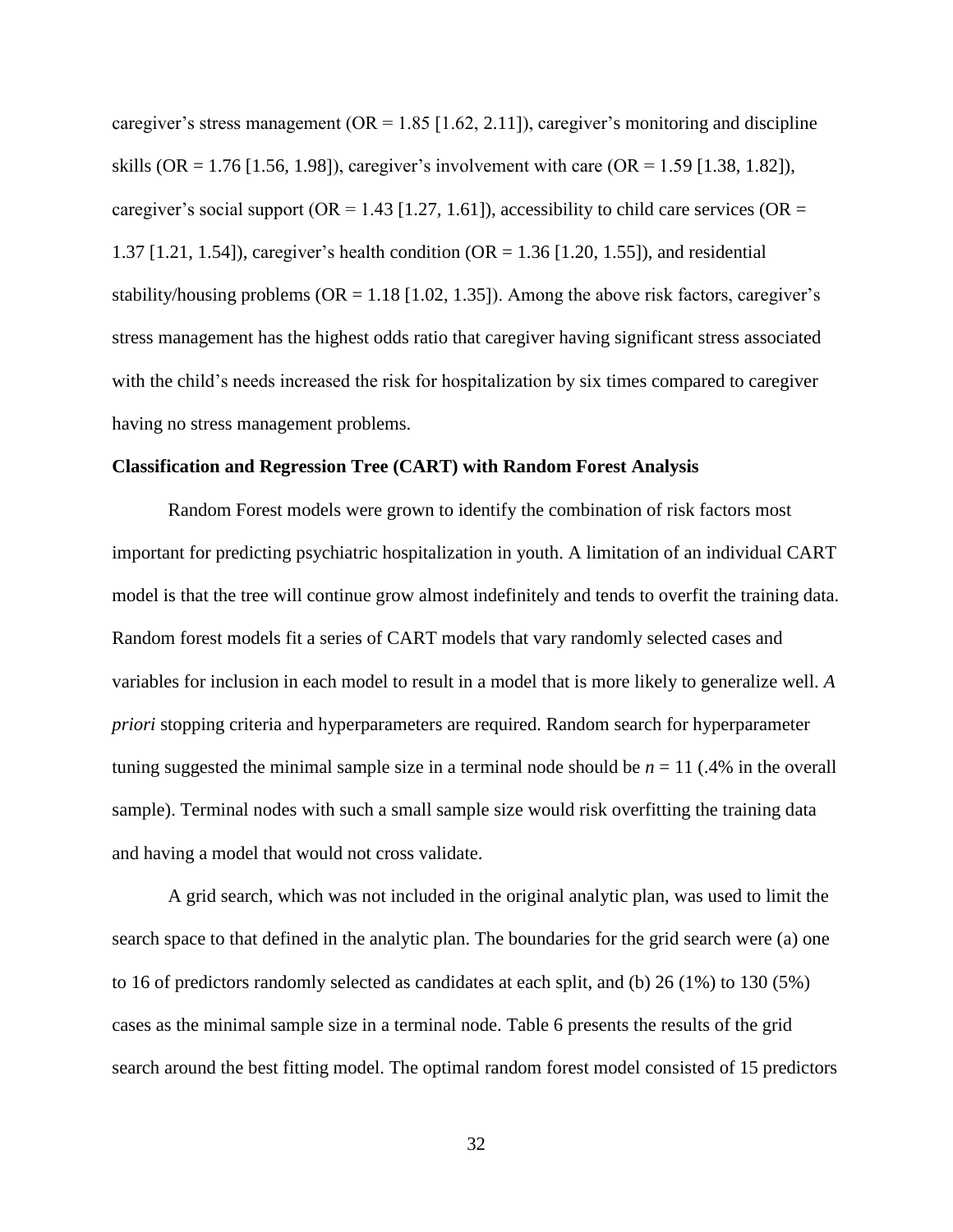caregiver's stress management (OR = 1.85 [1.62, 2.11]), caregiver's monitoring and discipline skills (OR = 1.76 [1.56, 1.98]), caregiver's involvement with care (OR = 1.59 [1.38, 1.82]), caregiver's social support (OR = 1.43 [1.27, 1.61]), accessibility to child care services (OR = 1.37 [1.21, 1.54]), caregiver's health condition (OR = 1.36 [1.20, 1.55]), and residential stability/housing problems (OR = 1.18 [1.02, 1.35]). Among the above risk factors, caregiver's stress management has the highest odds ratio that caregiver having significant stress associated with the child's needs increased the risk for hospitalization by six times compared to caregiver having no stress management problems.

### Classification and Regression Tree (CART) with Random Forest Analysis

Random Forest models were grown to identify the combination of risk factors most important for predicting psychiatric hospitalization in youth. A limitation of an individual CART model is that the tree will continue grow almost indefinitely and tends to overfit the training data. Random forest models fit a series of CART models that vary randomly selected cases and variables for inclusion in each model to result in a model that is more likely to generalize well. *A priori* stopping criteria and hyperparameters are required. Random search for hyperparameter tuning suggested the minimal sample size in a terminal node should be $n = 11$ (.4% in the overall sample). Terminal nodes with such a small sample size would risk overfitting the training data and having a model that would not cross validate.

A grid search, which was not included in the original analytic plan, was used to limit the search space to that defined in the analytic plan. The boundaries for the grid search were (a) one to 16 of predictors randomly selected as candidates at each split, and (b) 26 (1%) to 130 (5%) cases as the minimal sample size in a terminal node. Table 6 presents the results of the grid search around the best fitting model. The optimal random forest model consisted of 15 predictors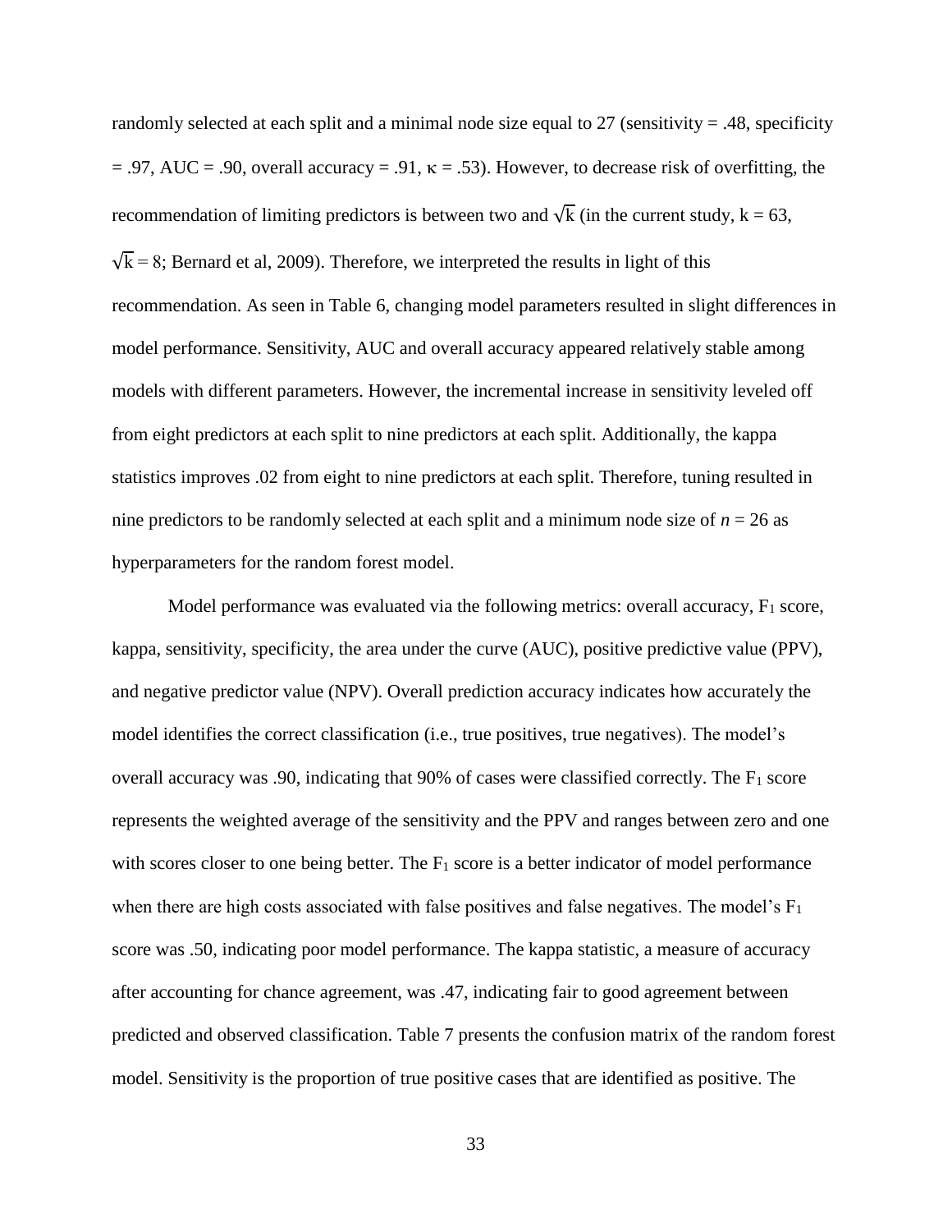randomly selected at each split and a minimal node size equal to 27 (sensitivity = .48, specificity = .97, AUC = .90, overall accuracy = .91, $\kappa$ = .53). However, to decrease risk of overfitting, the recommendation of limiting predictors is between two and $\sqrt{k}$ (in the current study, k = 63, $\sqrt{k}$ = 8; Bernard et al, 2009). Therefore, we interpreted the results in light of this recommendation. As seen in Table 6, changing model parameters resulted in slight differences in model performance. Sensitivity, AUC and overall accuracy appeared relatively stable among models with different parameters. However, the incremental increase in sensitivity leveled off from eight predictors at each split to nine predictors at each split. Additionally, the kappa statistics improves .02 from eight to nine predictors at each split. Therefore, tuning resulted in nine predictors to be randomly selected at each split and a minimum node size of $n$ = 26 as hyperparameters for the random forest model.

Model performance was evaluated via the following metrics: overall accuracy, $F_1$ score, kappa, sensitivity, specificity, the area under the curve (AUC), positive predictive value (PPV), and negative predictor value (NPV). Overall prediction accuracy indicates how accurately the model identifies the correct classification (i.e., true positives, true negatives). The model's overall accuracy was .90, indicating that 90% of cases were classified correctly. The $F_1$ score represents the weighted average of the sensitivity and the PPV and ranges between zero and one with scores closer to one being better. The $F_1$ score is a better indicator of model performance when there are high costs associated with false positives and false negatives. The model's $F_1$ score was .50, indicating poor model performance. The kappa statistic, a measure of accuracy after accounting for chance agreement, was .47, indicating fair to good agreement between predicted and observed classification. Table 7 presents the confusion matrix of the random forest model. Sensitivity is the proportion of true positive cases that are identified as positive. The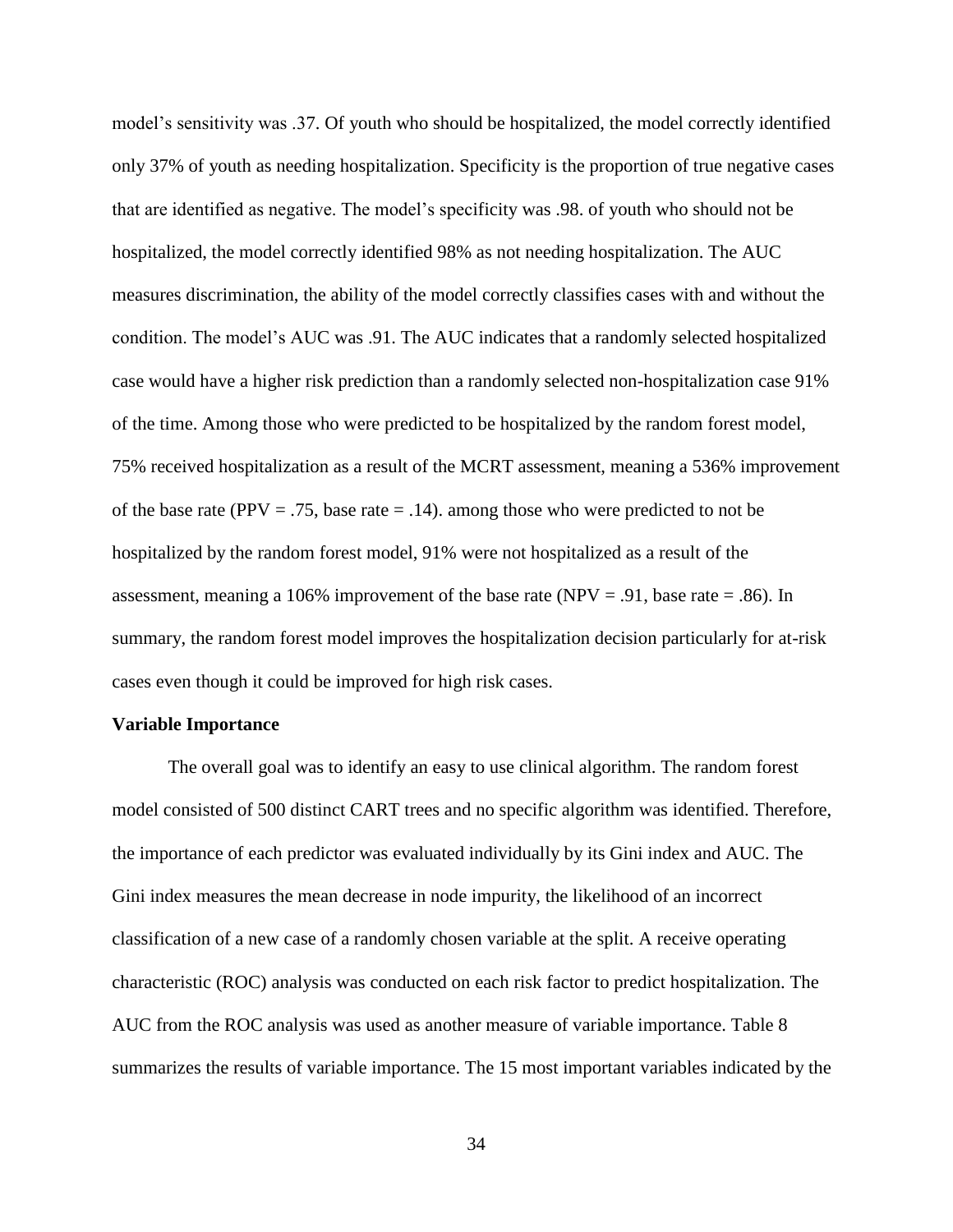model's sensitivity was .37. Of youth who should be hospitalized, the model correctly identified only 37% of youth as needing hospitalization. Specificity is the proportion of true negative cases that are identified as negative. The model's specificity was .98. of youth who should not be hospitalized, the model correctly identified 98% as not needing hospitalization. The AUC measures discrimination, the ability of the model correctly classifies cases with and without the condition. The model's AUC was .91. The AUC indicates that a randomly selected hospitalized case would have a higher risk prediction than a randomly selected non-hospitalization case 91% of the time. Among those who were predicted to be hospitalized by the random forest model, 75% received hospitalization as a result of the MCRT assessment, meaning a 536% improvement of the base rate (PPV = .75, base rate = .14). among those who were predicted to not be hospitalized by the random forest model, 91% were not hospitalized as a result of the assessment, meaning a 106% improvement of the base rate (NPV = .91, base rate = .86). In summary, the random forest model improves the hospitalization decision particularly for at-risk cases even though it could be improved for high risk cases.

**Variable Importance**

The overall goal was to identify an easy to use clinical algorithm. The random forest model consisted of 500 distinct CART trees and no specific algorithm was identified. Therefore, the importance of each predictor was evaluated individually by its Gini index and AUC. The Gini index measures the mean decrease in node impurity, the likelihood of an incorrect classification of a new case of a randomly chosen variable at the split. A receive operating characteristic (ROC) analysis was conducted on each risk factor to predict hospitalization. The AUC from the ROC analysis was used as another measure of variable importance. Table 8 summarizes the results of variable importance. The 15 most important variables indicated by the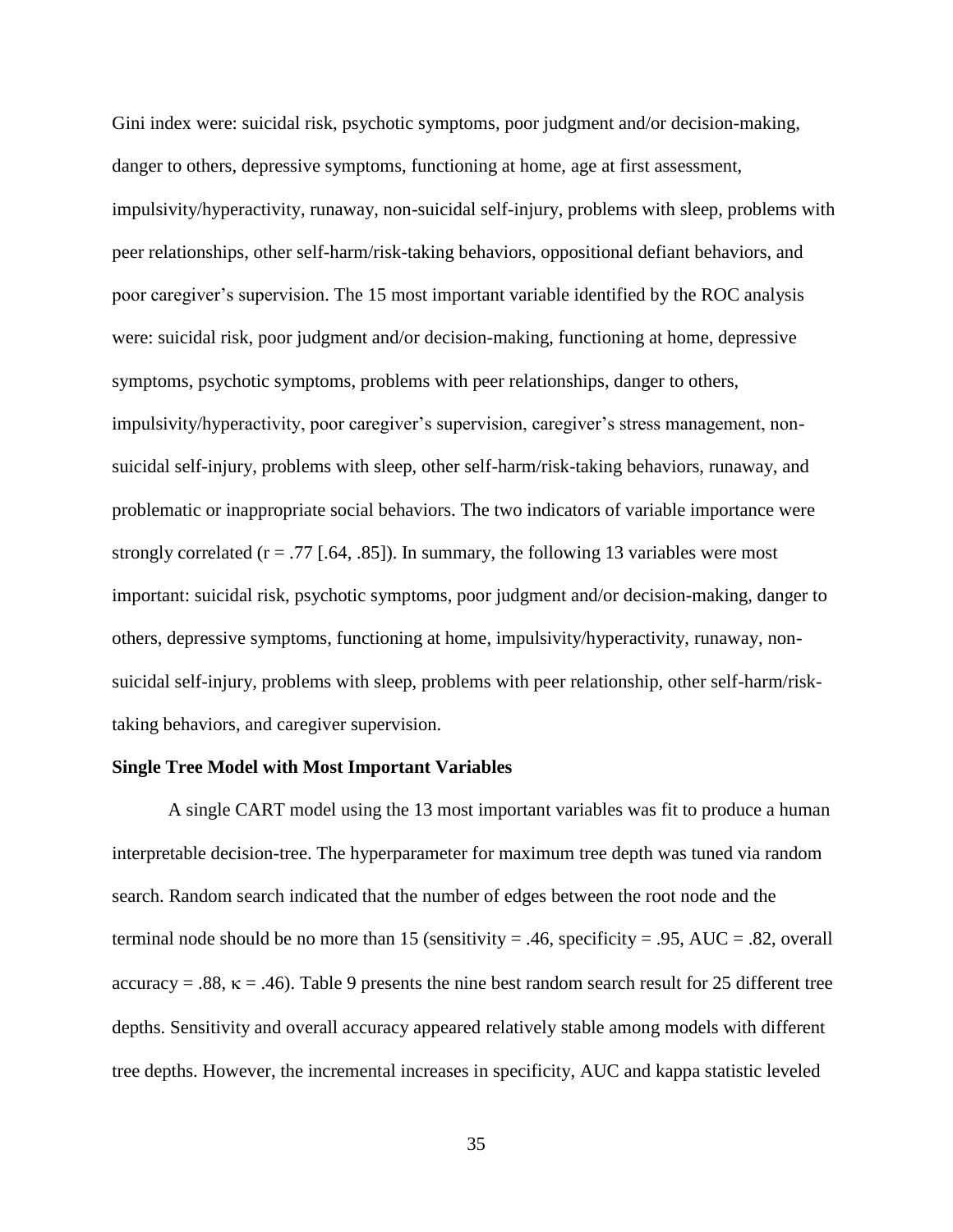Gini index were: suicidal risk, psychotic symptoms, poor judgment and/or decision-making, danger to others, depressive symptoms, functioning at home, age at first assessment, impulsivity/hyperactivity, runaway, non-suicidal self-injury, problems with sleep, problems with peer relationships, other self-harm/risk-taking behaviors, oppositional defiant behaviors, and poor caregiver's supervision. The 15 most important variable identified by the ROC analysis were: suicidal risk, poor judgment and/or decision-making, functioning at home, depressive symptoms, psychotic symptoms, problems with peer relationships, danger to others, impulsivity/hyperactivity, poor caregiver's supervision, caregiver's stress management, non-suicidal self-injury, problems with sleep, other self-harm/risk-taking behaviors, runaway, and problematic or inappropriate social behaviors. The two indicators of variable importance were strongly correlated ($r = .77$ [.64, .85]). In summary, the following 13 variables were most important: suicidal risk, psychotic symptoms, poor judgment and/or decision-making, danger to others, depressive symptoms, functioning at home, impulsivity/hyperactivity, runaway, non-suicidal self-injury, problems with sleep, problems with peer relationship, other self-harm/risk-taking behaviors, and caregiver supervision.

### Single Tree Model with Most Important Variables

A single CART model using the 13 most important variables was fit to produce a human interpretable decision-tree. The hyperparameter for maximum tree depth was tuned via random search. Random search indicated that the number of edges between the root node and the terminal node should be no more than 15 (sensitivity = .46, specificity = .95, AUC = .82, overall accuracy = .88, $\kappa = .46$). Table 9 presents the nine best random search result for 25 different tree depths. Sensitivity and overall accuracy appeared relatively stable among models with different tree depths. However, the incremental increases in specificity, AUC and kappa statistic leveled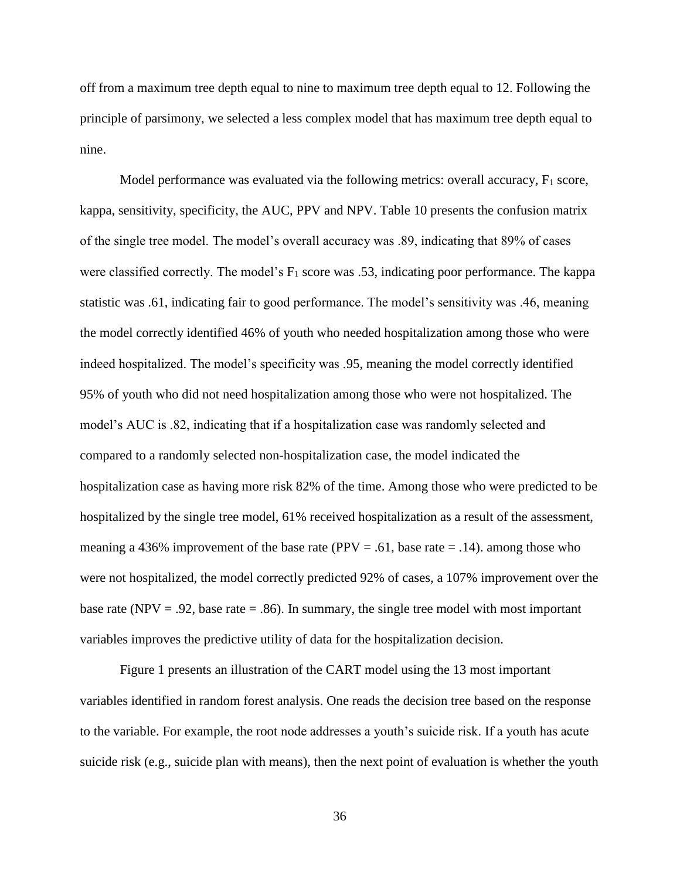off from a maximum tree depth equal to nine to maximum tree depth equal to 12. Following the principle of parsimony, we selected a less complex model that has maximum tree depth equal to nine.

Model performance was evaluated via the following metrics: overall accuracy, $F_1$ score, kappa, sensitivity, specificity, the AUC, PPV and NPV. Table 10 presents the confusion matrix of the single tree model. The model's overall accuracy was .89, indicating that 89% of cases were classified correctly. The model's $F_1$ score was .53, indicating poor performance. The kappa statistic was .61, indicating fair to good performance. The model's sensitivity was .46, meaning the model correctly identified 46% of youth who needed hospitalization among those who were indeed hospitalized. The model's specificity was .95, meaning the model correctly identified 95% of youth who did not need hospitalization among those who were not hospitalized. The model's AUC is .82, indicating that if a hospitalization case was randomly selected and compared to a randomly selected non-hospitalization case, the model indicated the hospitalization case as having more risk 82% of the time. Among those who were predicted to be hospitalized by the single tree model, 61% received hospitalization as a result of the assessment, meaning a 436% improvement of the base rate (PPV = .61, base rate = .14). among those who were not hospitalized, the model correctly predicted 92% of cases, a 107% improvement over the base rate (NPV = .92, base rate = .86). In summary, the single tree model with most important variables improves the predictive utility of data for the hospitalization decision.

Figure 1 presents an illustration of the CART model using the 13 most important variables identified in random forest analysis. One reads the decision tree based on the response to the variable. For example, the root node addresses a youth's suicide risk. If a youth has acute suicide risk (e.g., suicide plan with means), then the next point of evaluation is whether the youth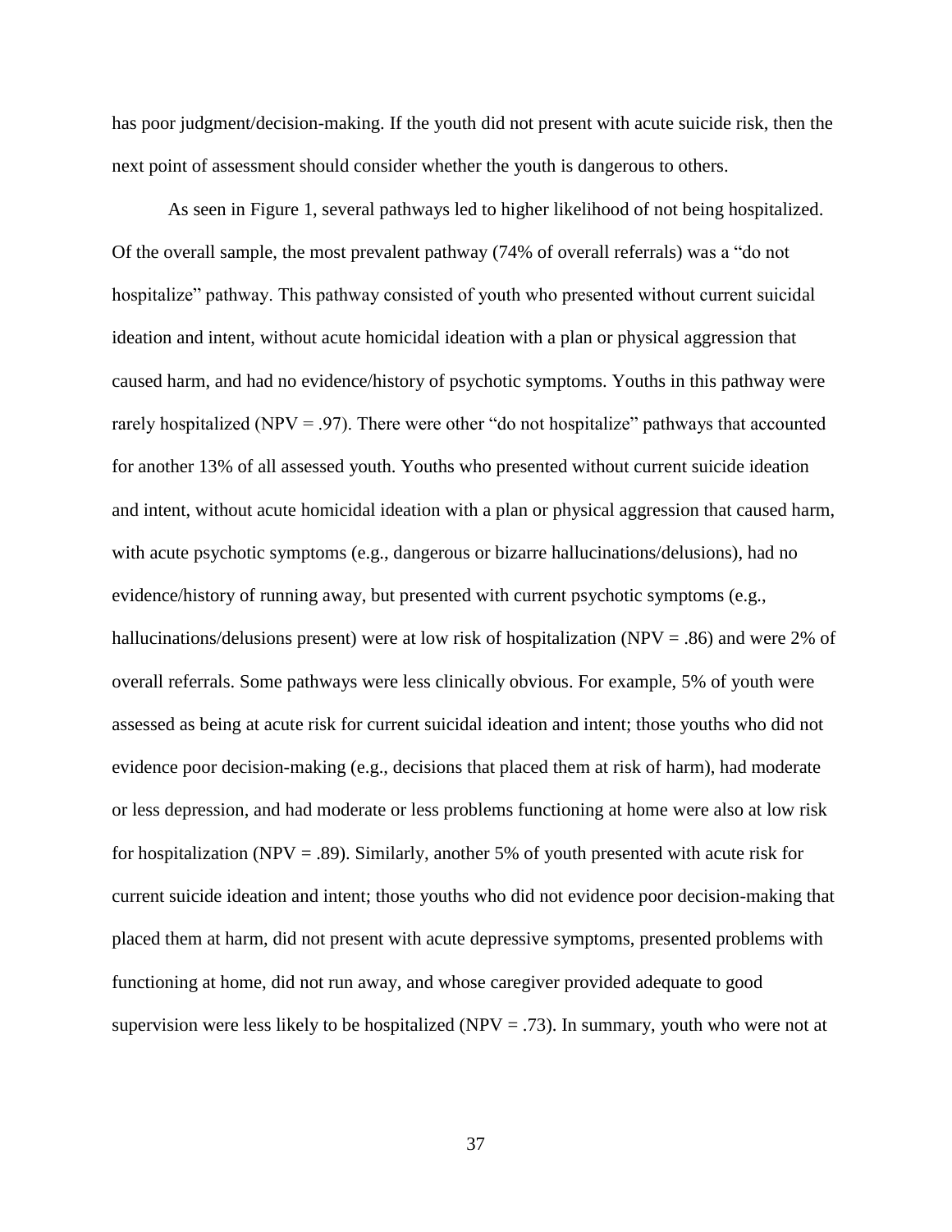has poor judgment/decision-making. If the youth did not present with acute suicide risk, then the next point of assessment should consider whether the youth is dangerous to others.

As seen in Figure 1, several pathways led to higher likelihood of not being hospitalized. Of the overall sample, the most prevalent pathway (74% of overall referrals) was a "do not hospitalize" pathway. This pathway consisted of youth who presented without current suicidal ideation and intent, without acute homicidal ideation with a plan or physical aggression that caused harm, and had no evidence/history of psychotic symptoms. Youths in this pathway were rarely hospitalized (NPV = .97). There were other "do not hospitalize" pathways that accounted for another 13% of all assessed youth. Youths who presented without current suicide ideation and intent, without acute homicidal ideation with a plan or physical aggression that caused harm, with acute psychotic symptoms (e.g., dangerous or bizarre hallucinations/delusions), had no evidence/history of running away, but presented with current psychotic symptoms (e.g., hallucinations/delusions present) were at low risk of hospitalization (NPV = .86) and were 2% of overall referrals. Some pathways were less clinically obvious. For example, 5% of youth were assessed as being at acute risk for current suicidal ideation and intent; those youths who did not evidence poor decision-making (e.g., decisions that placed them at risk of harm), had moderate or less depression, and had moderate or less problems functioning at home were also at low risk for hospitalization (NPV = .89). Similarly, another 5% of youth presented with acute risk for current suicide ideation and intent; those youths who did not evidence poor decision-making that placed them at harm, did not present with acute depressive symptoms, presented problems with functioning at home, did not run away, and whose caregiver provided adequate to good supervision were less likely to be hospitalized (NPV = .73). In summary, youth who were not at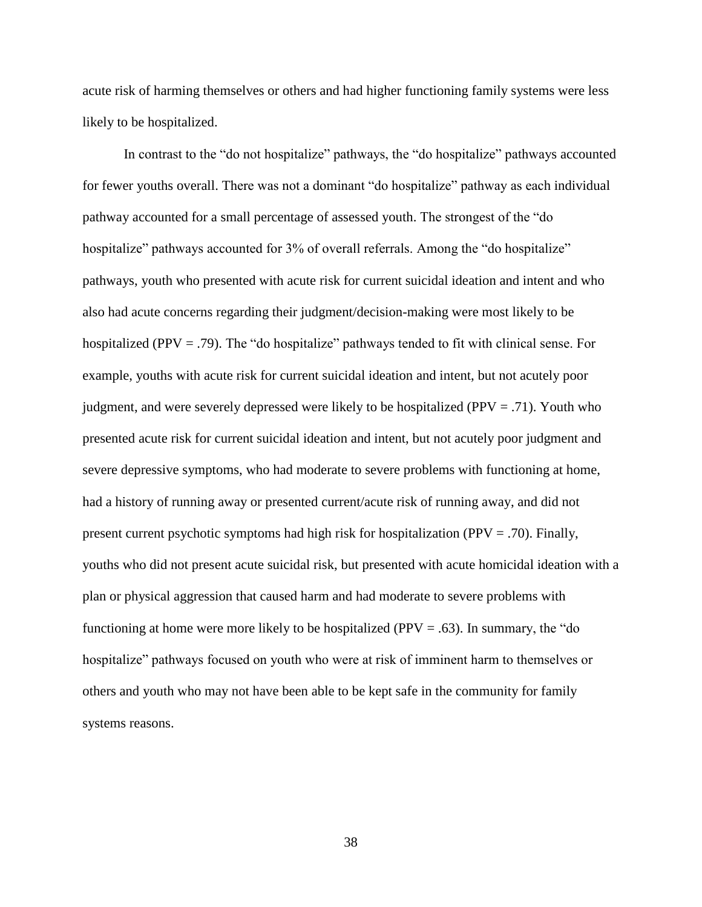acute risk of harming themselves or others and had higher functioning family systems were less likely to be hospitalized.

In contrast to the "do not hospitalize" pathways, the "do hospitalize" pathways accounted for fewer youths overall. There was not a dominant "do hospitalize" pathway as each individual pathway accounted for a small percentage of assessed youth. The strongest of the "do hospitalize" pathways accounted for 3% of overall referrals. Among the "do hospitalize" pathways, youth who presented with acute risk for current suicidal ideation and intent and who also had acute concerns regarding their judgment/decision-making were most likely to be hospitalized (PPV = .79). The "do hospitalize" pathways tended to fit with clinical sense. For example, youths with acute risk for current suicidal ideation and intent, but not acutely poor judgment, and were severely depressed were likely to be hospitalized (PPV = .71). Youth who presented acute risk for current suicidal ideation and intent, but not acutely poor judgment and severe depressive symptoms, who had moderate to severe problems with functioning at home, had a history of running away or presented current/acute risk of running away, and did not present current psychotic symptoms had high risk for hospitalization (PPV = .70). Finally, youths who did not present acute suicidal risk, but presented with acute homicidal ideation with a plan or physical aggression that caused harm and had moderate to severe problems with functioning at home were more likely to be hospitalized (PPV = .63). In summary, the "do hospitalize" pathways focused on youth who were at risk of imminent harm to themselves or others and youth who may not have been able to be kept safe in the community for family systems reasons.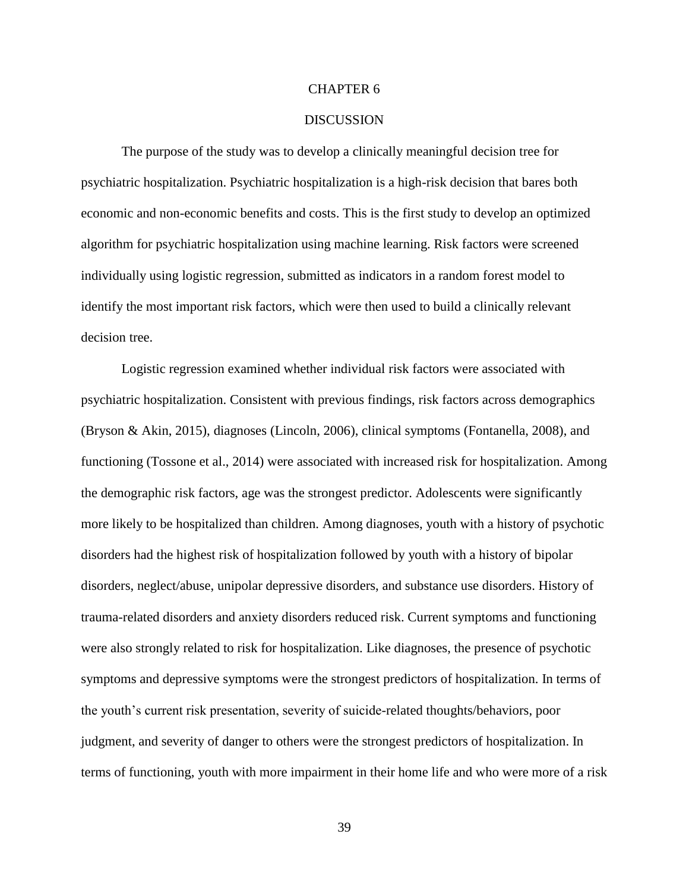# CHAPTER 6

# DISCUSSION

The purpose of the study was to develop a clinically meaningful decision tree for psychiatric hospitalization. Psychiatric hospitalization is a high-risk decision that bares both economic and non-economic benefits and costs. This is the first study to develop an optimized algorithm for psychiatric hospitalization using machine learning. Risk factors were screened individually using logistic regression, submitted as indicators in a random forest model to identify the most important risk factors, which were then used to build a clinically relevant decision tree.

Logistic regression examined whether individual risk factors were associated with psychiatric hospitalization. Consistent with previous findings, risk factors across demographics (Bryson & Akin, 2015), diagnoses (Lincoln, 2006), clinical symptoms (Fontanella, 2008), and functioning (Tossone et al., 2014) were associated with increased risk for hospitalization. Among the demographic risk factors, age was the strongest predictor. Adolescents were significantly more likely to be hospitalized than children. Among diagnoses, youth with a history of psychotic disorders had the highest risk of hospitalization followed by youth with a history of bipolar disorders, neglect/abuse, unipolar depressive disorders, and substance use disorders. History of trauma-related disorders and anxiety disorders reduced risk. Current symptoms and functioning were also strongly related to risk for hospitalization. Like diagnoses, the presence of psychotic symptoms and depressive symptoms were the strongest predictors of hospitalization. In terms of the youth's current risk presentation, severity of suicide-related thoughts/behaviors, poor judgment, and severity of danger to others were the strongest predictors of hospitalization. In terms of functioning, youth with more impairment in their home life and who were more of a risk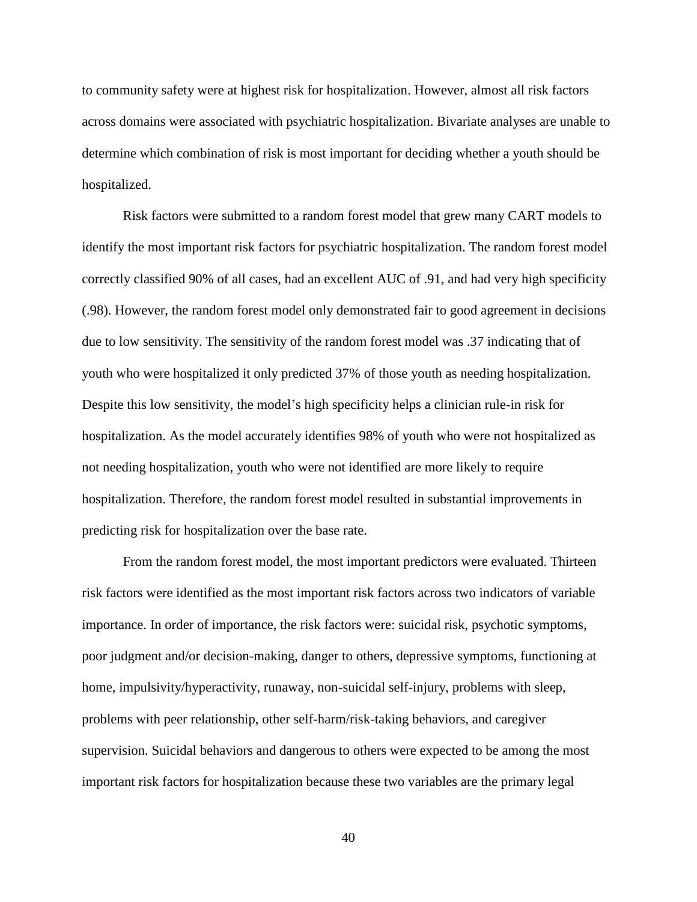to community safety were at highest risk for hospitalization. However, almost all risk factors across domains were associated with psychiatric hospitalization. Bivariate analyses are unable to determine which combination of risk is most important for deciding whether a youth should be hospitalized.

Risk factors were submitted to a random forest model that grew many CART models to identify the most important risk factors for psychiatric hospitalization. The random forest model correctly classified 90% of all cases, had an excellent AUC of .91, and had very high specificity (.98). However, the random forest model only demonstrated fair to good agreement in decisions due to low sensitivity. The sensitivity of the random forest model was .37 indicating that of youth who were hospitalized it only predicted 37% of those youth as needing hospitalization. Despite this low sensitivity, the model's high specificity helps a clinician rule-in risk for hospitalization. As the model accurately identifies 98% of youth who were not hospitalized as not needing hospitalization, youth who were not identified are more likely to require hospitalization. Therefore, the random forest model resulted in substantial improvements in predicting risk for hospitalization over the base rate.

From the random forest model, the most important predictors were evaluated. Thirteen risk factors were identified as the most important risk factors across two indicators of variable importance. In order of importance, the risk factors were: suicidal risk, psychotic symptoms, poor judgment and/or decision-making, danger to others, depressive symptoms, functioning at home, impulsivity/hyperactivity, runaway, non-suicidal self-injury, problems with sleep, problems with peer relationship, other self-harm/risk-taking behaviors, and caregiver supervision. Suicidal behaviors and dangerous to others were expected to be among the most important risk factors for hospitalization because these two variables are the primary legal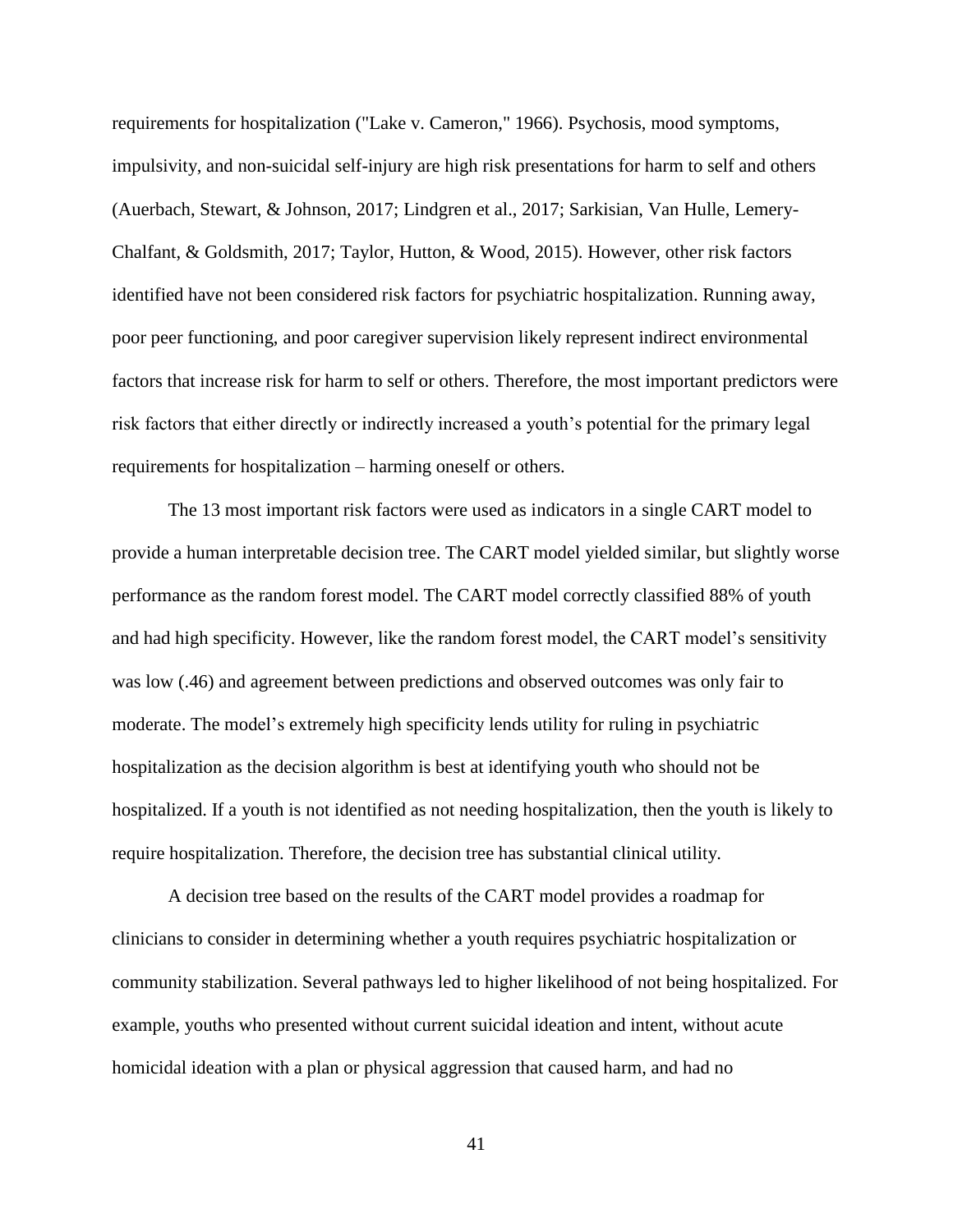requirements for hospitalization ("Lake v. Cameron," 1966). Psychosis, mood symptoms, impulsivity, and non-suicidal self-injury are high risk presentations for harm to self and others (Auerbach, Stewart, & Johnson, 2017; Lindgren et al., 2017; Sarkisian, Van Hulle, Lemery-Chalfant, & Goldsmith, 2017; Taylor, Hutton, & Wood, 2015). However, other risk factors identified have not been considered risk factors for psychiatric hospitalization. Running away, poor peer functioning, and poor caregiver supervision likely represent indirect environmental factors that increase risk for harm to self or others. Therefore, the most important predictors were risk factors that either directly or indirectly increased a youth's potential for the primary legal requirements for hospitalization – harming oneself or others.

The 13 most important risk factors were used as indicators in a single CART model to provide a human interpretable decision tree. The CART model yielded similar, but slightly worse performance as the random forest model. The CART model correctly classified 88% of youth and had high specificity. However, like the random forest model, the CART model's sensitivity was low (.46) and agreement between predictions and observed outcomes was only fair to moderate. The model's extremely high specificity lends utility for ruling in psychiatric hospitalization as the decision algorithm is best at identifying youth who should not be hospitalized. If a youth is not identified as not needing hospitalization, then the youth is likely to require hospitalization. Therefore, the decision tree has substantial clinical utility.

A decision tree based on the results of the CART model provides a roadmap for clinicians to consider in determining whether a youth requires psychiatric hospitalization or community stabilization. Several pathways led to higher likelihood of not being hospitalized. For example, youths who presented without current suicidal ideation and intent, without acute homicidal ideation with a plan or physical aggression that caused harm, and had no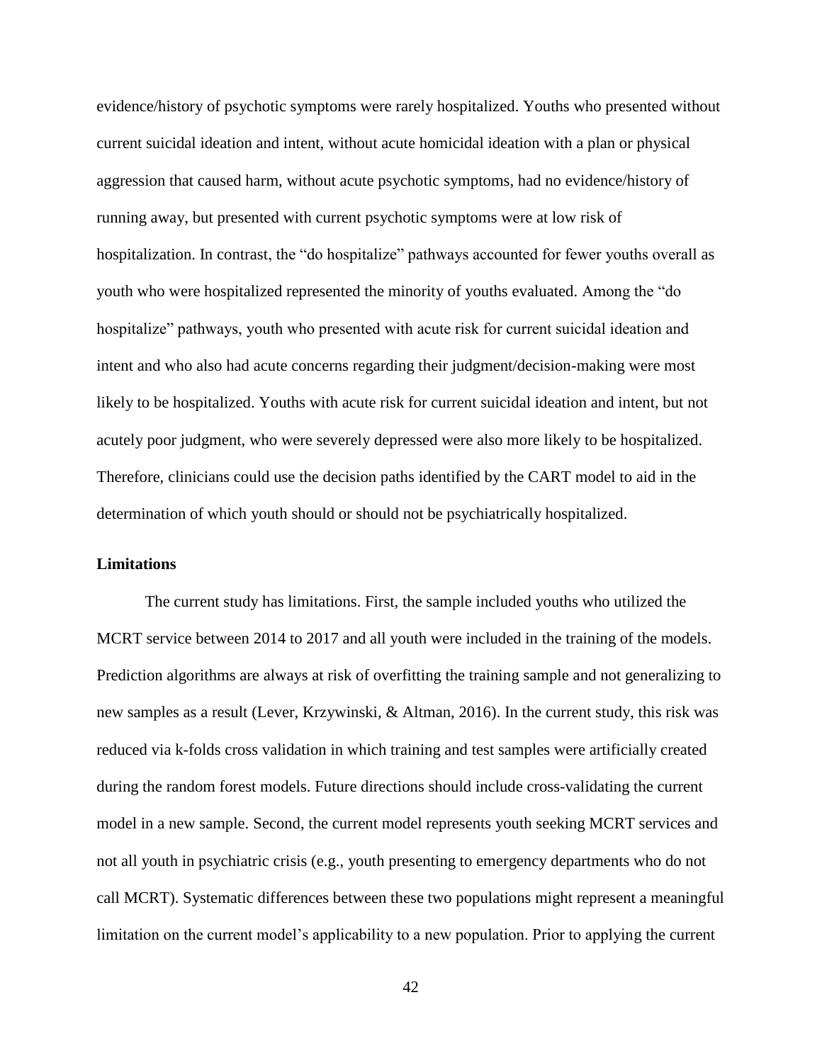evidence/history of psychotic symptoms were rarely hospitalized. Youths who presented without current suicidal ideation and intent, without acute homicidal ideation with a plan or physical aggression that caused harm, without acute psychotic symptoms, had no evidence/history of running away, but presented with current psychotic symptoms were at low risk of hospitalization. In contrast, the "do hospitalize" pathways accounted for fewer youths overall as youth who were hospitalized represented the minority of youths evaluated. Among the "do hospitalize" pathways, youth who presented with acute risk for current suicidal ideation and intent and who also had acute concerns regarding their judgment/decision-making were most likely to be hospitalized. Youths with acute risk for current suicidal ideation and intent, but not acutely poor judgment, who were severely depressed were also more likely to be hospitalized. Therefore, clinicians could use the decision paths identified by the CART model to aid in the determination of which youth should or should not be psychiatrically hospitalized.

## Limitations

The current study has limitations. First, the sample included youths who utilized the MCRT service between 2014 to 2017 and all youth were included in the training of the models. Prediction algorithms are always at risk of overfitting the training sample and not generalizing to new samples as a result (Lever, Krzywinski, & Altman, 2016). In the current study, this risk was reduced via k-folds cross validation in which training and test samples were artificially created during the random forest models. Future directions should include cross-validating the current model in a new sample. Second, the current model represents youth seeking MCRT services and not all youth in psychiatric crisis (e.g., youth presenting to emergency departments who do not call MCRT). Systematic differences between these two populations might represent a meaningful limitation on the current model's applicability to a new population. Prior to applying the current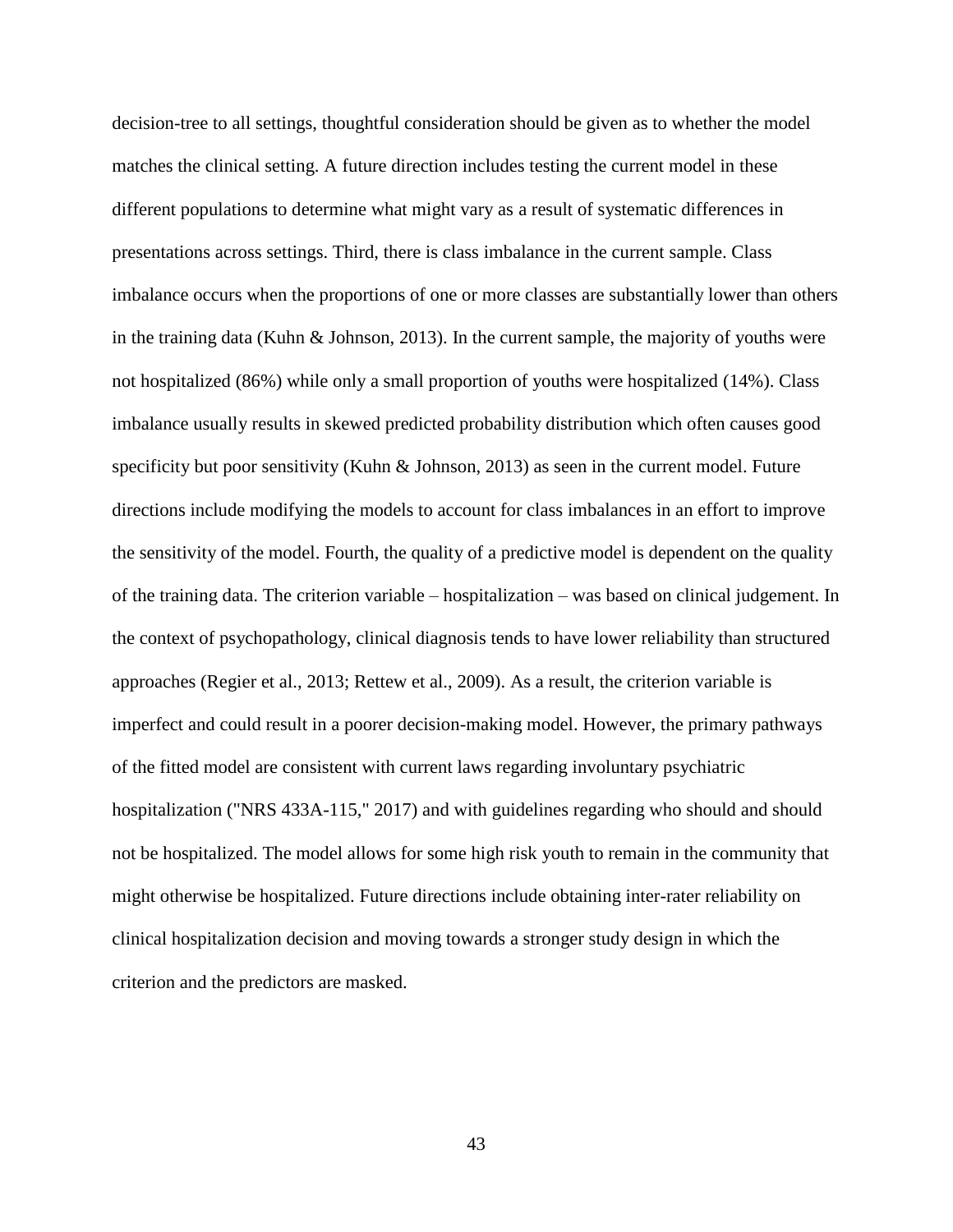decision-tree to all settings, thoughtful consideration should be given as to whether the model matches the clinical setting. A future direction includes testing the current model in these different populations to determine what might vary as a result of systematic differences in presentations across settings. Third, there is class imbalance in the current sample. Class imbalance occurs when the proportions of one or more classes are substantially lower than others in the training data (Kuhn & Johnson, 2013). In the current sample, the majority of youths were not hospitalized (86%) while only a small proportion of youths were hospitalized (14%). Class imbalance usually results in skewed predicted probability distribution which often causes good specificity but poor sensitivity (Kuhn & Johnson, 2013) as seen in the current model. Future directions include modifying the models to account for class imbalances in an effort to improve the sensitivity of the model. Fourth, the quality of a predictive model is dependent on the quality of the training data. The criterion variable – hospitalization – was based on clinical judgement. In the context of psychopathology, clinical diagnosis tends to have lower reliability than structured approaches (Regier et al., 2013; Rettew et al., 2009). As a result, the criterion variable is imperfect and could result in a poorer decision-making model. However, the primary pathways of the fitted model are consistent with current laws regarding involuntary psychiatric hospitalization ("NRS 433A-115," 2017) and with guidelines regarding who should and should not be hospitalized. The model allows for some high risk youth to remain in the community that might otherwise be hospitalized. Future directions include obtaining inter-rater reliability on clinical hospitalization decision and moving towards a stronger study design in which the criterion and the predictors are masked.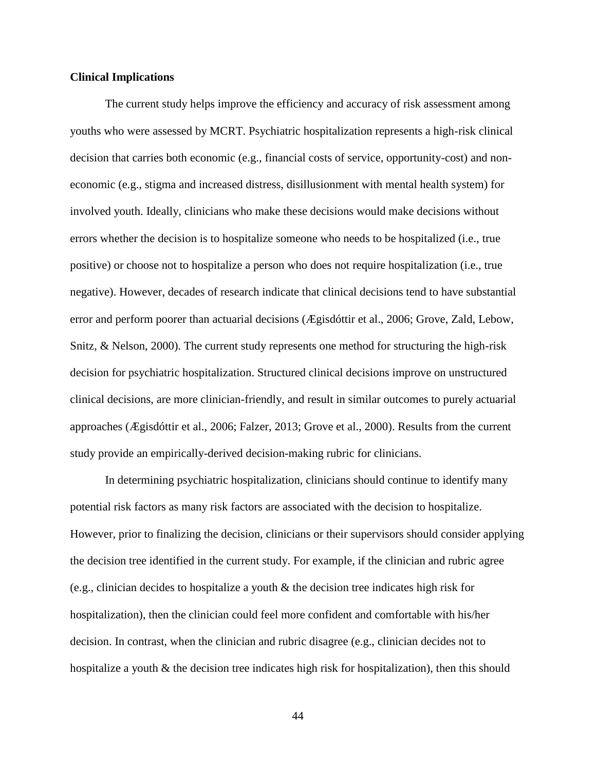**Clinical Implications**

The current study helps improve the efficiency and accuracy of risk assessment among youths who were assessed by MCRT. Psychiatric hospitalization represents a high-risk clinical decision that carries both economic (e.g., financial costs of service, opportunity-cost) and non-economic (e.g., stigma and increased distress, disillusionment with mental health system) for involved youth. Ideally, clinicians who make these decisions would make decisions without errors whether the decision is to hospitalize someone who needs to be hospitalized (i.e., true positive) or choose not to hospitalize a person who does not require hospitalization (i.e., true negative). However, decades of research indicate that clinical decisions tend to have substantial error and perform poorer than actuarial decisions (Ægisdóttir et al., 2006; Grove, Zald, Lebow, Snitz, & Nelson, 2000). The current study represents one method for structuring the high-risk decision for psychiatric hospitalization. Structured clinical decisions improve on unstructured clinical decisions, are more clinician-friendly, and result in similar outcomes to purely actuarial approaches (Ægisdóttir et al., 2006; Falzer, 2013; Grove et al., 2000). Results from the current study provide an empirically-derived decision-making rubric for clinicians.

In determining psychiatric hospitalization, clinicians should continue to identify many potential risk factors as many risk factors are associated with the decision to hospitalize. However, prior to finalizing the decision, clinicians or their supervisors should consider applying the decision tree identified in the current study. For example, if the clinician and rubric agree (e.g., clinician decides to hospitalize a youth & the decision tree indicates high risk for hospitalization), then the clinician could feel more confident and comfortable with his/her decision. In contrast, when the clinician and rubric disagree (e.g., clinician decides not to hospitalize a youth & the decision tree indicates high risk for hospitalization), then this should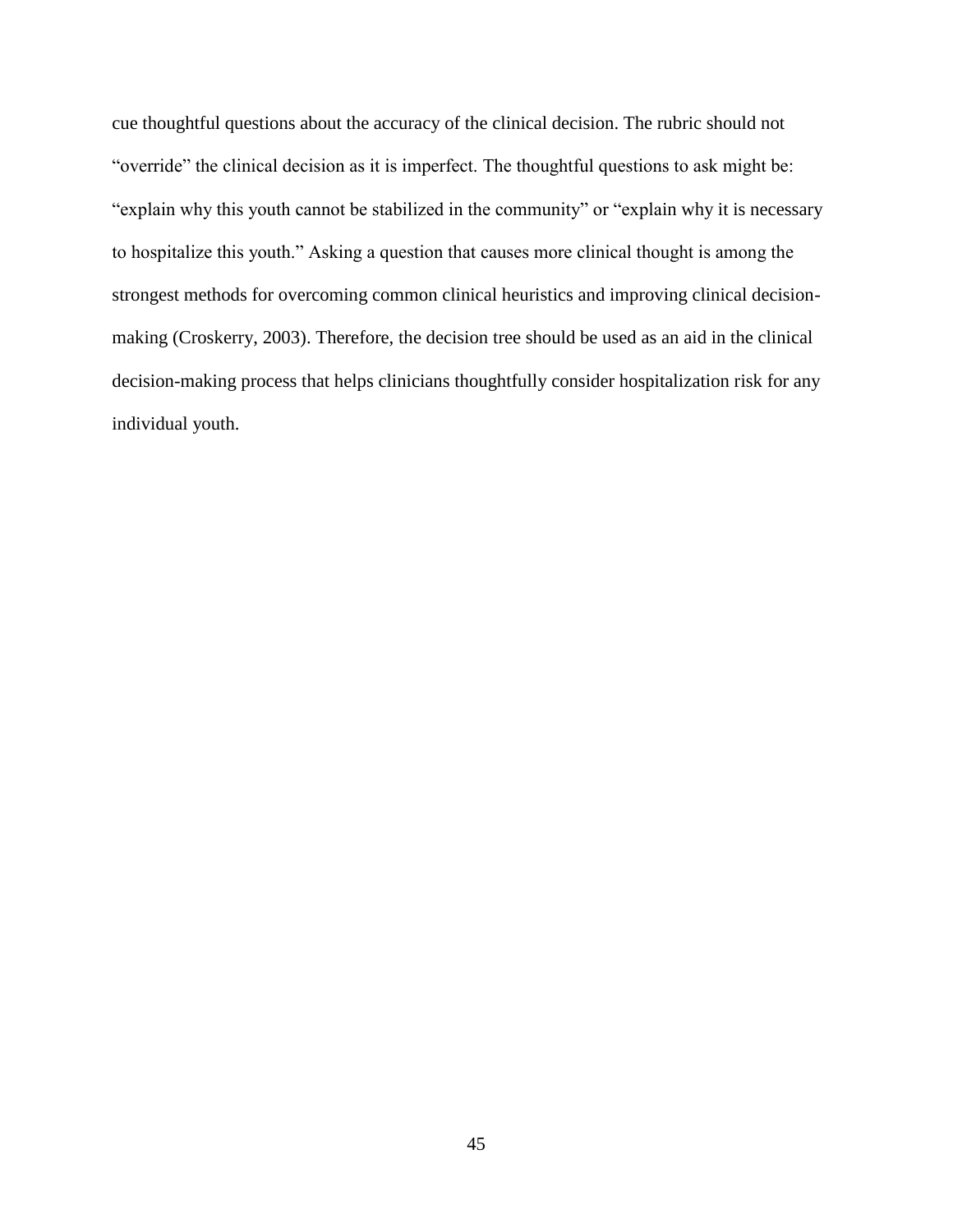cue thoughtful questions about the accuracy of the clinical decision. The rubric should not “override” the clinical decision as it is imperfect. The thoughtful questions to ask might be: “explain why this youth cannot be stabilized in the community” or “explain why it is necessary to hospitalize this youth.” Asking a question that causes more clinical thought is among the strongest methods for overcoming common clinical heuristics and improving clinical decision-making (Croskerry, 2003). Therefore, the decision tree should be used as an aid in the clinical decision-making process that helps clinicians thoughtfully consider hospitalization risk for any individual youth.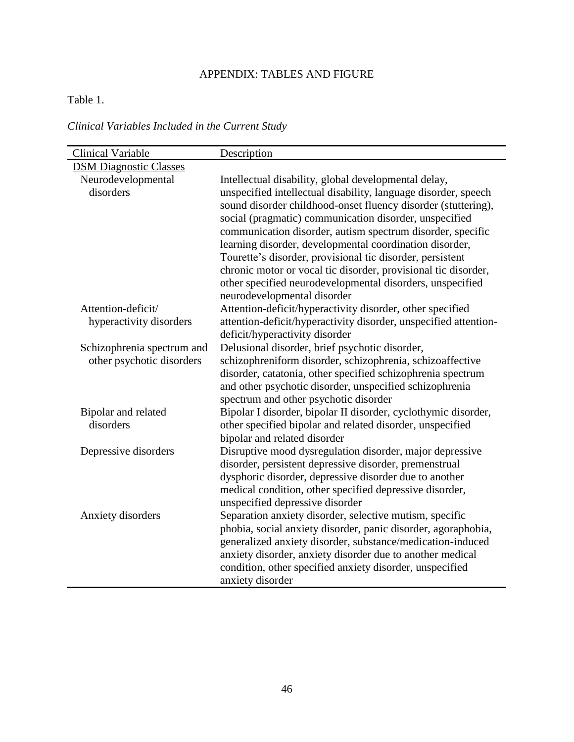# APPENDIX: TABLES AND FIGURE

Table 1.

*Clinical Variables Included in the Current Study*

| Clinical Variable | Description |
|---|---|
| DSM Diagnostic Classes | |
| Neurodevelopmental disorders | Intellectual disability, global developmental delay, unspecified intellectual disability, language disorder, speech sound disorder childhood-onset fluency disorder (stuttering), social (pragmatic) communication disorder, unspecified communication disorder, autism spectrum disorder, specific learning disorder, developmental coordination disorder, Tourette's disorder, provisional tic disorder, persistent chronic motor or vocal tic disorder, provisional tic disorder, other specified neurodevelopmental disorders, unspecified neurodevelopmental disorder |
| Attention-deficit/ hyperactivity disorders | Attention-deficit/hyperactivity disorder, other specified attention-deficit/hyperactivity disorder, unspecified attention-deficit/hyperactivity disorder |
| Schizophrenia spectrum and other psychotic disorders | Delusional disorder, brief psychotic disorder, schizophreniform disorder, schizophrenia, schizoaffective disorder, catatonia, other specified schizophrenia spectrum and other psychotic disorder, unspecified schizophrenia spectrum and other psychotic disorder |
| Bipolar and related disorders | Bipolar I disorder, bipolar II disorder, cyclothymic disorder, other specified bipolar and related disorder, unspecified bipolar and related disorder |
| Depressive disorders | Disruptive mood dysregulation disorder, major depressive disorder, persistent depressive disorder, premenstrual dysphoric disorder, depressive disorder due to another medical condition, other specified depressive disorder, unspecified depressive disorder |
| Anxiety disorders | Separation anxiety disorder, selective mutism, specific phobia, social anxiety disorder, panic disorder, agoraphobia, generalized anxiety disorder, substance/medication-induced anxiety disorder, anxiety disorder due to another medical condition, other specified anxiety disorder, unspecified anxiety disorder |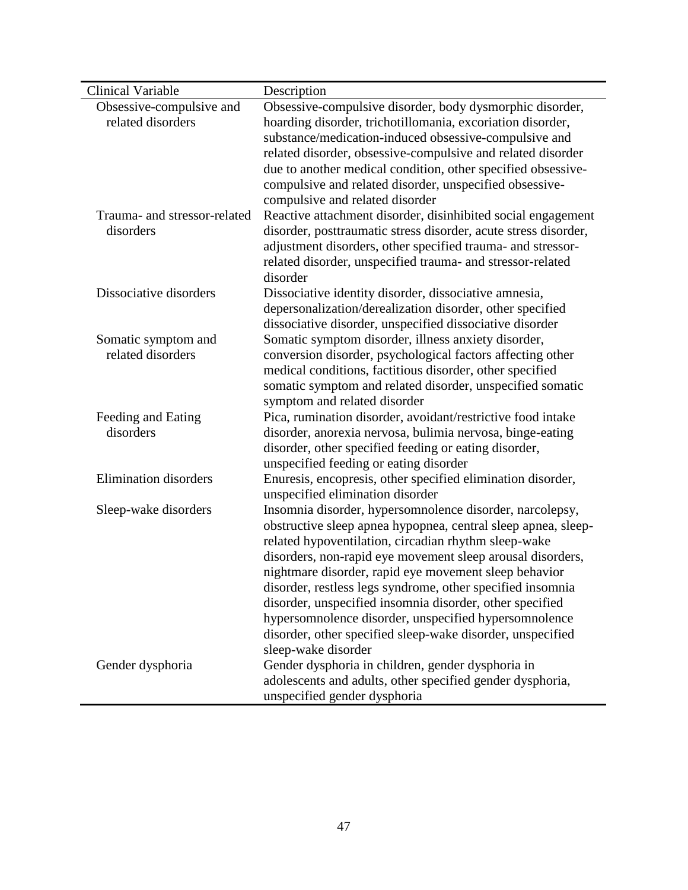| Clinical Variable | Description |
| --- | --- |
| Obsessive-compulsive and related disorders | Obsessive-compulsive disorder, body dysmorphic disorder, hoarding disorder, trichotillomania, excoriation disorder, substance/medication-induced obsessive-compulsive and related disorder, obsessive-compulsive and related disorder due to another medical condition, other specified obsessive-compulsive and related disorder, unspecified obsessive-compulsive and related disorder |
| Trauma- and stressor-related disorders | Reactive attachment disorder, disinhibited social engagement disorder, posttraumatic stress disorder, acute stress disorder, adjustment disorders, other specified trauma- and stressor-related disorder, unspecified trauma- and stressor-related disorder |
| Dissociative disorders | Dissociative identity disorder, dissociative amnesia, depersonalization/derealization disorder, other specified dissociative disorder, unspecified dissociative disorder |
| Somatic symptom and related disorders | Somatic symptom disorder, illness anxiety disorder, conversion disorder, psychological factors affecting other medical conditions, factitious disorder, other specified somatic symptom and related disorder, unspecified somatic symptom and related disorder |
| Feeding and Eating disorders | Pica, rumination disorder, avoidant/restrictive food intake disorder, anorexia nervosa, bulimia nervosa, binge-eating disorder, other specified feeding or eating disorder, unspecified feeding or eating disorder |
| Elimination disorders | Enuresis, encopresis, other specified elimination disorder, unspecified elimination disorder |
| Sleep-wake disorders | Insomnia disorder, hypersomnolence disorder, narcolepsy, obstructive sleep apnea hypopnea, central sleep apnea, sleep-related hypoventilation, circadian rhythm sleep-wake disorders, non-rapid eye movement sleep arousal disorders, nightmare disorder, rapid eye movement sleep behavior disorder, restless legs syndrome, other specified insomnia disorder, unspecified insomnia disorder, other specified hypersomnolence disorder, unspecified hypersomnolence disorder, other specified sleep-wake disorder, unspecified sleep-wake disorder |
| Gender dysphoria | Gender dysphoria in children, gender dysphoria in adolescents and adults, other specified gender dysphoria, unspecified gender dysphoria |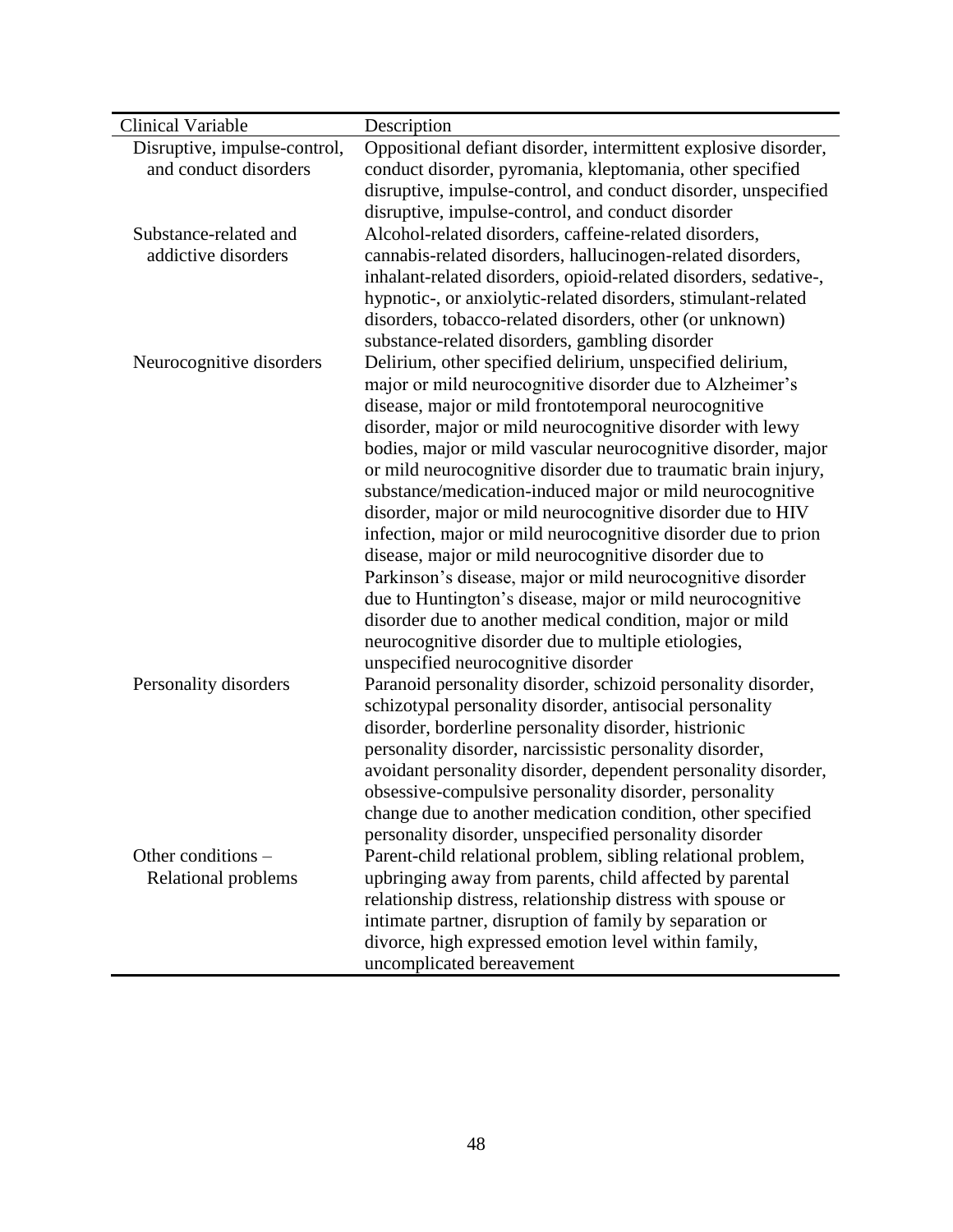| Clinical Variable | Description |
| --- | --- |
| Disruptive, impulse-control, and conduct disorders | Oppositional defiant disorder, intermittent explosive disorder, conduct disorder, pyromania, kleptomania, other specified disruptive, impulse-control, and conduct disorder, unspecified disruptive, impulse-control, and conduct disorder |
| Substance-related and addictive disorders | Alcohol-related disorders, caffeine-related disorders, cannabis-related disorders, hallucinogen-related disorders, inhalant-related disorders, opioid-related disorders, sedative-, hypnotic-, or anxiolytic-related disorders, stimulant-related disorders, tobacco-related disorders, other (or unknown) substance-related disorders, gambling disorder |
| Neurocognitive disorders | Delirium, other specified delirium, unspecified delirium, major or mild neurocognitive disorder due to Alzheimer's disease, major or mild frontotemporal neurocognitive disorder, major or mild neurocognitive disorder with lewy bodies, major or mild vascular neurocognitive disorder, major or mild neurocognitive disorder due to traumatic brain injury, substance/medication-induced major or mild neurocognitive disorder, major or mild neurocognitive disorder due to HIV infection, major or mild neurocognitive disorder due to prion disease, major or mild neurocognitive disorder due to Parkinson's disease, major or mild neurocognitive disorder due to Huntington's disease, major or mild neurocognitive disorder due to another medical condition, major or mild neurocognitive disorder due to multiple etiologies, unspecified neurocognitive disorder |
| Personality disorders | Paranoid personality disorder, schizoid personality disorder, schizotypal personality disorder, antisocial personality disorder, borderline personality disorder, histrionic personality disorder, narcissistic personality disorder, avoidant personality disorder, dependent personality disorder, obsessive-compulsive personality disorder, personality change due to another medication condition, other specified personality disorder, unspecified personality disorder |
| Other conditions – Relational problems | Parent-child relational problem, sibling relational problem, upbringing away from parents, child affected by parental relationship distress, relationship distress with spouse or intimate partner, disruption of family by separation or divorce, high expressed emotion level within family, uncomplicated bereavement |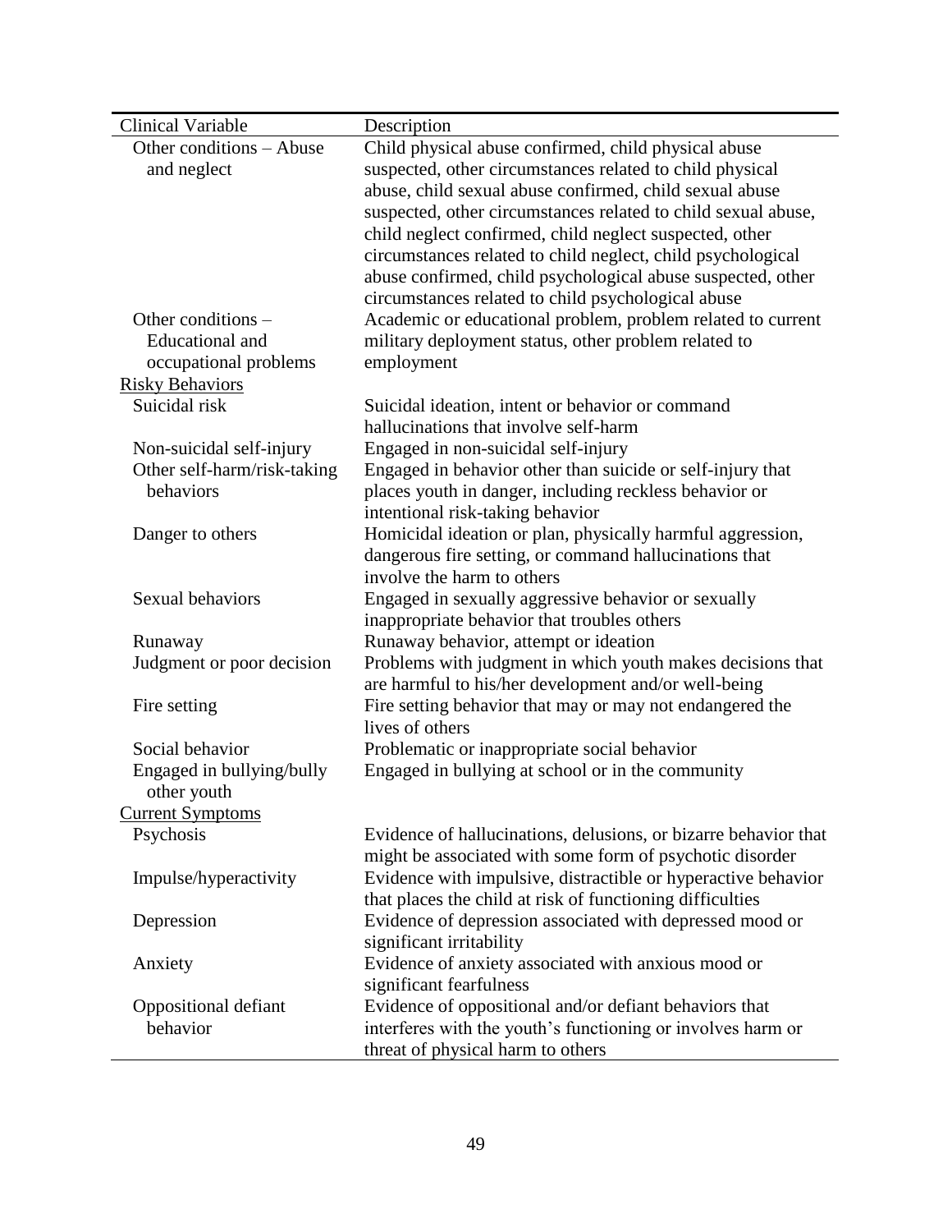| Clinical Variable | Description |
|---|---|
| Other conditions – Abuse and neglect | Child physical abuse confirmed, child physical abuse suspected, other circumstances related to child physical abuse, child sexual abuse confirmed, child sexual abuse suspected, other circumstances related to child sexual abuse, child neglect confirmed, child neglect suspected, other circumstances related to child neglect, child psychological abuse confirmed, child psychological abuse suspected, other circumstances related to child psychological abuse |
| Other conditions – Educational and occupational problems | Academic or educational problem, problem related to current military deployment status, other problem related to employment |
| Risky Behaviors | |
| Suicidal risk | Suicidal ideation, intent or behavior or command hallucinations that involve self-harm |
| Non-suicidal self-injury | Engaged in non-suicidal self-injury |
| Other self-harm/risk-taking behaviors | Engaged in behavior other than suicide or self-injury that places youth in danger, including reckless behavior or intentional risk-taking behavior |
| Danger to others | Homicidal ideation or plan, physically harmful aggression, dangerous fire setting, or command hallucinations that involve the harm to others |
| Sexual behaviors | Engaged in sexually aggressive behavior or sexually inappropriate behavior that troubles others |
| Runaway | Runaway behavior, attempt or ideation |
| Judgment or poor decision | Problems with judgment in which youth makes decisions that are harmful to his/her development and/or well-being |
| Fire setting | Fire setting behavior that may or may not endangered the lives of others |
| Social behavior | Problematic or inappropriate social behavior |
| Engaged in bullying/bully other youth | Engaged in bullying at school or in the community |
| Current Symptoms | |
| Psychosis | Evidence of hallucinations, delusions, or bizarre behavior that might be associated with some form of psychotic disorder |
| Impulse/hyperactivity | Evidence with impulsive, distractible or hyperactive behavior that places the child at risk of functioning difficulties |
| Depression | Evidence of depression associated with depressed mood or significant irritability |
| Anxiety | Evidence of anxiety associated with anxious mood or significant fearfulness |
| Oppositional defiant behavior | Evidence of oppositional and/or defiant behaviors that interferes with the youth's functioning or involves harm or threat of physical harm to others |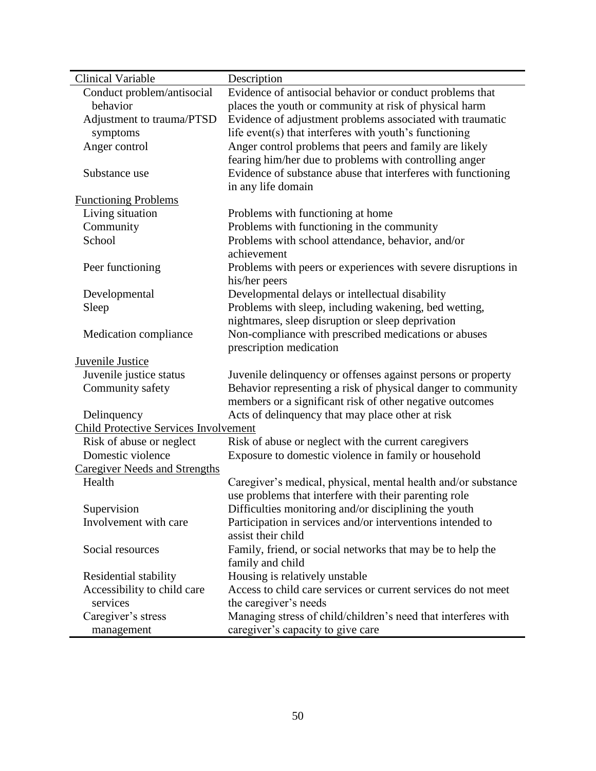| Clinical Variable | Description |
|---|---|
| Conduct problem/antisocial behavior | Evidence of antisocial behavior or conduct problems that places the youth or community at risk of physical harm |
| Adjustment to trauma/PTSD symptoms | Evidence of adjustment problems associated with traumatic life event(s) that interferes with youth's functioning |
| Anger control | Anger control problems that peers and family are likely fearing him/her due to problems with controlling anger |
| Substance use | Evidence of substance abuse that interferes with functioning in any life domain |
| Functioning Problems | |
| Living situation | Problems with functioning at home |
| Community | Problems with functioning in the community |
| School | Problems with school attendance, behavior, and/or achievement |
| Peer functioning | Problems with peers or experiences with severe disruptions in his/her peers |
| Developmental | Developmental delays or intellectual disability |
| Sleep | Problems with sleep, including wakening, bed wetting, nightmares, sleep disruption or sleep deprivation |
| Medication compliance | Non-compliance with prescribed medications or abuses prescription medication |
| Juvenile Justice | |
| Juvenile justice status | Juvenile delinquency or offenses against persons or property |
| Community safety | Behavior representing a risk of physical danger to community members or a significant risk of other negative outcomes |
| Delinquency | Acts of delinquency that may place other at risk |
| Child Protective Services Involvement | |
| Risk of abuse or neglect | Risk of abuse or neglect with the current caregivers |
| Domestic violence | Exposure to domestic violence in family or household |
| Caregiver Needs and Strengths | |
| Health | Caregiver's medical, physical, mental health and/or substance use problems that interfere with their parenting role |
| Supervision | Difficulties monitoring and/or disciplining the youth |
| Involvement with care | Participation in services and/or interventions intended to assist their child |
| Social resources | Family, friend, or social networks that may be to help the family and child |
| Residential stability | Housing is relatively unstable |
| Accessibility to child care services | Access to child care services or current services do not meet the caregiver's needs |
| Caregiver's stress management | Managing stress of child/children's need that interferes with caregiver's capacity to give care |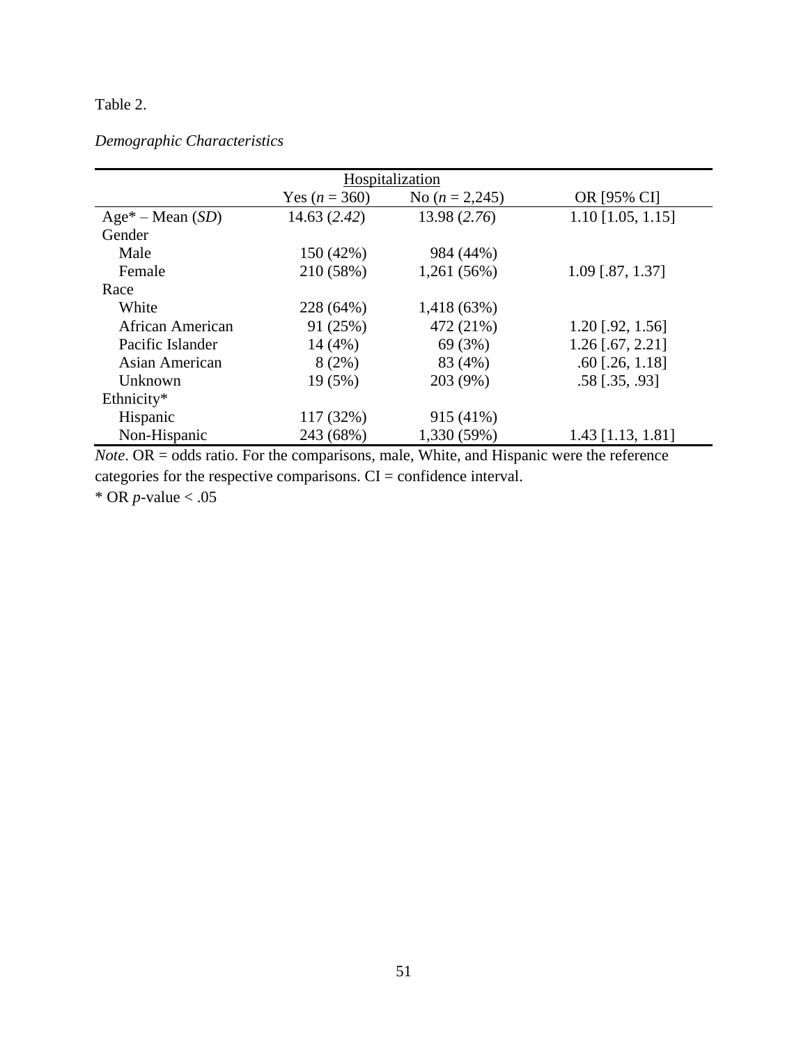Table 2.

*Demographic Characteristics*

| | Hospitalization | | |
|---|---|---|---|
| | Yes (*n* = 360) | No (*n* = 2,245) | OR [95% CI] |
| Age* – Mean (*SD*) | 14.63 (*2.42*) | 13.98 (*2.76*) | 1.10 [1.05, 1.15] |
| Gender | | | |
| Male | 150 (42%) | 984 (44%) | |
| Female | 210 (58%) | 1,261 (56%) | 1.09 [.87, 1.37] |
| Race | | | |
| White | 228 (64%) | 1,418 (63%) | |
| African American | 91 (25%) | 472 (21%) | 1.20 [.92, 1.56] |
| Pacific Islander | 14 (4%) | 69 (3%) | 1.26 [.67, 2.21] |
| Asian American | 8 (2%) | 83 (4%) | .60 [.26, 1.18] |
| Unknown | 19 (5%) | 203 (9%) | .58 [.35, .93] |
| Ethnicity* | | | |
| Hispanic | 117 (32%) | 915 (41%) | |
| Non-Hispanic | 243 (68%) | 1,330 (59%) | 1.43 [1.13, 1.81] |

*Note*. OR = odds ratio. For the comparisons, male, White, and Hispanic were the reference categories for the respective comparisons. CI = confidence interval.

* OR *p*-value < .05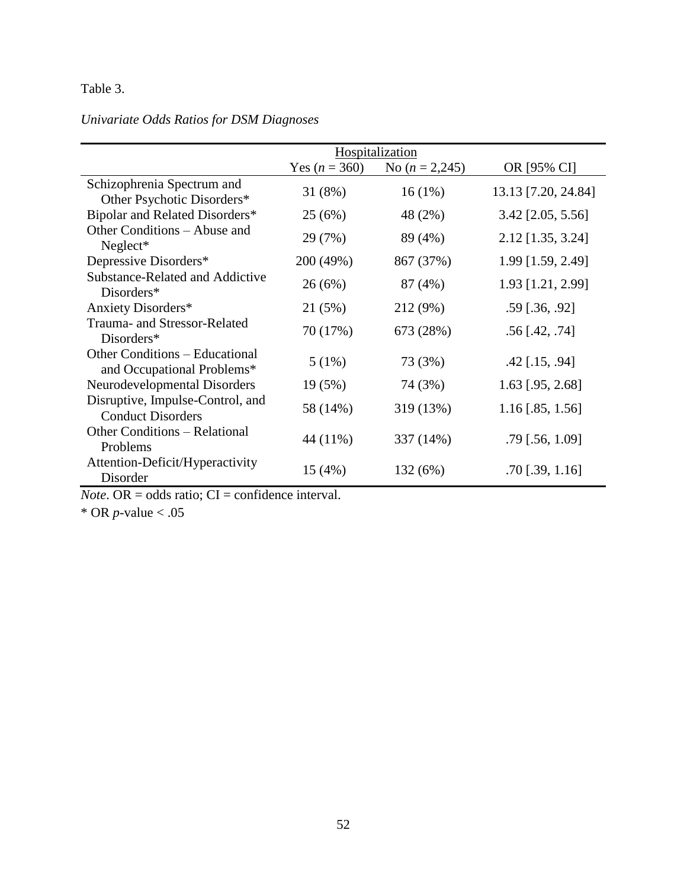Table 3.

*Univariate Odds Ratios for DSM Diagnoses*

| | Hospitalization | | |
|---|---|---|---|
| | Yes (*n* = 360) | No (*n* = 2,245) | OR [95% CI] |
| Schizophrenia Spectrum and Other Psychotic Disorders* | 31 (8%) | 16 (1%) | 13.13 [7.20, 24.84] |
| Bipolar and Related Disorders* | 25 (6%) | 48 (2%) | 3.42 [2.05, 5.56] |
| Other Conditions – Abuse and Neglect* | 29 (7%) | 89 (4%) | 2.12 [1.35, 3.24] |
| Depressive Disorders* | 200 (49%) | 867 (37%) | 1.99 [1.59, 2.49] |
| Substance-Related and Addictive Disorders* | 26 (6%) | 87 (4%) | 1.93 [1.21, 2.99] |
| Anxiety Disorders* | 21 (5%) | 212 (9%) | .59 [.36, .92] |
| Trauma- and Stressor-Related Disorders* | 70 (17%) | 673 (28%) | .56 [.42, .74] |
| Other Conditions – Educational and Occupational Problems* | 5 (1%) | 73 (3%) | .42 [.15, .94] |
| Neurodevelopmental Disorders | 19 (5%) | 74 (3%) | 1.63 [.95, 2.68] |
| Disruptive, Impulse-Control, and Conduct Disorders | 58 (14%) | 319 (13%) | 1.16 [.85, 1.56] |
| Other Conditions – Relational Problems | 44 (11%) | 337 (14%) | .79 [.56, 1.09] |
| Attention-Deficit/Hyperactivity Disorder | 15 (4%) | 132 (6%) | .70 [.39, 1.16] |

*Note*. OR = odds ratio; CI = confidence interval.

\* OR *p*-value < .05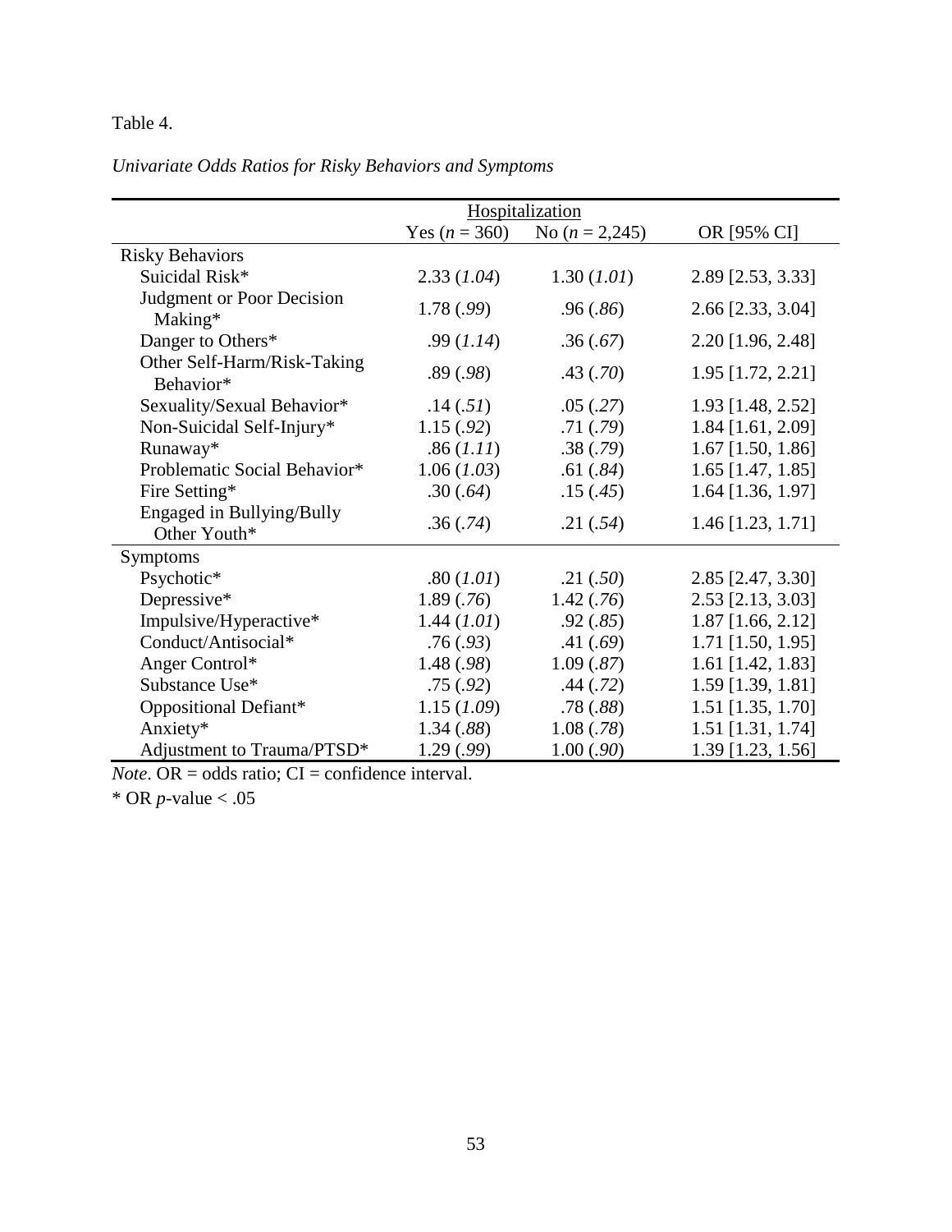Table 4.

*Univariate Odds Ratios for Risky Behaviors and Symptoms*

| | Hospitalization | | |
|---|---|---|---|
| | Yes ($n$ = 360) | No ($n$ = 2,245) | OR [95% CI] |
| Risky Behaviors | | | |
| Suicidal Risk* | 2.33 (*1.04*) | 1.30 (*1.01*) | 2.89 [2.53, 3.33] |
| Judgment or Poor Decision Making* | 1.78 (*.99*) | .96 (*.86*) | 2.66 [2.33, 3.04] |
| Danger to Others* | .99 (*1.14*) | .36 (*.67*) | 2.20 [1.96, 2.48] |
| Other Self-Harm/Risk-Taking Behavior* | .89 (*.98*) | .43 (*.70*) | 1.95 [1.72, 2.21] |
| Sexuality/Sexual Behavior* | .14 (*.51*) | .05 (*.27*) | 1.93 [1.48, 2.52] |
| Non-Suicidal Self-Injury* | 1.15 (*.92*) | .71 (*.79*) | 1.84 [1.61, 2.09] |
| Runaway* | .86 (*1.11*) | .38 (*.79*) | 1.67 [1.50, 1.86] |
| Problematic Social Behavior* | 1.06 (*1.03*) | .61 (*.84*) | 1.65 [1.47, 1.85] |
| Fire Setting* | .30 (*.64*) | .15 (*.45*) | 1.64 [1.36, 1.97] |
| Engaged in Bullying/Bully Other Youth* | .36 (*.74*) | .21 (*.54*) | 1.46 [1.23, 1.71] |
| Symptoms | | | |
| Psychotic* | .80 (*1.01*) | .21 (*.50*) | 2.85 [2.47, 3.30] |
| Depressive* | 1.89 (*.76*) | 1.42 (*.76*) | 2.53 [2.13, 3.03] |
| Impulsive/Hyperactive* | 1.44 (*1.01*) | .92 (*.85*) | 1.87 [1.66, 2.12] |
| Conduct/Antisocial* | .76 (*.93*) | .41 (*.69*) | 1.71 [1.50, 1.95] |
| Anger Control* | 1.48 (*.98*) | 1.09 (*.87*) | 1.61 [1.42, 1.83] |
| Substance Use* | .75 (*.92*) | .44 (*.72*) | 1.59 [1.39, 1.81] |
| Oppositional Defiant* | 1.15 (*1.09*) | .78 (*.88*) | 1.51 [1.35, 1.70] |
| Anxiety* | 1.34 (*.88*) | 1.08 (*.78*) | 1.51 [1.31, 1.74] |
| Adjustment to Trauma/PTSD* | 1.29 (*.99*) | 1.00 (*.90*) | 1.39 [1.23, 1.56] |

*Note*. OR = odds ratio; CI = confidence interval.

* OR $p$-value < .05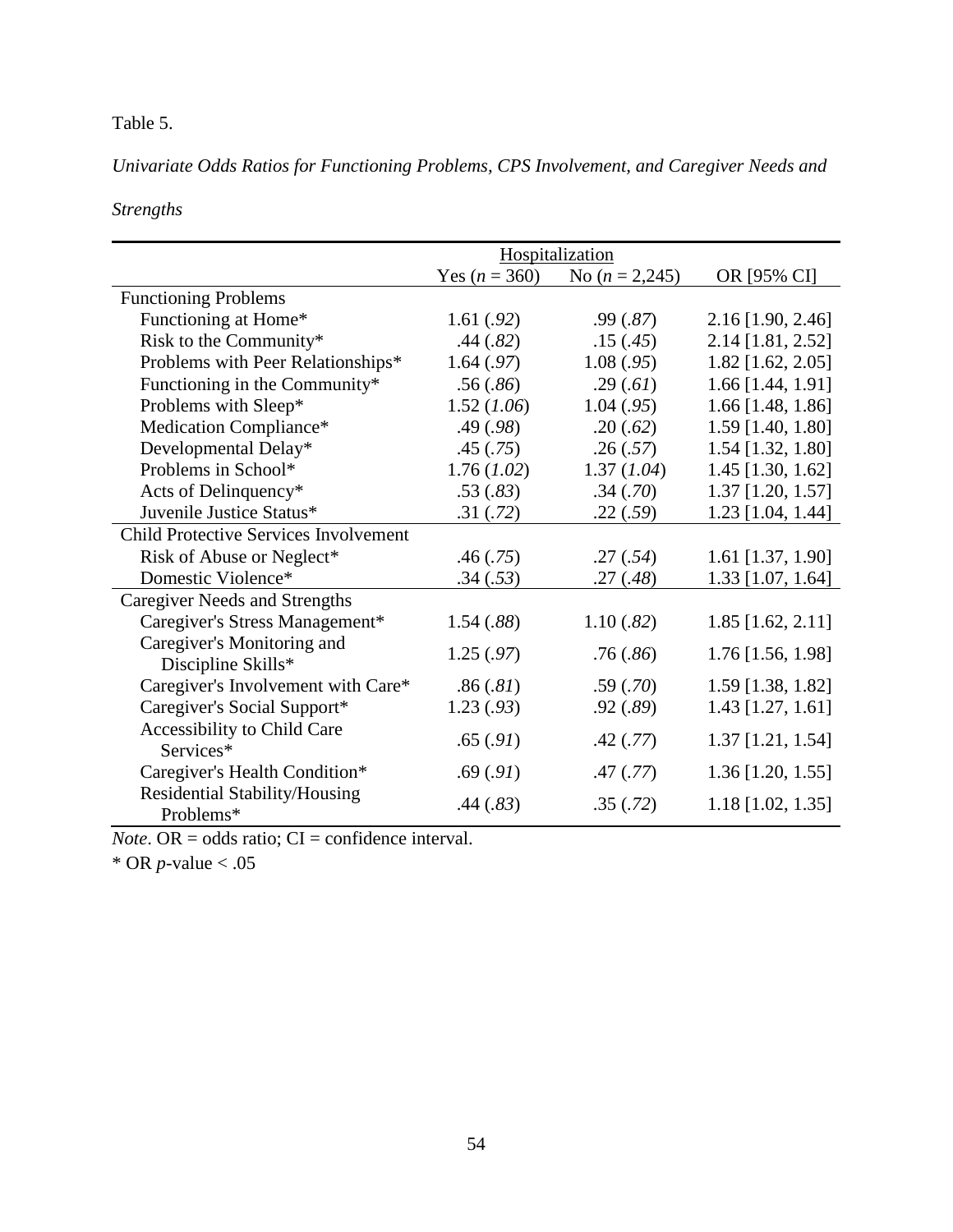Table 5.

*Univariate Odds Ratios for Functioning Problems, CPS Involvement, and Caregiver Needs and Strengths*

| | Hospitalization | | |
|---|---|---|---|
| | Yes (*n* = 360) | No (*n* = 2,245) | OR [95% CI] |
| Functioning Problems | | | |
| Functioning at Home* | 1.61 (*.92*) | .99 (*.87*) | 2.16 [1.90, 2.46] |
| Risk to the Community* | .44 (*.82*) | .15 (*.45*) | 2.14 [1.81, 2.52] |
| Problems with Peer Relationships* | 1.64 (*.97*) | 1.08 (*.95*) | 1.82 [1.62, 2.05] |
| Functioning in the Community* | .56 (*.86*) | .29 (*.61*) | 1.66 [1.44, 1.91] |
| Problems with Sleep* | 1.52 (*1.06*) | 1.04 (*.95*) | 1.66 [1.48, 1.86] |
| Medication Compliance* | .49 (*.98*) | .20 (*.62*) | 1.59 [1.40, 1.80] |
| Developmental Delay* | .45 (*.75*) | .26 (*.57*) | 1.54 [1.32, 1.80] |
| Problems in School* | 1.76 (*1.02*) | 1.37 (*1.04*) | 1.45 [1.30, 1.62] |
| Acts of Delinquency* | .53 (*.83*) | .34 (*.70*) | 1.37 [1.20, 1.57] |
| Juvenile Justice Status* | .31 (*.72*) | .22 (*.59*) | 1.23 [1.04, 1.44] |
| Child Protective Services Involvement | | | |
| Risk of Abuse or Neglect* | .46 (*.75*) | .27 (*.54*) | 1.61 [1.37, 1.90] |
| Domestic Violence* | .34 (*.53*) | .27 (*.48*) | 1.33 [1.07, 1.64] |
| Caregiver Needs and Strengths | | | |
| Caregiver's Stress Management* | 1.54 (*.88*) | 1.10 (*.82*) | 1.85 [1.62, 2.11] |
| Caregiver's Monitoring and Discipline Skills* | 1.25 (*.97*) | .76 (*.86*) | 1.76 [1.56, 1.98] |
| Caregiver's Involvement with Care* | .86 (*.81*) | .59 (*.70*) | 1.59 [1.38, 1.82] |
| Caregiver's Social Support* | 1.23 (*.93*) | .92 (*.89*) | 1.43 [1.27, 1.61] |
| Accessibility to Child Care Services* | .65 (*.91*) | .42 (*.77*) | 1.37 [1.21, 1.54] |
| Caregiver's Health Condition* | .69 (*.91*) | .47 (*.77*) | 1.36 [1.20, 1.55] |
| Residential Stability/Housing Problems* | .44 (*.83*) | .35 (*.72*) | 1.18 [1.02, 1.35] |

*Note*. OR = odds ratio; CI = confidence interval.

* OR *p*-value < .05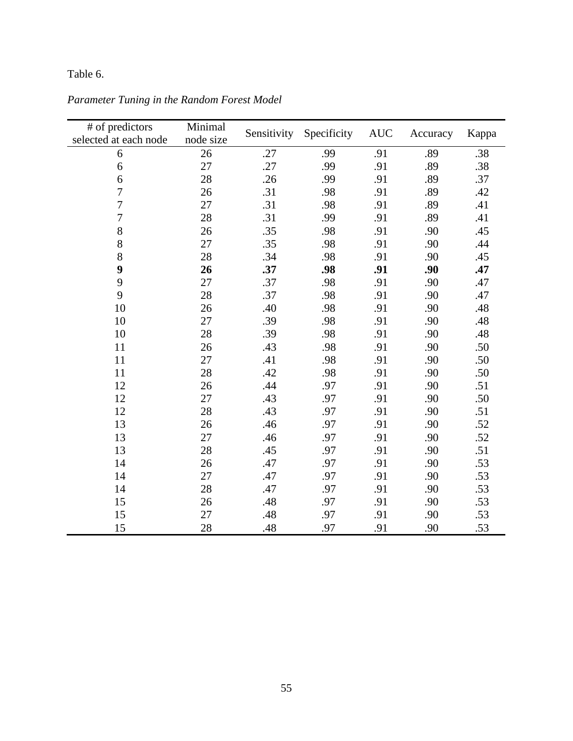Table 6.

*Parameter Tuning in the Random Forest Model*

| # of predictors selected at each node | Minimal node size | Sensitivity | Specificity | AUC | Accuracy | Kappa |
|---|---|---|---|---|---|---|
| 6 | 26 | .27 | .99 | .91 | .89 | .38 |
| 6 | 27 | .27 | .99 | .91 | .89 | .38 |
| 6 | 28 | .26 | .99 | .91 | .89 | .37 |
| 7 | 26 | .31 | .98 | .91 | .89 | .42 |
| 7 | 27 | .31 | .98 | .91 | .89 | .41 |
| 7 | 28 | .31 | .99 | .91 | .89 | .41 |
| 8 | 26 | .35 | .98 | .91 | .90 | .45 |
| 8 | 27 | .35 | .98 | .91 | .90 | .44 |
| 8 | 28 | .34 | .98 | .91 | .90 | .45 |
| **9** | **26** | **.37** | **.98** | **.91** | **.90** | **.47** |
| 9 | 27 | .37 | .98 | .91 | .90 | .47 |
| 9 | 28 | .37 | .98 | .91 | .90 | .47 |
| 10 | 26 | .40 | .98 | .91 | .90 | .48 |
| 10 | 27 | .39 | .98 | .91 | .90 | .48 |
| 10 | 28 | .39 | .98 | .91 | .90 | .48 |
| 11 | 26 | .43 | .98 | .91 | .90 | .50 |
| 11 | 27 | .41 | .98 | .91 | .90 | .50 |
| 11 | 28 | .42 | .98 | .91 | .90 | .50 |
| 12 | 26 | .44 | .97 | .91 | .90 | .51 |
| 12 | 27 | .43 | .97 | .91 | .90 | .50 |
| 12 | 28 | .43 | .97 | .91 | .90 | .51 |
| 13 | 26 | .46 | .97 | .91 | .90 | .52 |
| 13 | 27 | .46 | .97 | .91 | .90 | .52 |
| 13 | 28 | .45 | .97 | .91 | .90 | .51 |
| 14 | 26 | .47 | .97 | .91 | .90 | .53 |
| 14 | 27 | .47 | .97 | .91 | .90 | .53 |
| 14 | 28 | .47 | .97 | .91 | .90 | .53 |
| 15 | 26 | .48 | .97 | .91 | .90 | .53 |
| 15 | 27 | .48 | .97 | .91 | .90 | .53 |
| 15 | 28 | .48 | .97 | .91 | .90 | .53 |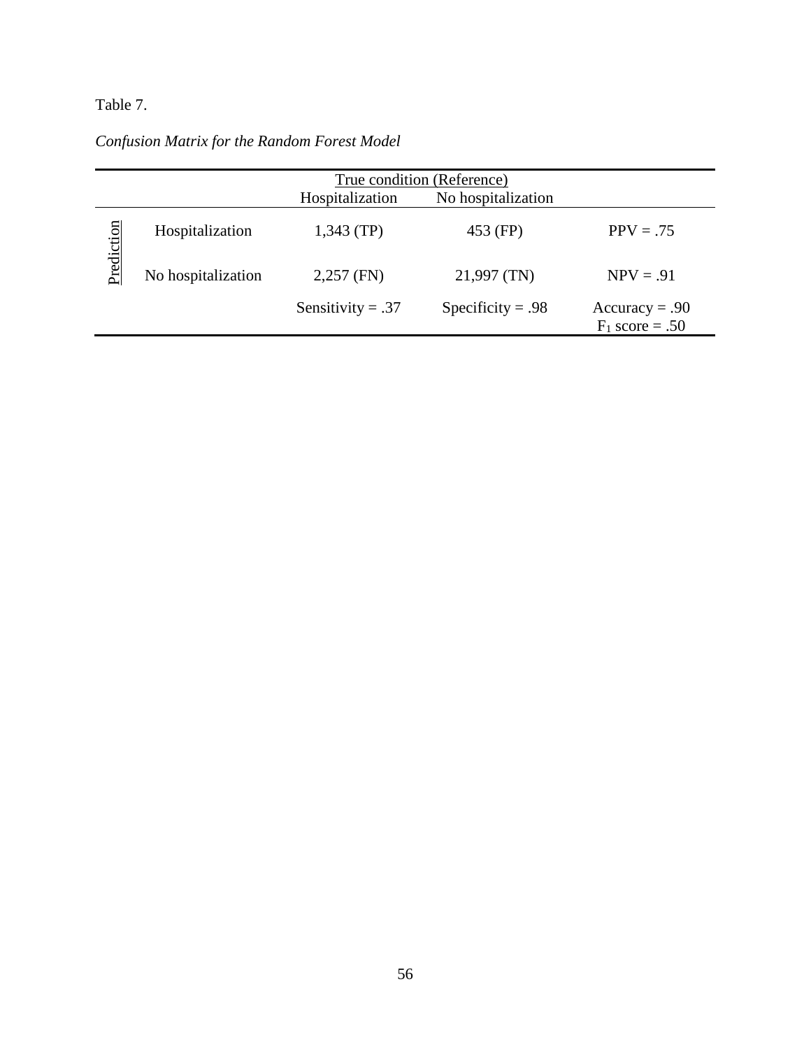Table 7.

*Confusion Matrix for the Random Forest Model*

| | | True condition (Reference) | | |
|---|---|---|---|---|
| | | Hospitalization | No hospitalization | |
| Prediction | Hospitalization | 1,343 (TP) | 453 (FP) | PPV = .75 |
| | No hospitalization | 2,257 (FN) | 21,997 (TN) | NPV = .91 |
| | | Sensitivity = .37 | Specificity = .98 | Accuracy = .90<br>$F_1$ score = .50 |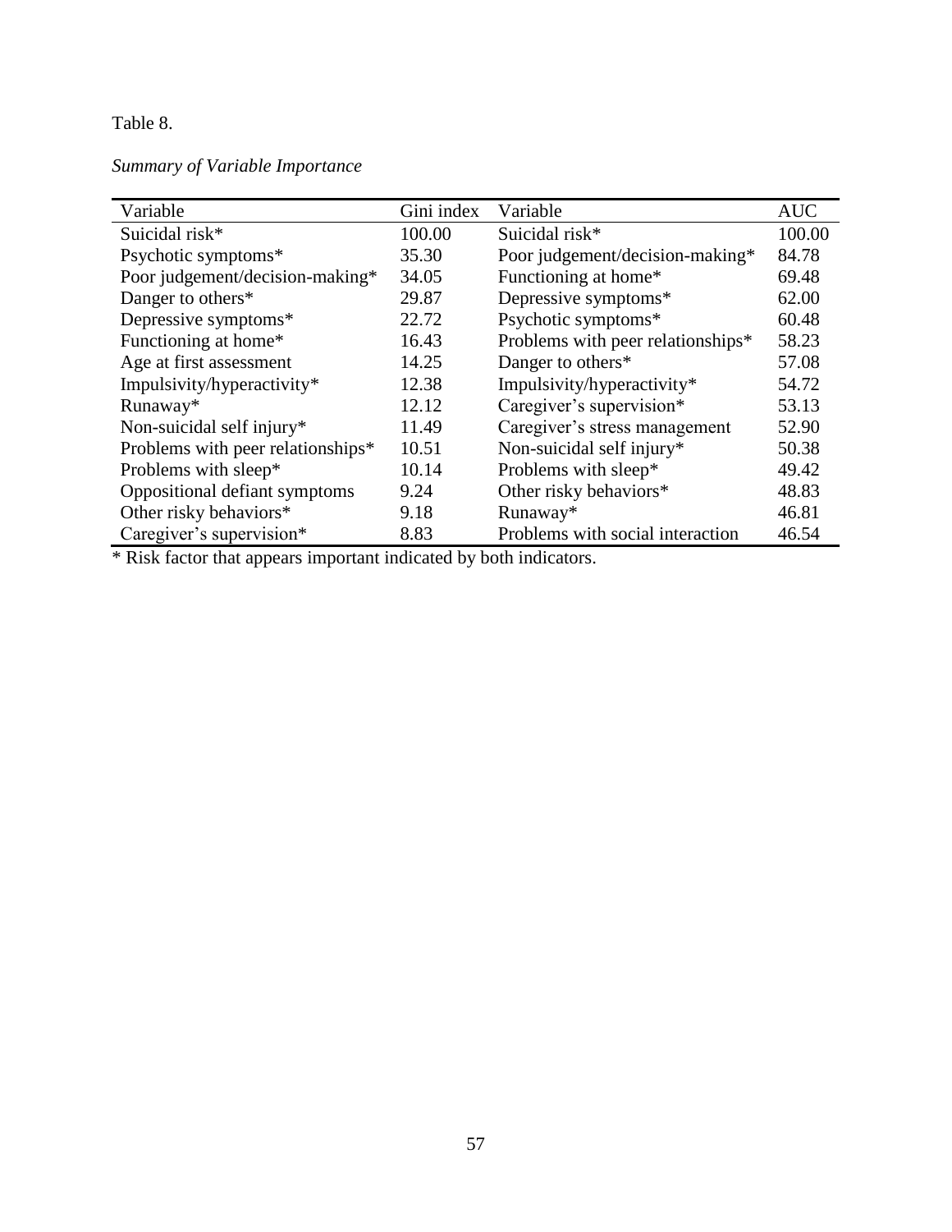Table 8.

*Summary of Variable Importance*

| Variable | Gini index | Variable | AUC |
|---|---|---|---|
| Suicidal risk* | 100.00 | Suicidal risk* | 100.00 |
| Psychotic symptoms* | 35.30 | Poor judgement/decision-making* | 84.78 |
| Poor judgement/decision-making* | 34.05 | Functioning at home* | 69.48 |
| Danger to others* | 29.87 | Depressive symptoms* | 62.00 |
| Depressive symptoms* | 22.72 | Psychotic symptoms* | 60.48 |
| Functioning at home* | 16.43 | Problems with peer relationships* | 58.23 |
| Age at first assessment | 14.25 | Danger to others* | 57.08 |
| Impulsivity/hyperactivity* | 12.38 | Impulsivity/hyperactivity* | 54.72 |
| Runaway* | 12.12 | Caregiver's supervision* | 53.13 |
| Non-suicidal self injury* | 11.49 | Caregiver's stress management | 52.90 |
| Problems with peer relationships* | 10.51 | Non-suicidal self injury* | 50.38 |
| Problems with sleep* | 10.14 | Problems with sleep* | 49.42 |
| Oppositional defiant symptoms | 9.24 | Other risky behaviors* | 48.83 |
| Other risky behaviors* | 9.18 | Runaway* | 46.81 |
| Caregiver's supervision* | 8.83 | Problems with social interaction | 46.54 |

* Risk factor that appears important indicated by both indicators.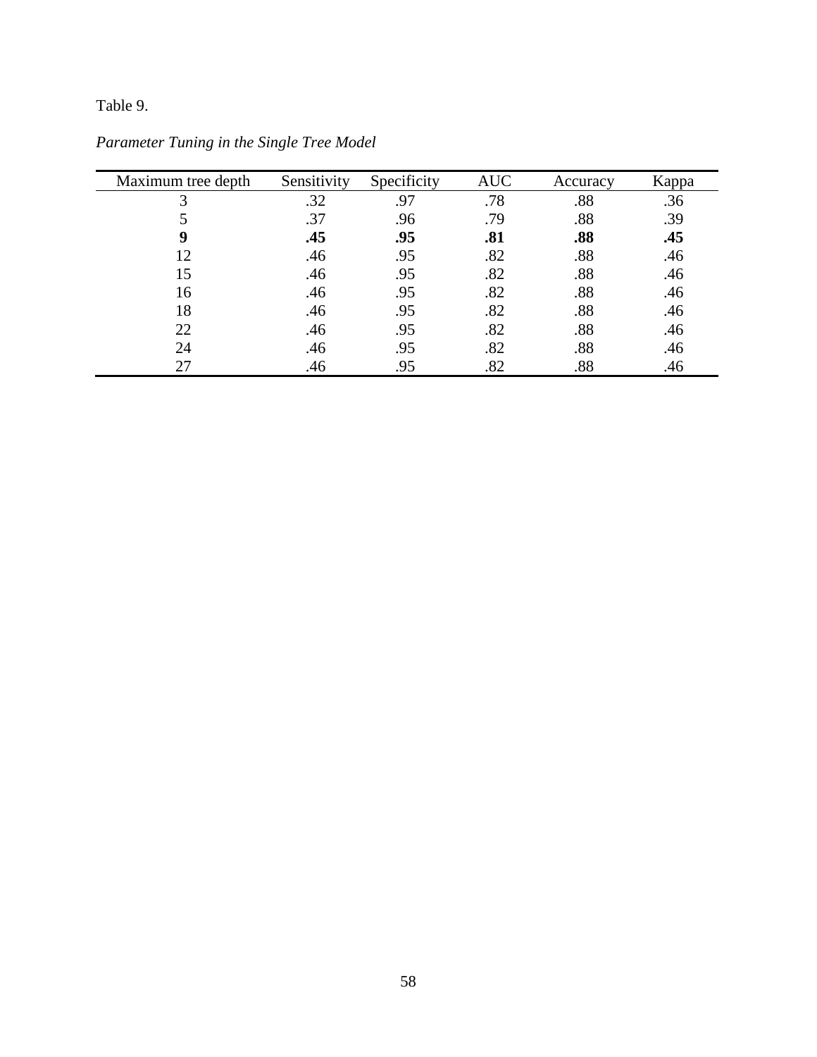Table 9.

*Parameter Tuning in the Single Tree Model*

| Maximum tree depth | Sensitivity | Specificity | AUC | Accuracy | Kappa |
|---|---|---|---|---|---|
| 3 | .32 | .97 | .78 | .88 | .36 |
| 5 | .37 | .96 | .79 | .88 | .39 |
| **9** | **.45** | **.95** | **.81** | **.88** | **.45** |
| 12 | .46 | .95 | .82 | .88 | .46 |
| 15 | .46 | .95 | .82 | .88 | .46 |
| 16 | .46 | .95 | .82 | .88 | .46 |
| 18 | .46 | .95 | .82 | .88 | .46 |
| 22 | .46 | .95 | .82 | .88 | .46 |
| 24 | .46 | .95 | .82 | .88 | .46 |
| 27 | .46 | .95 | .82 | .88 | .46 |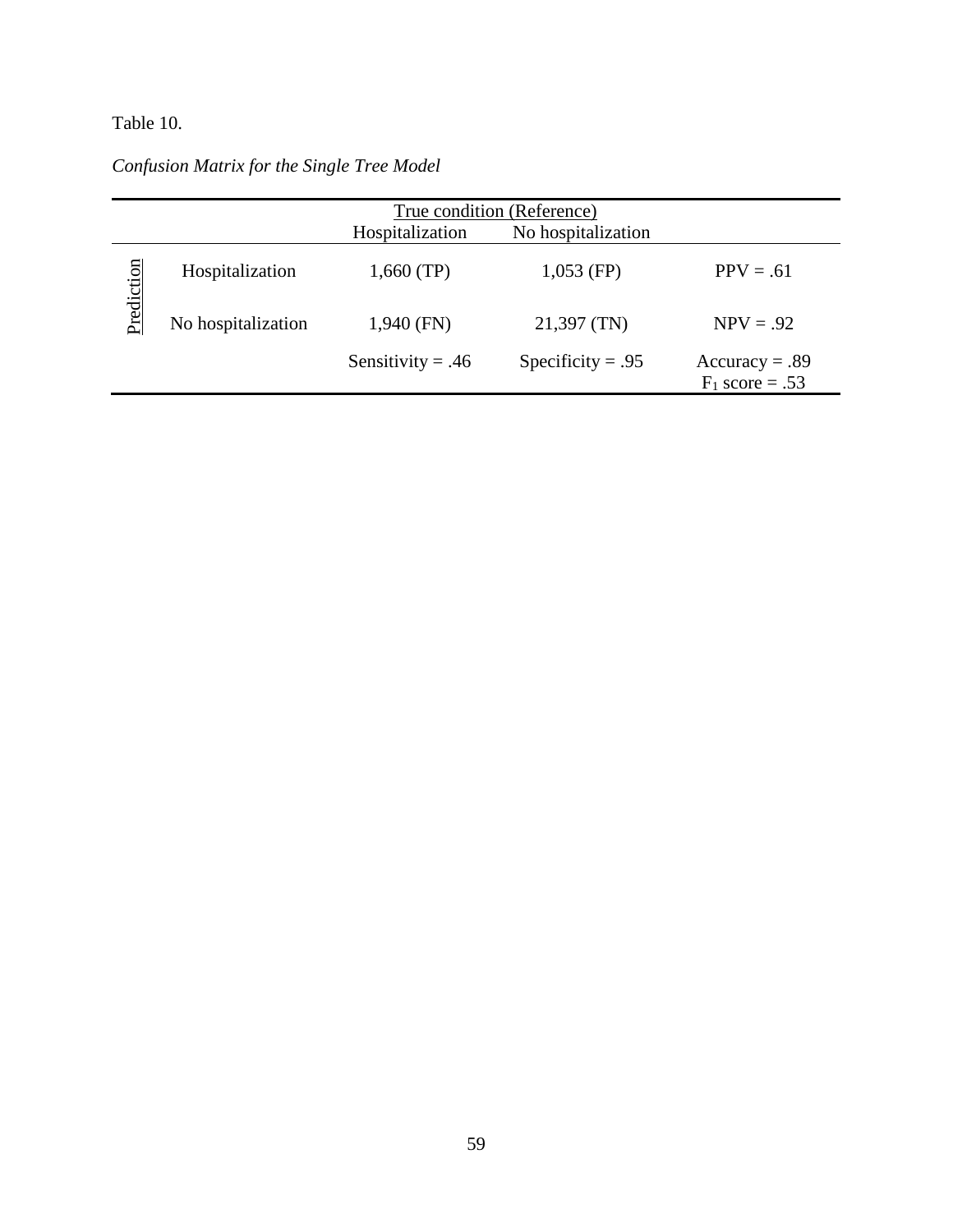Table 10.

*Confusion Matrix for the Single Tree Model*

| | | True condition (Reference) | | |
|---|---|---|---|---|
| | | Hospitalization | No hospitalization | |
| Prediction | Hospitalization | 1,660 (TP) | 1,053 (FP) | PPV = .61 |
| | No hospitalization | 1,940 (FN) | 21,397 (TN) | NPV = .92 |
| | | Sensitivity = .46 | Specificity = .95 | Accuracy = .89<br>$F_1$ score = .53 |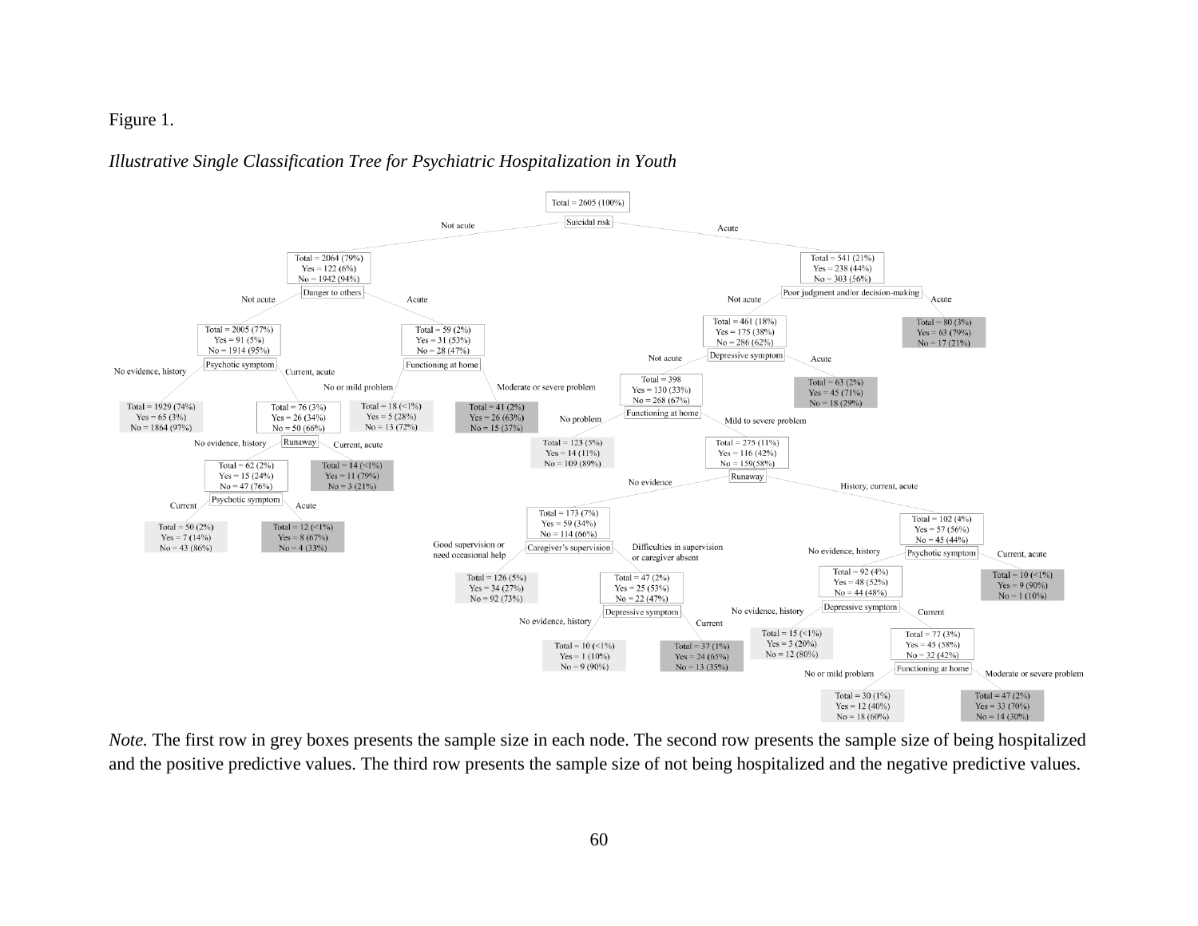Figure 1.

*Illustrative Single Classification Tree for Psychiatric Hospitalization in Youth*

- Total = 2605 (100%) — split: **Suicidal risk**
  - Not acute: Total = 2064 (79%); Yes = 122 (6%); No = 1942 (94%) — split: **Danger to others**
    - Not acute: Total = 2005 (77%); Yes = 91 (5%); No = 1914 (95%) — split: **Psychotic symptom**
      - No evidence, history: Total = 1929 (74%); Yes = 65 (3%); No = 1864 (97%)
      - Current, acute: Total = 76 (3%); Yes = 26 (34%); No = 50 (66%) — split: **Runaway**
        - No evidence, history: Total = 62 (2%); Yes = 15 (24%); No = 47 (76%) — split: **Psychotic symptom**
          - Current: Total = 50 (2%); Yes = 7 (14%); No = 43 (86%)
          - Acute: Total = 12 (<1%); Yes = 8 (67%); No = 4 (33%)
        - Current, acute: Total = 14 (<1%); Yes = 11 (79%); No = 3 (21%)
    - Acute: Total = 59 (2%); Yes = 31 (53%); No = 28 (47%) — split: **Functioning at home**
      - No or mild problem: Total = 18 (<1%); Yes = 5 (28%); No = 13 (72%)
      - Moderate or severe problem: Total = 41 (2%); Yes = 26 (63%); No = 15 (37%)
  - Acute: Total = 541 (21%); Yes = 238 (44%); No = 303 (56%) — split: **Poor judgment and/or decision-making**
    - Not acute: Total = 461 (18%); Yes = 175 (38%); No = 286 (62%) — split: **Depressive symptom**
      - Not acute: Total = 398; Yes = 130 (33%); No = 268 (67%) — split: **Functioning at home**
        - No problem: Total = 123 (5%); Yes = 14 (11%); No = 109 (89%)
        - Mild to severe problem: Total = 275 (11%); Yes = 116 (42%); No = 159(58%) — split: **Runaway**
          - No evidence: Total = 173 (7%); Yes = 59 (34%); No = 114 (66%) — split: **Caregiver's supervision**
            - Good supervision or need occasional help: Total = 126 (5%); Yes = 34 (27%); No = 92 (73%)
            - Difficulties in supervision or caregiver absent: Total = 47 (2%); Yes = 25 (53%); No = 22 (47%) — split: **Depressive symptom**
              - No evidence, history: Total = 10 (<1%); Yes = 1 (10%); No = 9 (90%)
              - Current: Total = 37 (1%); Yes = 24 (65%); No = 13 (35%)
          - History, current, acute: Total = 102 (4%); Yes = 57 (56%); No = 45 (44%) — split: **Psychotic symptom**
            - No evidence, history: Total = 92 (4%); Yes = 48 (52%); No = 44 (48%) — split: **Depressive symptom**
              - No evidence, history: Total = 15 (<1%); Yes = 3 (20%); No = 12 (80%)
              - Current: Total = 77 (3%); Yes = 45 (58%); No = 32 (42%) — split: **Functioning at home**
                - No or mild problem: Total = 30 (1%); Yes = 12 (40%); No = 18 (60%)
                - Moderate or severe problem: Total = 47 (2%); Yes = 33 (70%); No = 14 (30%)
            - Current, acute: Total = 10 (<1%); Yes = 9 (90%); No = 1 (10%)
      - Acute: Total = 63 (2%); Yes = 45 (71%); No = 18 (29%)
    - Acute: Total = 80 (3%); Yes = 63 (79%); No = 17 (21%)

*Note.* The first row in grey boxes presents the sample size in each node. The second row presents the sample size of being hospitalized and the positive predictive values. The third row presents the sample size of not being hospitalized and the negative predictive values.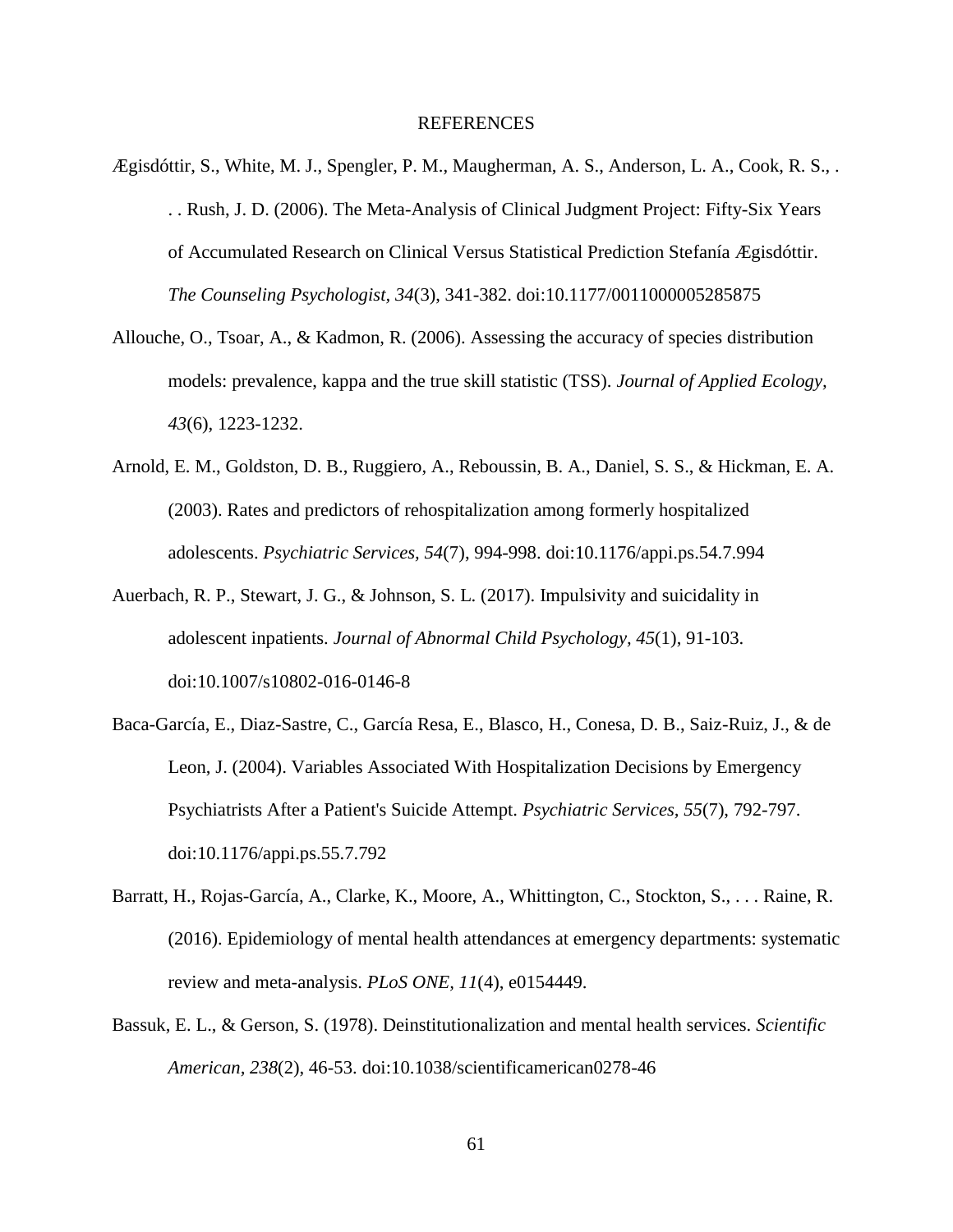# REFERENCES

Ægisdóttir, S., White, M. J., Spengler, P. M., Maugherman, A. S., Anderson, L. A., Cook, R. S., . . . Rush, J. D. (2006). The Meta-Analysis of Clinical Judgment Project: Fifty-Six Years of Accumulated Research on Clinical Versus Statistical Prediction Stefanía Ægisdóttir. *The Counseling Psychologist, 34*(3), 341-382. doi:10.1177/0011000005285875

Allouche, O., Tsoar, A., & Kadmon, R. (2006). Assessing the accuracy of species distribution models: prevalence, kappa and the true skill statistic (TSS). *Journal of Applied Ecology, 43*(6), 1223-1232.

Arnold, E. M., Goldston, D. B., Ruggiero, A., Reboussin, B. A., Daniel, S. S., & Hickman, E. A. (2003). Rates and predictors of rehospitalization among formerly hospitalized adolescents. *Psychiatric Services, 54*(7), 994-998. doi:10.1176/appi.ps.54.7.994

Auerbach, R. P., Stewart, J. G., & Johnson, S. L. (2017). Impulsivity and suicidality in adolescent inpatients. *Journal of Abnormal Child Psychology, 45*(1), 91-103. doi:10.1007/s10802-016-0146-8

Baca-García, E., Diaz-Sastre, C., García Resa, E., Blasco, H., Conesa, D. B., Saiz-Ruiz, J., & de Leon, J. (2004). Variables Associated With Hospitalization Decisions by Emergency Psychiatrists After a Patient's Suicide Attempt. *Psychiatric Services, 55*(7), 792-797. doi:10.1176/appi.ps.55.7.792

Barratt, H., Rojas-García, A., Clarke, K., Moore, A., Whittington, C., Stockton, S., . . . Raine, R. (2016). Epidemiology of mental health attendances at emergency departments: systematic review and meta-analysis. *PLoS ONE, 11*(4), e0154449.

Bassuk, E. L., & Gerson, S. (1978). Deinstitutionalization and mental health services. *Scientific American, 238*(2), 46-53. doi:10.1038/scientificamerican0278-46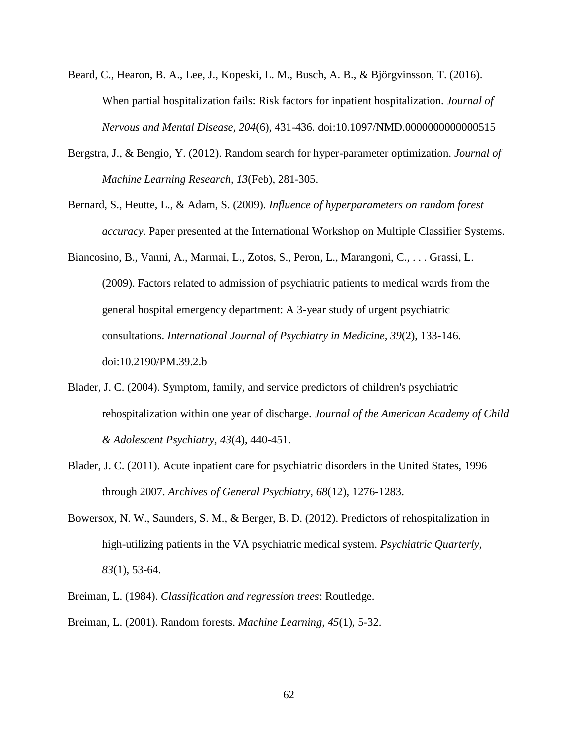Beard, C., Hearon, B. A., Lee, J., Kopeski, L. M., Busch, A. B., & Björgvinsson, T. (2016). When partial hospitalization fails: Risk factors for inpatient hospitalization. *Journal of Nervous and Mental Disease, 204*(6), 431-436. doi:10.1097/NMD.0000000000000515

Bergstra, J., & Bengio, Y. (2012). Random search for hyper-parameter optimization. *Journal of Machine Learning Research, 13*(Feb), 281-305.

Bernard, S., Heutte, L., & Adam, S. (2009). *Influence of hyperparameters on random forest accuracy.* Paper presented at the International Workshop on Multiple Classifier Systems.

Biancosino, B., Vanni, A., Marmai, L., Zotos, S., Peron, L., Marangoni, C., . . . Grassi, L. (2009). Factors related to admission of psychiatric patients to medical wards from the general hospital emergency department: A 3-year study of urgent psychiatric consultations. *International Journal of Psychiatry in Medicine, 39*(2), 133-146. doi:10.2190/PM.39.2.b

Blader, J. C. (2004). Symptom, family, and service predictors of children's psychiatric rehospitalization within one year of discharge. *Journal of the American Academy of Child & Adolescent Psychiatry, 43*(4), 440-451.

Blader, J. C. (2011). Acute inpatient care for psychiatric disorders in the United States, 1996 through 2007. *Archives of General Psychiatry, 68*(12), 1276-1283.

Bowersox, N. W., Saunders, S. M., & Berger, B. D. (2012). Predictors of rehospitalization in high-utilizing patients in the VA psychiatric medical system. *Psychiatric Quarterly, 83*(1), 53-64.

Breiman, L. (1984). *Classification and regression trees*: Routledge.

Breiman, L. (2001). Random forests. *Machine Learning, 45*(1), 5-32.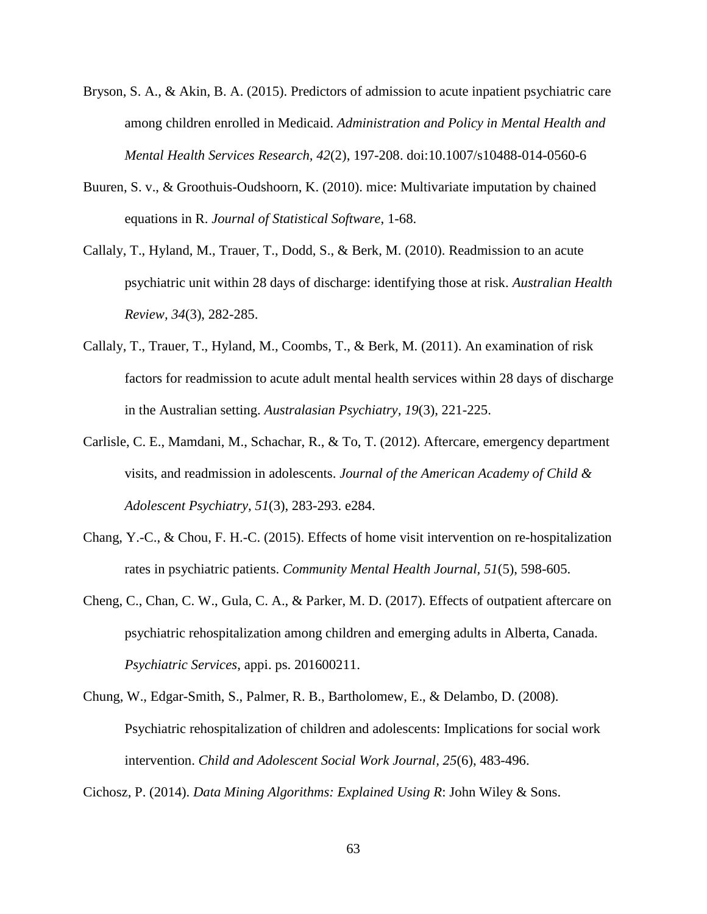Bryson, S. A., & Akin, B. A. (2015). Predictors of admission to acute inpatient psychiatric care among children enrolled in Medicaid. *Administration and Policy in Mental Health and Mental Health Services Research, 42*(2), 197-208. doi:10.1007/s10488-014-0560-6

Buuren, S. v., & Groothuis-Oudshoorn, K. (2010). mice: Multivariate imputation by chained equations in R. *Journal of Statistical Software*, 1-68.

Callaly, T., Hyland, M., Trauer, T., Dodd, S., & Berk, M. (2010). Readmission to an acute psychiatric unit within 28 days of discharge: identifying those at risk. *Australian Health Review, 34*(3), 282-285.

Callaly, T., Trauer, T., Hyland, M., Coombs, T., & Berk, M. (2011). An examination of risk factors for readmission to acute adult mental health services within 28 days of discharge in the Australian setting. *Australasian Psychiatry, 19*(3), 221-225.

Carlisle, C. E., Mamdani, M., Schachar, R., & To, T. (2012). Aftercare, emergency department visits, and readmission in adolescents. *Journal of the American Academy of Child & Adolescent Psychiatry, 51*(3), 283-293. e284.

Chang, Y.-C., & Chou, F. H.-C. (2015). Effects of home visit intervention on re-hospitalization rates in psychiatric patients. *Community Mental Health Journal, 51*(5), 598-605.

Cheng, C., Chan, C. W., Gula, C. A., & Parker, M. D. (2017). Effects of outpatient aftercare on psychiatric rehospitalization among children and emerging adults in Alberta, Canada. *Psychiatric Services*, appi. ps. 201600211.

Chung, W., Edgar-Smith, S., Palmer, R. B., Bartholomew, E., & Delambo, D. (2008). Psychiatric rehospitalization of children and adolescents: Implications for social work intervention. *Child and Adolescent Social Work Journal, 25*(6), 483-496.

Cichosz, P. (2014). *Data Mining Algorithms: Explained Using R*: John Wiley & Sons.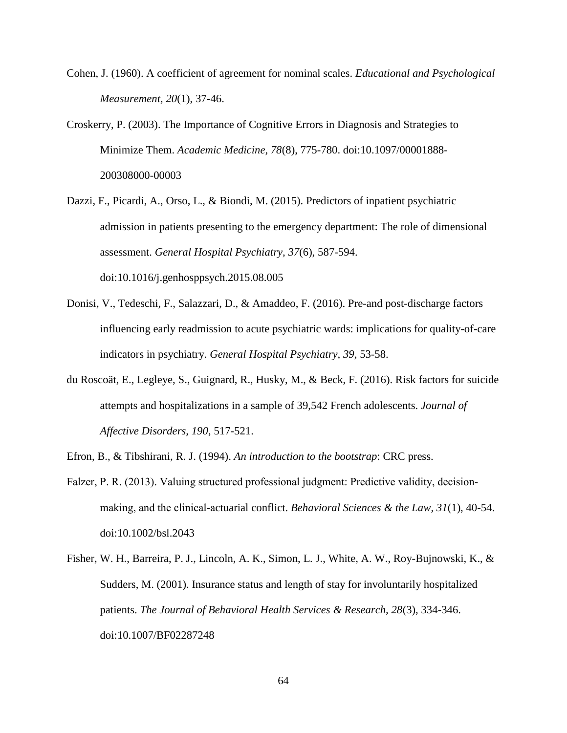Cohen, J. (1960). A coefficient of agreement for nominal scales. *Educational and Psychological Measurement, 20*(1), 37-46.

Croskerry, P. (2003). The Importance of Cognitive Errors in Diagnosis and Strategies to Minimize Them. *Academic Medicine, 78*(8), 775-780. doi:10.1097/00001888-200308000-00003

Dazzi, F., Picardi, A., Orso, L., & Biondi, M. (2015). Predictors of inpatient psychiatric admission in patients presenting to the emergency department: The role of dimensional assessment. *General Hospital Psychiatry, 37*(6), 587-594. doi:10.1016/j.genhosppsych.2015.08.005

Donisi, V., Tedeschi, F., Salazzari, D., & Amaddeo, F. (2016). Pre-and post-discharge factors influencing early readmission to acute psychiatric wards: implications for quality-of-care indicators in psychiatry. *General Hospital Psychiatry, 39*, 53-58.

du Roscoät, E., Legleye, S., Guignard, R., Husky, M., & Beck, F. (2016). Risk factors for suicide attempts and hospitalizations in a sample of 39,542 French adolescents. *Journal of Affective Disorders, 190*, 517-521.

Efron, B., & Tibshirani, R. J. (1994). *An introduction to the bootstrap*: CRC press.

Falzer, P. R. (2013). Valuing structured professional judgment: Predictive validity, decision-making, and the clinical-actuarial conflict. *Behavioral Sciences & the Law, 31*(1), 40-54. doi:10.1002/bsl.2043

Fisher, W. H., Barreira, P. J., Lincoln, A. K., Simon, L. J., White, A. W., Roy-Bujnowski, K., & Sudders, M. (2001). Insurance status and length of stay for involuntarily hospitalized patients. *The Journal of Behavioral Health Services & Research, 28*(3), 334-346. doi:10.1007/BF02287248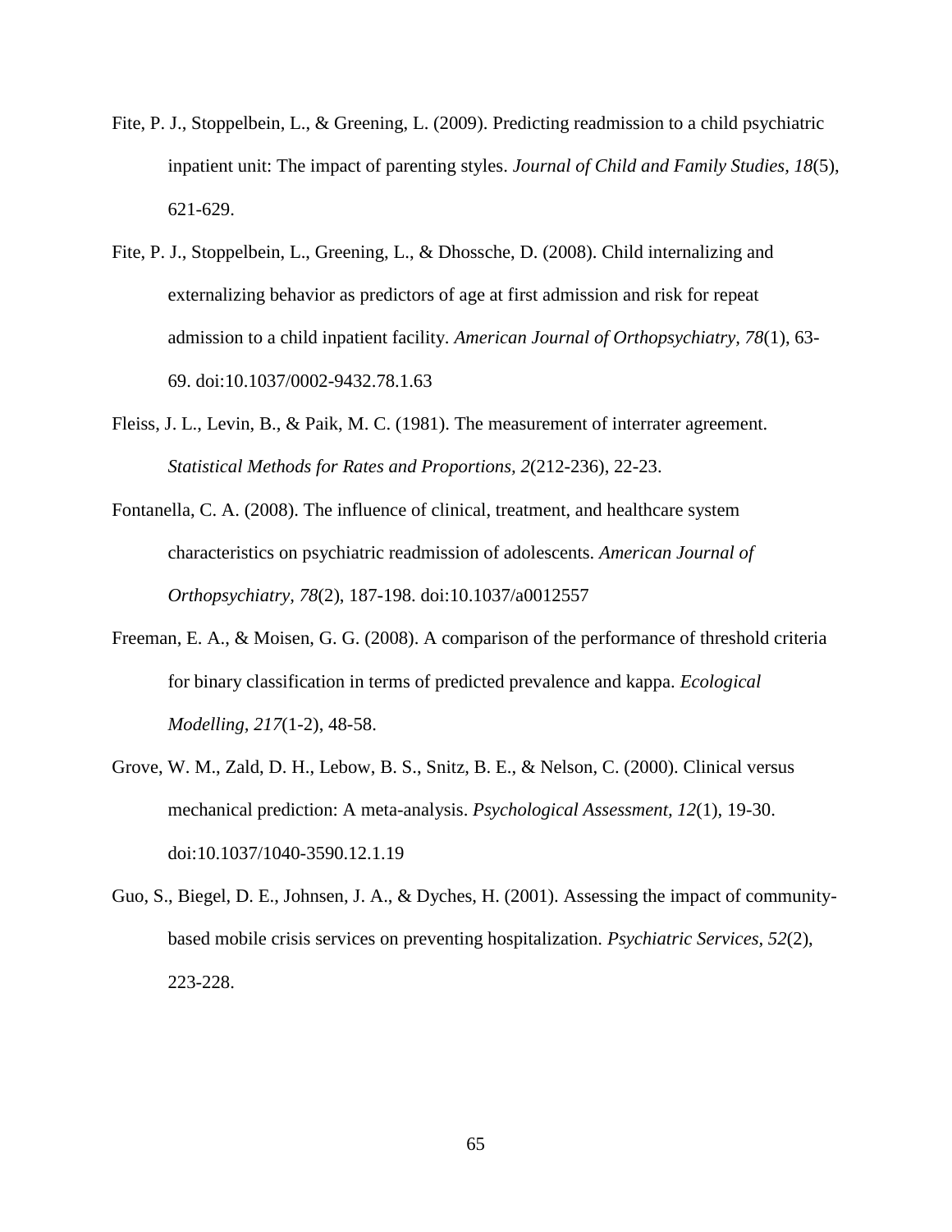Fite, P. J., Stoppelbein, L., & Greening, L. (2009). Predicting readmission to a child psychiatric inpatient unit: The impact of parenting styles. *Journal of Child and Family Studies, 18*(5), 621-629.

Fite, P. J., Stoppelbein, L., Greening, L., & Dhossche, D. (2008). Child internalizing and externalizing behavior as predictors of age at first admission and risk for repeat admission to a child inpatient facility. *American Journal of Orthopsychiatry, 78*(1), 63-69. doi:10.1037/0002-9432.78.1.63

Fleiss, J. L., Levin, B., & Paik, M. C. (1981). The measurement of interrater agreement. *Statistical Methods for Rates and Proportions, 2*(212-236), 22-23.

Fontanella, C. A. (2008). The influence of clinical, treatment, and healthcare system characteristics on psychiatric readmission of adolescents. *American Journal of Orthopsychiatry, 78*(2), 187-198. doi:10.1037/a0012557

Freeman, E. A., & Moisen, G. G. (2008). A comparison of the performance of threshold criteria for binary classification in terms of predicted prevalence and kappa. *Ecological Modelling, 217*(1-2), 48-58.

Grove, W. M., Zald, D. H., Lebow, B. S., Snitz, B. E., & Nelson, C. (2000). Clinical versus mechanical prediction: A meta-analysis. *Psychological Assessment, 12*(1), 19-30. doi:10.1037/1040-3590.12.1.19

Guo, S., Biegel, D. E., Johnsen, J. A., & Dyches, H. (2001). Assessing the impact of community-based mobile crisis services on preventing hospitalization. *Psychiatric Services, 52*(2), 223-228.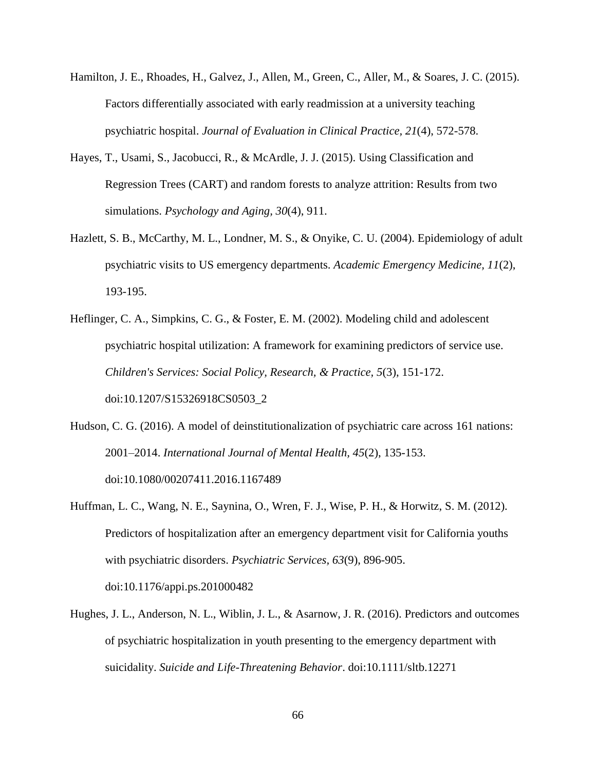Hamilton, J. E., Rhoades, H., Galvez, J., Allen, M., Green, C., Aller, M., & Soares, J. C. (2015). Factors differentially associated with early readmission at a university teaching psychiatric hospital. *Journal of Evaluation in Clinical Practice, 21*(4), 572-578.

Hayes, T., Usami, S., Jacobucci, R., & McArdle, J. J. (2015). Using Classification and Regression Trees (CART) and random forests to analyze attrition: Results from two simulations. *Psychology and Aging, 30*(4), 911.

Hazlett, S. B., McCarthy, M. L., Londner, M. S., & Onyike, C. U. (2004). Epidemiology of adult psychiatric visits to US emergency departments. *Academic Emergency Medicine, 11*(2), 193-195.

Heflinger, C. A., Simpkins, C. G., & Foster, E. M. (2002). Modeling child and adolescent psychiatric hospital utilization: A framework for examining predictors of service use. *Children's Services: Social Policy, Research, & Practice, 5*(3), 151-172. doi:10.1207/S15326918CS0503_2

Hudson, C. G. (2016). A model of deinstitutionalization of psychiatric care across 161 nations: 2001–2014. *International Journal of Mental Health, 45*(2), 135-153. doi:10.1080/00207411.2016.1167489

Huffman, L. C., Wang, N. E., Saynina, O., Wren, F. J., Wise, P. H., & Horwitz, S. M. (2012). Predictors of hospitalization after an emergency department visit for California youths with psychiatric disorders. *Psychiatric Services, 63*(9), 896-905. doi:10.1176/appi.ps.201000482

Hughes, J. L., Anderson, N. L., Wiblin, J. L., & Asarnow, J. R. (2016). Predictors and outcomes of psychiatric hospitalization in youth presenting to the emergency department with suicidality. *Suicide and Life-Threatening Behavior*. doi:10.1111/sltb.12271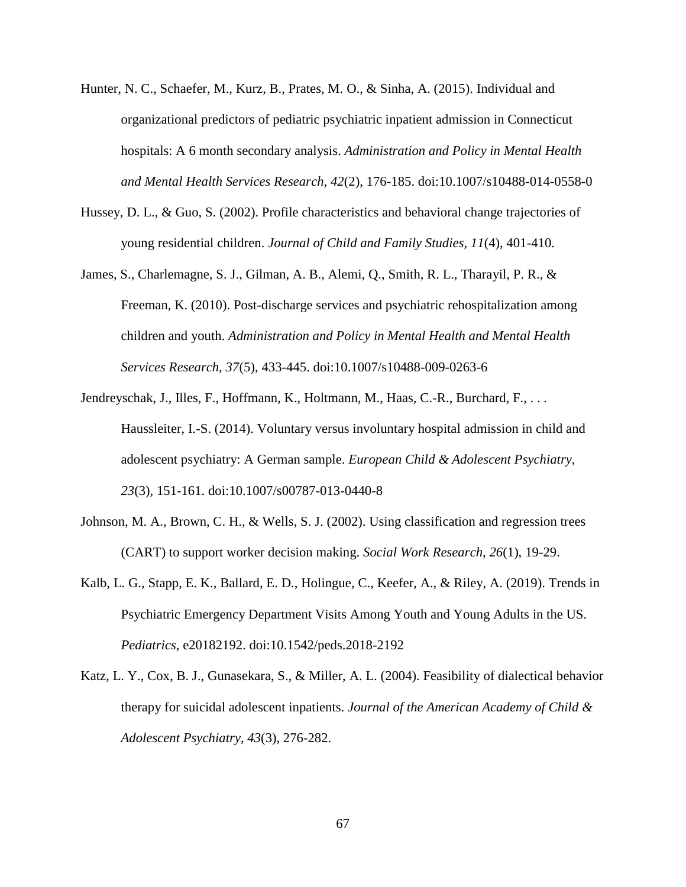Hunter, N. C., Schaefer, M., Kurz, B., Prates, M. O., & Sinha, A. (2015). Individual and organizational predictors of pediatric psychiatric inpatient admission in Connecticut hospitals: A 6 month secondary analysis. *Administration and Policy in Mental Health and Mental Health Services Research, 42*(2), 176-185. doi:10.1007/s10488-014-0558-0

Hussey, D. L., & Guo, S. (2002). Profile characteristics and behavioral change trajectories of young residential children. *Journal of Child and Family Studies, 11*(4), 401-410.

James, S., Charlemagne, S. J., Gilman, A. B., Alemi, Q., Smith, R. L., Tharayil, P. R., & Freeman, K. (2010). Post-discharge services and psychiatric rehospitalization among children and youth. *Administration and Policy in Mental Health and Mental Health Services Research, 37*(5), 433-445. doi:10.1007/s10488-009-0263-6

Jendreyschak, J., Illes, F., Hoffmann, K., Holtmann, M., Haas, C.-R., Burchard, F., . . . Haussleiter, I.-S. (2014). Voluntary versus involuntary hospital admission in child and adolescent psychiatry: A German sample. *European Child & Adolescent Psychiatry, 23*(3), 151-161. doi:10.1007/s00787-013-0440-8

Johnson, M. A., Brown, C. H., & Wells, S. J. (2002). Using classification and regression trees (CART) to support worker decision making. *Social Work Research, 26*(1), 19-29.

Kalb, L. G., Stapp, E. K., Ballard, E. D., Holingue, C., Keefer, A., & Riley, A. (2019). Trends in Psychiatric Emergency Department Visits Among Youth and Young Adults in the US. *Pediatrics*, e20182192. doi:10.1542/peds.2018-2192

Katz, L. Y., Cox, B. J., Gunasekara, S., & Miller, A. L. (2004). Feasibility of dialectical behavior therapy for suicidal adolescent inpatients. *Journal of the American Academy of Child & Adolescent Psychiatry, 43*(3), 276-282.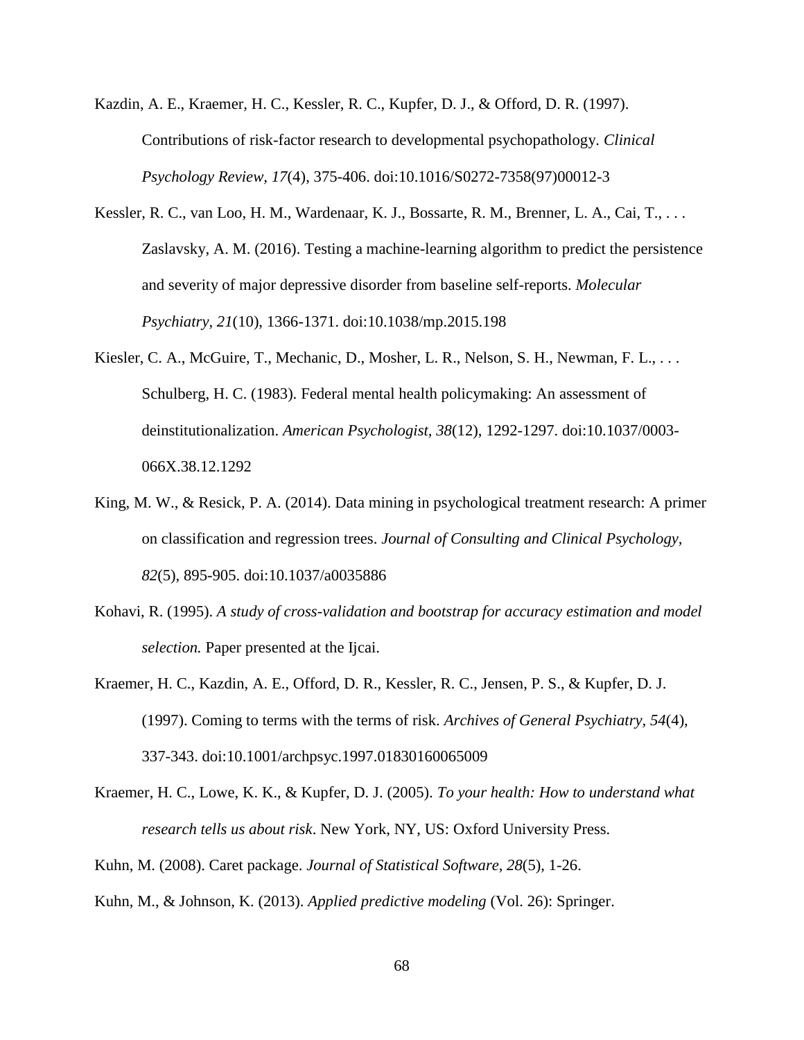Kazdin, A. E., Kraemer, H. C., Kessler, R. C., Kupfer, D. J., & Offord, D. R. (1997). Contributions of risk-factor research to developmental psychopathology. *Clinical Psychology Review, 17*(4), 375-406. doi:10.1016/S0272-7358(97)00012-3

Kessler, R. C., van Loo, H. M., Wardenaar, K. J., Bossarte, R. M., Brenner, L. A., Cai, T., . . . Zaslavsky, A. M. (2016). Testing a machine-learning algorithm to predict the persistence and severity of major depressive disorder from baseline self-reports. *Molecular Psychiatry, 21*(10), 1366-1371. doi:10.1038/mp.2015.198

Kiesler, C. A., McGuire, T., Mechanic, D., Mosher, L. R., Nelson, S. H., Newman, F. L., . . . Schulberg, H. C. (1983). Federal mental health policymaking: An assessment of deinstitutionalization. *American Psychologist, 38*(12), 1292-1297. doi:10.1037/0003-066X.38.12.1292

King, M. W., & Resick, P. A. (2014). Data mining in psychological treatment research: A primer on classification and regression trees. *Journal of Consulting and Clinical Psychology, 82*(5), 895-905. doi:10.1037/a0035886

Kohavi, R. (1995). *A study of cross-validation and bootstrap for accuracy estimation and model selection.* Paper presented at the Ijcai.

Kraemer, H. C., Kazdin, A. E., Offord, D. R., Kessler, R. C., Jensen, P. S., & Kupfer, D. J. (1997). Coming to terms with the terms of risk. *Archives of General Psychiatry, 54*(4), 337-343. doi:10.1001/archpsyc.1997.01830160065009

Kraemer, H. C., Lowe, K. K., & Kupfer, D. J. (2005). *To your health: How to understand what research tells us about risk*. New York, NY, US: Oxford University Press.

Kuhn, M. (2008). Caret package. *Journal of Statistical Software, 28*(5), 1-26.

Kuhn, M., & Johnson, K. (2013). *Applied predictive modeling* (Vol. 26): Springer.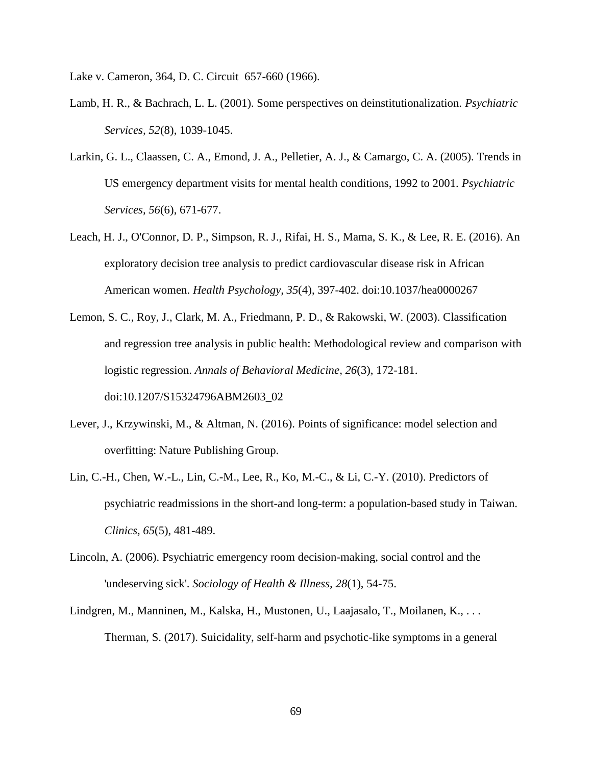Lake v. Cameron, 364, D. C. Circuit  657-660 (1966).

Lamb, H. R., & Bachrach, L. L. (2001). Some perspectives on deinstitutionalization. *Psychiatric Services, 52*(8), 1039-1045.

Larkin, G. L., Claassen, C. A., Emond, J. A., Pelletier, A. J., & Camargo, C. A. (2005). Trends in US emergency department visits for mental health conditions, 1992 to 2001. *Psychiatric Services, 56*(6), 671-677.

Leach, H. J., O'Connor, D. P., Simpson, R. J., Rifai, H. S., Mama, S. K., & Lee, R. E. (2016). An exploratory decision tree analysis to predict cardiovascular disease risk in African American women. *Health Psychology, 35*(4), 397-402. doi:10.1037/hea0000267

Lemon, S. C., Roy, J., Clark, M. A., Friedmann, P. D., & Rakowski, W. (2003). Classification and regression tree analysis in public health: Methodological review and comparison with logistic regression. *Annals of Behavioral Medicine, 26*(3), 172-181. doi:10.1207/S15324796ABM2603_02

Lever, J., Krzywinski, M., & Altman, N. (2016). Points of significance: model selection and overfitting: Nature Publishing Group.

Lin, C.-H., Chen, W.-L., Lin, C.-M., Lee, R., Ko, M.-C., & Li, C.-Y. (2010). Predictors of psychiatric readmissions in the short-and long-term: a population-based study in Taiwan. *Clinics, 65*(5), 481-489.

Lincoln, A. (2006). Psychiatric emergency room decision-making, social control and the 'undeserving sick'. *Sociology of Health & Illness, 28*(1), 54-75.

Lindgren, M., Manninen, M., Kalska, H., Mustonen, U., Laajasalo, T., Moilanen, K., . . . Therman, S. (2017). Suicidality, self-harm and psychotic-like symptoms in a general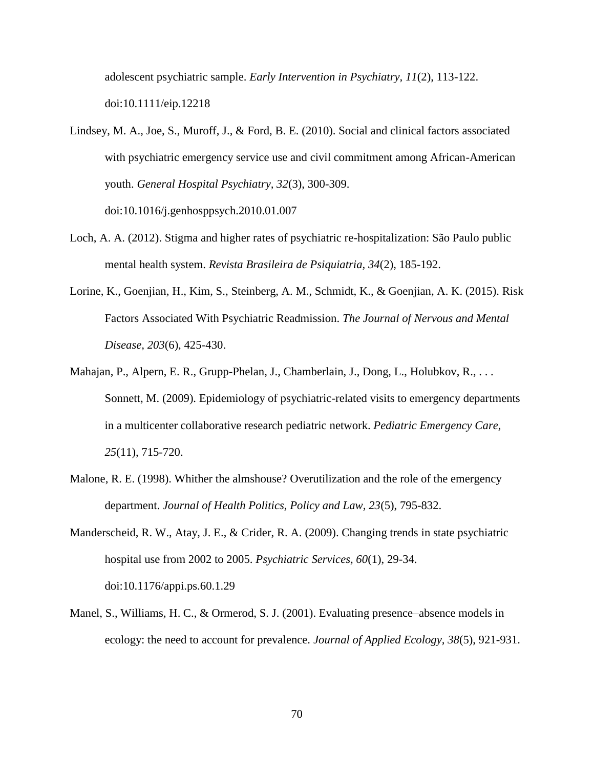adolescent psychiatric sample. *Early Intervention in Psychiatry, 11*(2), 113-122. doi:10.1111/eip.12218

Lindsey, M. A., Joe, S., Muroff, J., & Ford, B. E. (2010). Social and clinical factors associated with psychiatric emergency service use and civil commitment among African-American youth. *General Hospital Psychiatry, 32*(3), 300-309. doi:10.1016/j.genhosppsych.2010.01.007

Loch, A. A. (2012). Stigma and higher rates of psychiatric re-hospitalization: São Paulo public mental health system. *Revista Brasileira de Psiquiatria, 34*(2), 185-192.

Lorine, K., Goenjian, H., Kim, S., Steinberg, A. M., Schmidt, K., & Goenjian, A. K. (2015). Risk Factors Associated With Psychiatric Readmission. *The Journal of Nervous and Mental Disease, 203*(6), 425-430.

Mahajan, P., Alpern, E. R., Grupp-Phelan, J., Chamberlain, J., Dong, L., Holubkov, R., . . . Sonnett, M. (2009). Epidemiology of psychiatric-related visits to emergency departments in a multicenter collaborative research pediatric network. *Pediatric Emergency Care, 25*(11), 715-720.

Malone, R. E. (1998). Whither the almshouse? Overutilization and the role of the emergency department. *Journal of Health Politics, Policy and Law, 23*(5), 795-832.

Manderscheid, R. W., Atay, J. E., & Crider, R. A. (2009). Changing trends in state psychiatric hospital use from 2002 to 2005. *Psychiatric Services, 60*(1), 29-34. doi:10.1176/appi.ps.60.1.29

Manel, S., Williams, H. C., & Ormerod, S. J. (2001). Evaluating presence–absence models in ecology: the need to account for prevalence. *Journal of Applied Ecology, 38*(5), 921-931.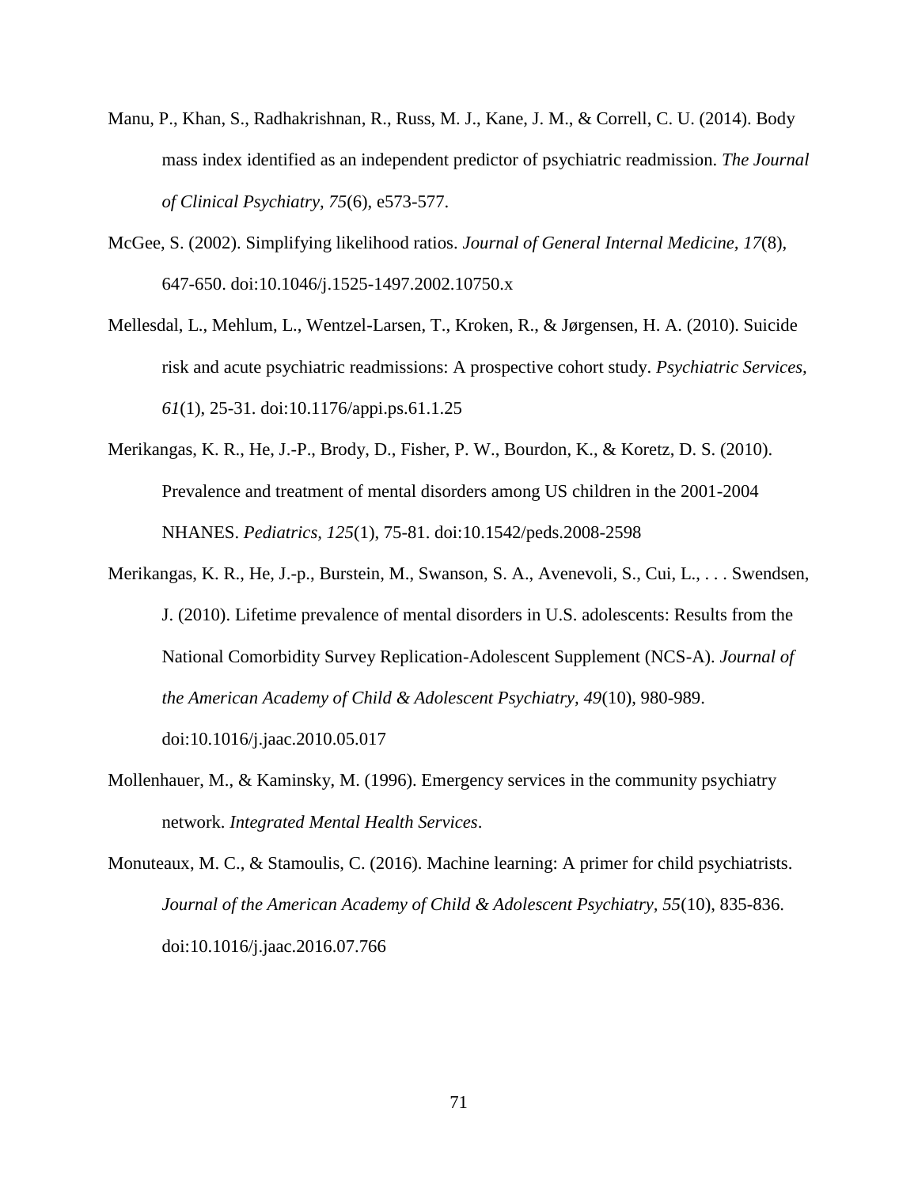Manu, P., Khan, S., Radhakrishnan, R., Russ, M. J., Kane, J. M., & Correll, C. U. (2014). Body mass index identified as an independent predictor of psychiatric readmission. *The Journal of Clinical Psychiatry, 75*(6), e573-577.

McGee, S. (2002). Simplifying likelihood ratios. *Journal of General Internal Medicine, 17*(8), 647-650. doi:10.1046/j.1525-1497.2002.10750.x

Mellesdal, L., Mehlum, L., Wentzel-Larsen, T., Kroken, R., & Jørgensen, H. A. (2010). Suicide risk and acute psychiatric readmissions: A prospective cohort study. *Psychiatric Services, 61*(1), 25-31. doi:10.1176/appi.ps.61.1.25

Merikangas, K. R., He, J.-P., Brody, D., Fisher, P. W., Bourdon, K., & Koretz, D. S. (2010). Prevalence and treatment of mental disorders among US children in the 2001-2004 NHANES. *Pediatrics, 125*(1), 75-81. doi:10.1542/peds.2008-2598

Merikangas, K. R., He, J.-p., Burstein, M., Swanson, S. A., Avenevoli, S., Cui, L., . . . Swendsen, J. (2010). Lifetime prevalence of mental disorders in U.S. adolescents: Results from the National Comorbidity Survey Replication-Adolescent Supplement (NCS-A). *Journal of the American Academy of Child & Adolescent Psychiatry, 49*(10), 980-989. doi:10.1016/j.jaac.2010.05.017

Mollenhauer, M., & Kaminsky, M. (1996). Emergency services in the community psychiatry network. *Integrated Mental Health Services*.

Monuteaux, M. C., & Stamoulis, C. (2016). Machine learning: A primer for child psychiatrists. *Journal of the American Academy of Child & Adolescent Psychiatry, 55*(10), 835-836. doi:10.1016/j.jaac.2016.07.766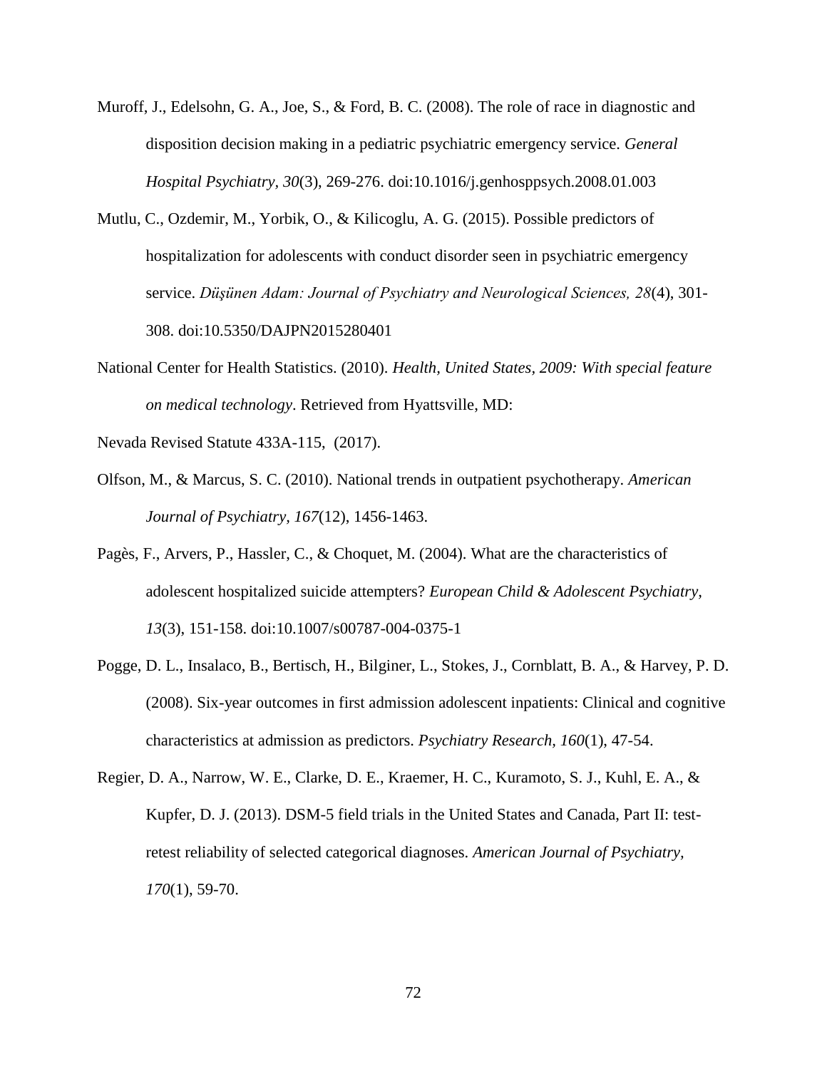Muroff, J., Edelsohn, G. A., Joe, S., & Ford, B. C. (2008). The role of race in diagnostic and disposition decision making in a pediatric psychiatric emergency service. *General Hospital Psychiatry, 30*(3), 269-276. doi:10.1016/j.genhosppsych.2008.01.003

Mutlu, C., Ozdemir, M., Yorbik, O., & Kilicoglu, A. G. (2015). Possible predictors of hospitalization for adolescents with conduct disorder seen in psychiatric emergency service. *Düşünen Adam: Journal of Psychiatry and Neurological Sciences, 28*(4), 301-308. doi:10.5350/DAJPN2015280401

National Center for Health Statistics. (2010). *Health, United States, 2009: With special feature on medical technology*. Retrieved from Hyattsville, MD:

Nevada Revised Statute 433A-115, (2017).

Olfson, M., & Marcus, S. C. (2010). National trends in outpatient psychotherapy. *American Journal of Psychiatry, 167*(12), 1456-1463.

Pagès, F., Arvers, P., Hassler, C., & Choquet, M. (2004). What are the characteristics of adolescent hospitalized suicide attempters? *European Child & Adolescent Psychiatry, 13*(3), 151-158. doi:10.1007/s00787-004-0375-1

Pogge, D. L., Insalaco, B., Bertisch, H., Bilginer, L., Stokes, J., Cornblatt, B. A., & Harvey, P. D. (2008). Six-year outcomes in first admission adolescent inpatients: Clinical and cognitive characteristics at admission as predictors. *Psychiatry Research, 160*(1), 47-54.

Regier, D. A., Narrow, W. E., Clarke, D. E., Kraemer, H. C., Kuramoto, S. J., Kuhl, E. A., & Kupfer, D. J. (2013). DSM-5 field trials in the United States and Canada, Part II: test-retest reliability of selected categorical diagnoses. *American Journal of Psychiatry, 170*(1), 59-70.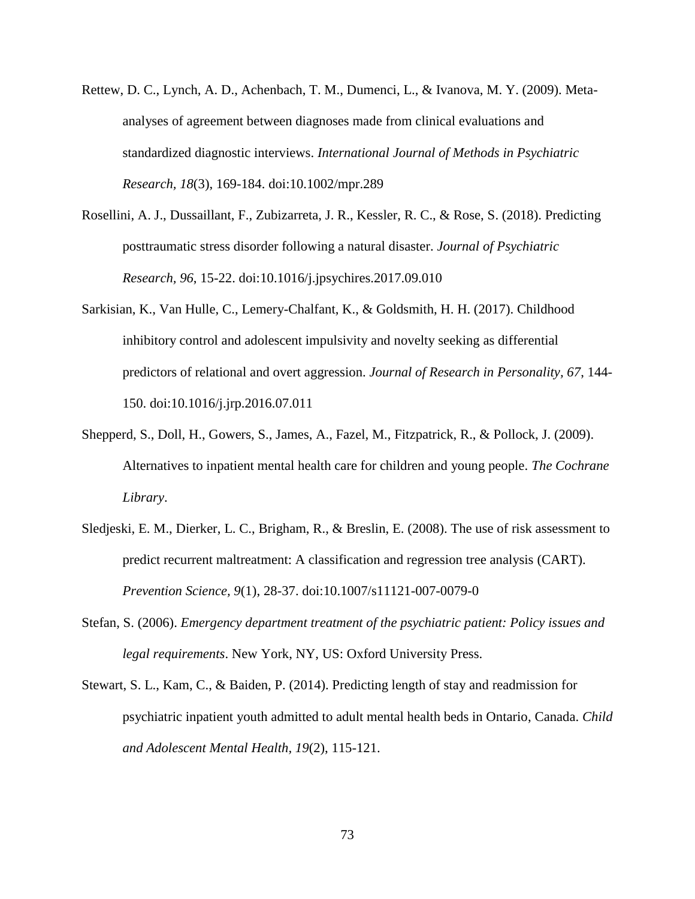Rettew, D. C., Lynch, A. D., Achenbach, T. M., Dumenci, L., & Ivanova, M. Y. (2009). Meta-analyses of agreement between diagnoses made from clinical evaluations and standardized diagnostic interviews. *International Journal of Methods in Psychiatric Research, 18*(3), 169-184. doi:10.1002/mpr.289

Rosellini, A. J., Dussaillant, F., Zubizarreta, J. R., Kessler, R. C., & Rose, S. (2018). Predicting posttraumatic stress disorder following a natural disaster. *Journal of Psychiatric Research, 96*, 15-22. doi:10.1016/j.jpsychires.2017.09.010

Sarkisian, K., Van Hulle, C., Lemery-Chalfant, K., & Goldsmith, H. H. (2017). Childhood inhibitory control and adolescent impulsivity and novelty seeking as differential predictors of relational and overt aggression. *Journal of Research in Personality, 67*, 144-150. doi:10.1016/j.jrp.2016.07.011

Shepperd, S., Doll, H., Gowers, S., James, A., Fazel, M., Fitzpatrick, R., & Pollock, J. (2009). Alternatives to inpatient mental health care for children and young people. *The Cochrane Library*.

Sledjeski, E. M., Dierker, L. C., Brigham, R., & Breslin, E. (2008). The use of risk assessment to predict recurrent maltreatment: A classification and regression tree analysis (CART). *Prevention Science, 9*(1), 28-37. doi:10.1007/s11121-007-0079-0

Stefan, S. (2006). *Emergency department treatment of the psychiatric patient: Policy issues and legal requirements*. New York, NY, US: Oxford University Press.

Stewart, S. L., Kam, C., & Baiden, P. (2014). Predicting length of stay and readmission for psychiatric inpatient youth admitted to adult mental health beds in Ontario, Canada. *Child and Adolescent Mental Health, 19*(2), 115-121.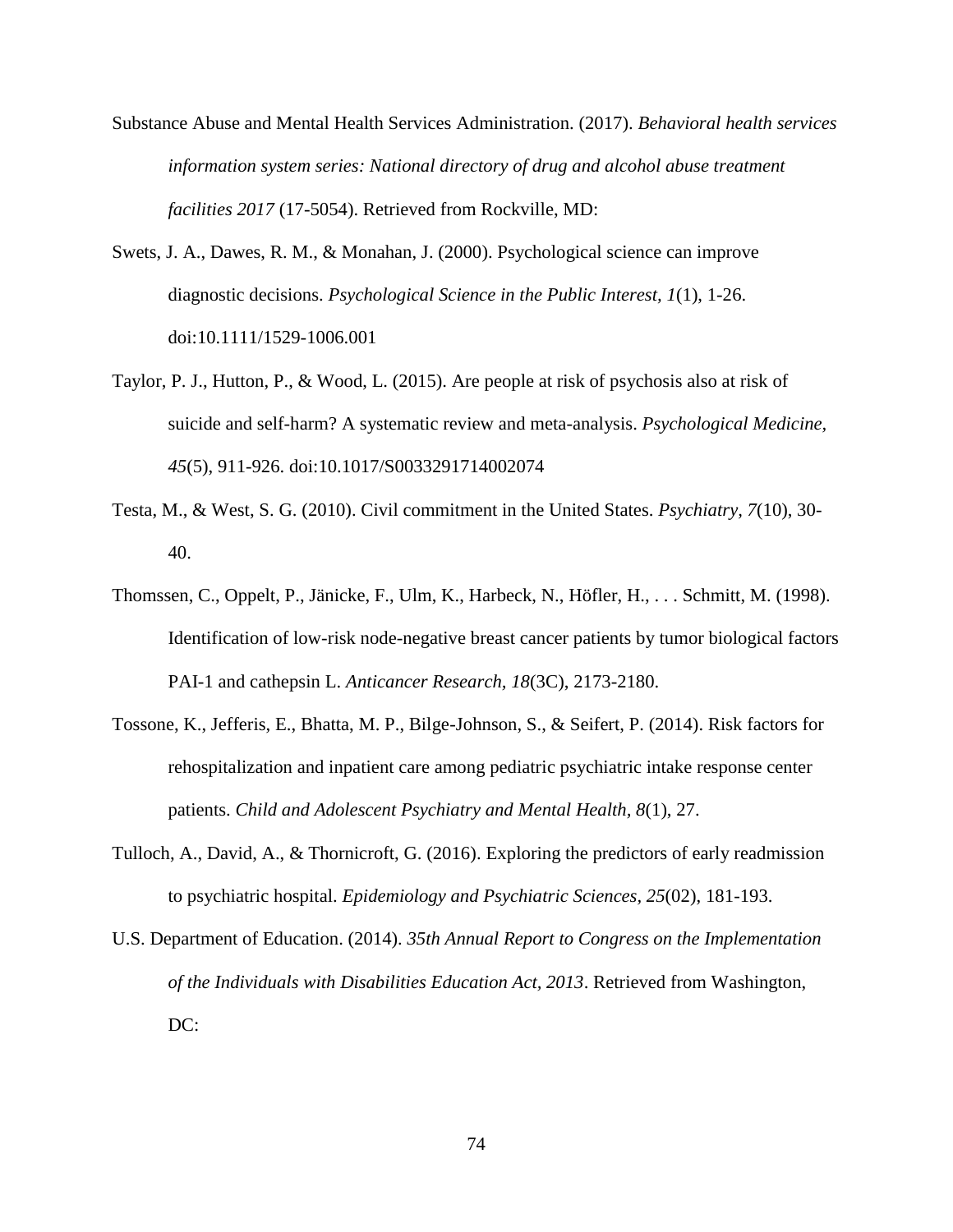Substance Abuse and Mental Health Services Administration. (2017). *Behavioral health services information system series: National directory of drug and alcohol abuse treatment facilities 2017* (17-5054). Retrieved from Rockville, MD:

Swets, J. A., Dawes, R. M., & Monahan, J. (2000). Psychological science can improve diagnostic decisions. *Psychological Science in the Public Interest, 1*(1), 1-26. doi:10.1111/1529-1006.001

Taylor, P. J., Hutton, P., & Wood, L. (2015). Are people at risk of psychosis also at risk of suicide and self-harm? A systematic review and meta-analysis. *Psychological Medicine, 45*(5), 911-926. doi:10.1017/S0033291714002074

Testa, M., & West, S. G. (2010). Civil commitment in the United States. *Psychiatry, 7*(10), 30-40.

Thomssen, C., Oppelt, P., Jänicke, F., Ulm, K., Harbeck, N., Höfler, H., . . . Schmitt, M. (1998). Identification of low-risk node-negative breast cancer patients by tumor biological factors PAI-1 and cathepsin L. *Anticancer Research, 18*(3C), 2173-2180.

Tossone, K., Jefferis, E., Bhatta, M. P., Bilge-Johnson, S., & Seifert, P. (2014). Risk factors for rehospitalization and inpatient care among pediatric psychiatric intake response center patients. *Child and Adolescent Psychiatry and Mental Health, 8*(1), 27.

Tulloch, A., David, A., & Thornicroft, G. (2016). Exploring the predictors of early readmission to psychiatric hospital. *Epidemiology and Psychiatric Sciences, 25*(02), 181-193.

U.S. Department of Education. (2014). *35th Annual Report to Congress on the Implementation of the Individuals with Disabilities Education Act, 2013*. Retrieved from Washington, DC: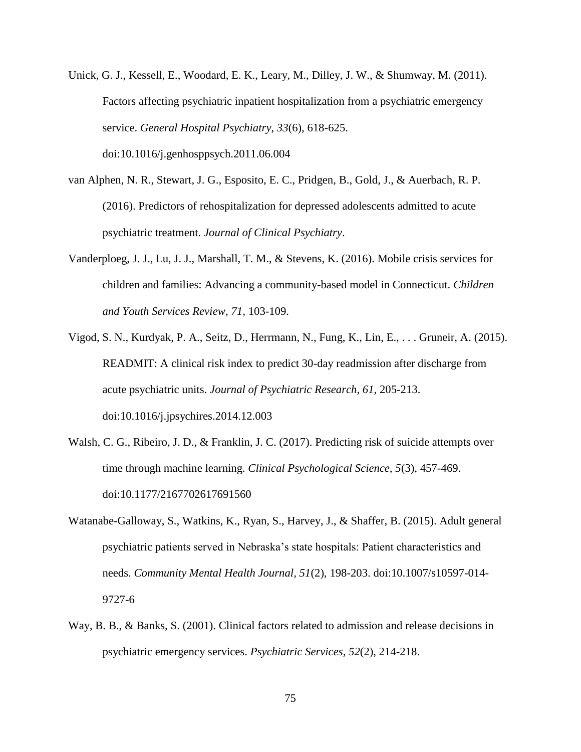Unick, G. J., Kessell, E., Woodard, E. K., Leary, M., Dilley, J. W., & Shumway, M. (2011). Factors affecting psychiatric inpatient hospitalization from a psychiatric emergency service. *General Hospital Psychiatry, 33*(6), 618-625. doi:10.1016/j.genhosppsych.2011.06.004

van Alphen, N. R., Stewart, J. G., Esposito, E. C., Pridgen, B., Gold, J., & Auerbach, R. P. (2016). Predictors of rehospitalization for depressed adolescents admitted to acute psychiatric treatment. *Journal of Clinical Psychiatry*.

Vanderploeg, J. J., Lu, J. J., Marshall, T. M., & Stevens, K. (2016). Mobile crisis services for children and families: Advancing a community-based model in Connecticut. *Children and Youth Services Review, 71*, 103-109.

Vigod, S. N., Kurdyak, P. A., Seitz, D., Herrmann, N., Fung, K., Lin, E., . . . Gruneir, A. (2015). READMIT: A clinical risk index to predict 30-day readmission after discharge from acute psychiatric units. *Journal of Psychiatric Research, 61*, 205-213. doi:10.1016/j.jpsychires.2014.12.003

Walsh, C. G., Ribeiro, J. D., & Franklin, J. C. (2017). Predicting risk of suicide attempts over time through machine learning. *Clinical Psychological Science, 5*(3), 457-469. doi:10.1177/2167702617691560

Watanabe-Galloway, S., Watkins, K., Ryan, S., Harvey, J., & Shaffer, B. (2015). Adult general psychiatric patients served in Nebraska's state hospitals: Patient characteristics and needs. *Community Mental Health Journal, 51*(2), 198-203. doi:10.1007/s10597-014-9727-6

Way, B. B., & Banks, S. (2001). Clinical factors related to admission and release decisions in psychiatric emergency services. *Psychiatric Services, 52*(2), 214-218.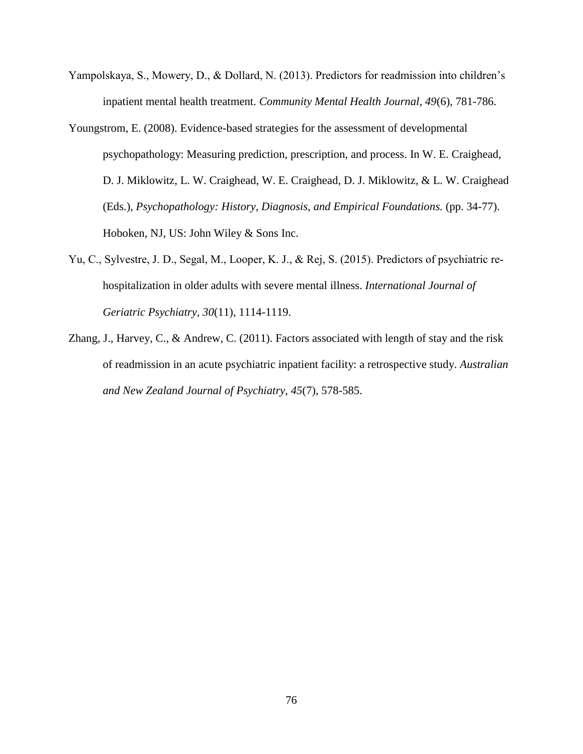Yampolskaya, S., Mowery, D., & Dollard, N. (2013). Predictors for readmission into children's inpatient mental health treatment. *Community Mental Health Journal, 49*(6), 781-786.

Youngstrom, E. (2008). Evidence-based strategies for the assessment of developmental psychopathology: Measuring prediction, prescription, and process. In W. E. Craighead, D. J. Miklowitz, L. W. Craighead, W. E. Craighead, D. J. Miklowitz, & L. W. Craighead (Eds.), *Psychopathology: History, Diagnosis, and Empirical Foundations.* (pp. 34-77). Hoboken, NJ, US: John Wiley & Sons Inc.

Yu, C., Sylvestre, J. D., Segal, M., Looper, K. J., & Rej, S. (2015). Predictors of psychiatric re-hospitalization in older adults with severe mental illness. *International Journal of Geriatric Psychiatry, 30*(11), 1114-1119.

Zhang, J., Harvey, C., & Andrew, C. (2011). Factors associated with length of stay and the risk of readmission in an acute psychiatric inpatient facility: a retrospective study. *Australian and New Zealand Journal of Psychiatry, 45*(7), 578-585.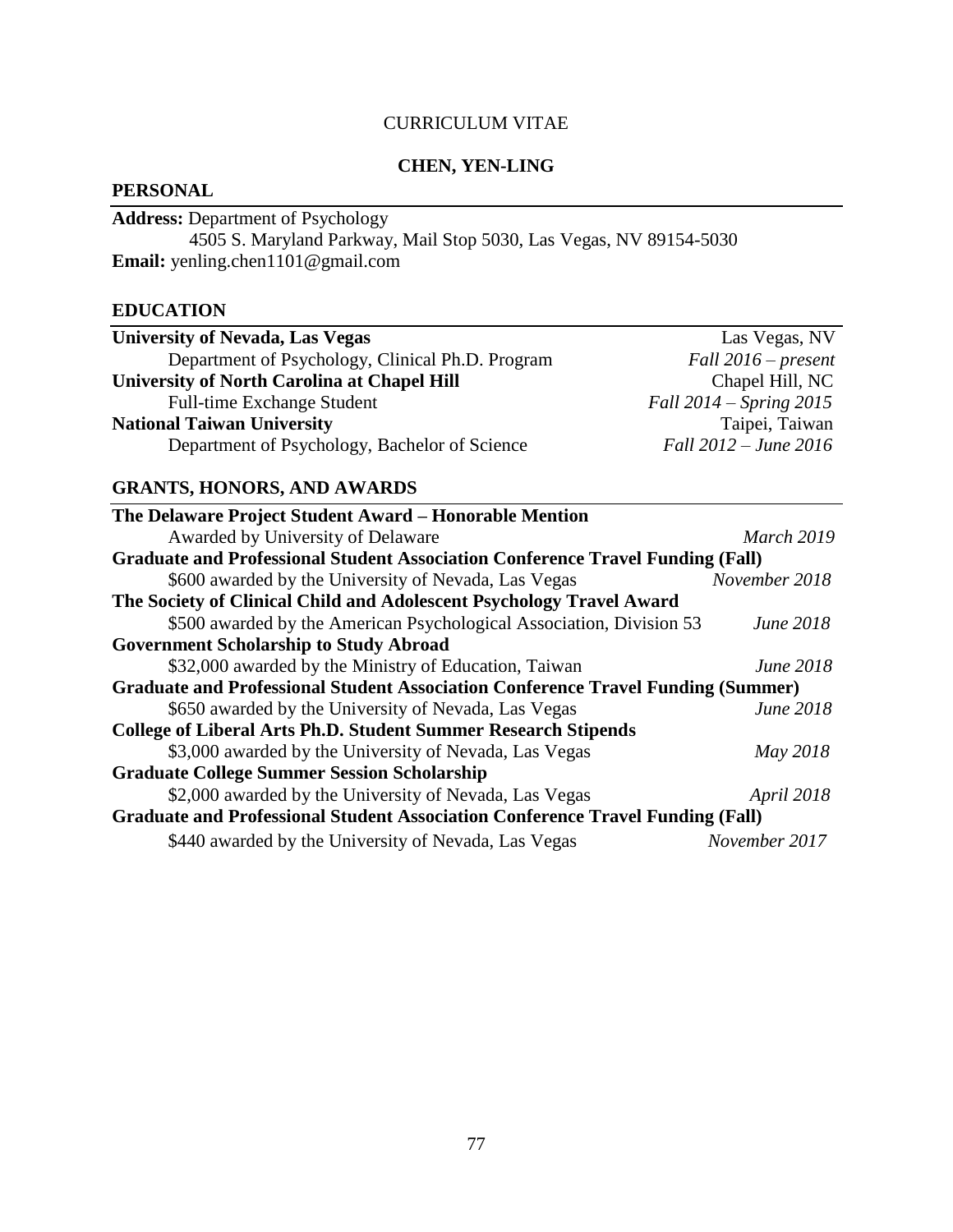CURRICULUM VITAE

**CHEN, YEN-LING**

## PERSONAL

**Address:** Department of Psychology
4505 S. Maryland Parkway, Mail Stop 5030, Las Vegas, NV 89154-5030
**Email:** yenling.chen1101@gmail.com

## EDUCATION

**University of Nevada, Las Vegas** — Las Vegas, NV
Department of Psychology, Clinical Ph.D. Program — *Fall 2016 – present*

**University of North Carolina at Chapel Hill** — Chapel Hill, NC
Full-time Exchange Student — *Fall 2014 – Spring 2015*

**National Taiwan University** — Taipei, Taiwan
Department of Psychology, Bachelor of Science — *Fall 2012 – June 2016*

## GRANTS, HONORS, AND AWARDS

**The Delaware Project Student Award – Honorable Mention**
Awarded by University of Delaware — *March 2019*

**Graduate and Professional Student Association Conference Travel Funding (Fall)**
$600 awarded by the University of Nevada, Las Vegas — *November 2018*

**The Society of Clinical Child and Adolescent Psychology Travel Award**
$500 awarded by the American Psychological Association, Division 53 — *June 2018*

**Government Scholarship to Study Abroad**
$32,000 awarded by the Ministry of Education, Taiwan — *June 2018*

**Graduate and Professional Student Association Conference Travel Funding (Summer)**
$650 awarded by the University of Nevada, Las Vegas — *June 2018*

**College of Liberal Arts Ph.D. Student Summer Research Stipends**
$3,000 awarded by the University of Nevada, Las Vegas — *May 2018*

**Graduate College Summer Session Scholarship**
$2,000 awarded by the University of Nevada, Las Vegas — *April 2018*

**Graduate and Professional Student Association Conference Travel Funding (Fall)**
$440 awarded by the University of Nevada, Las Vegas — *November 2017*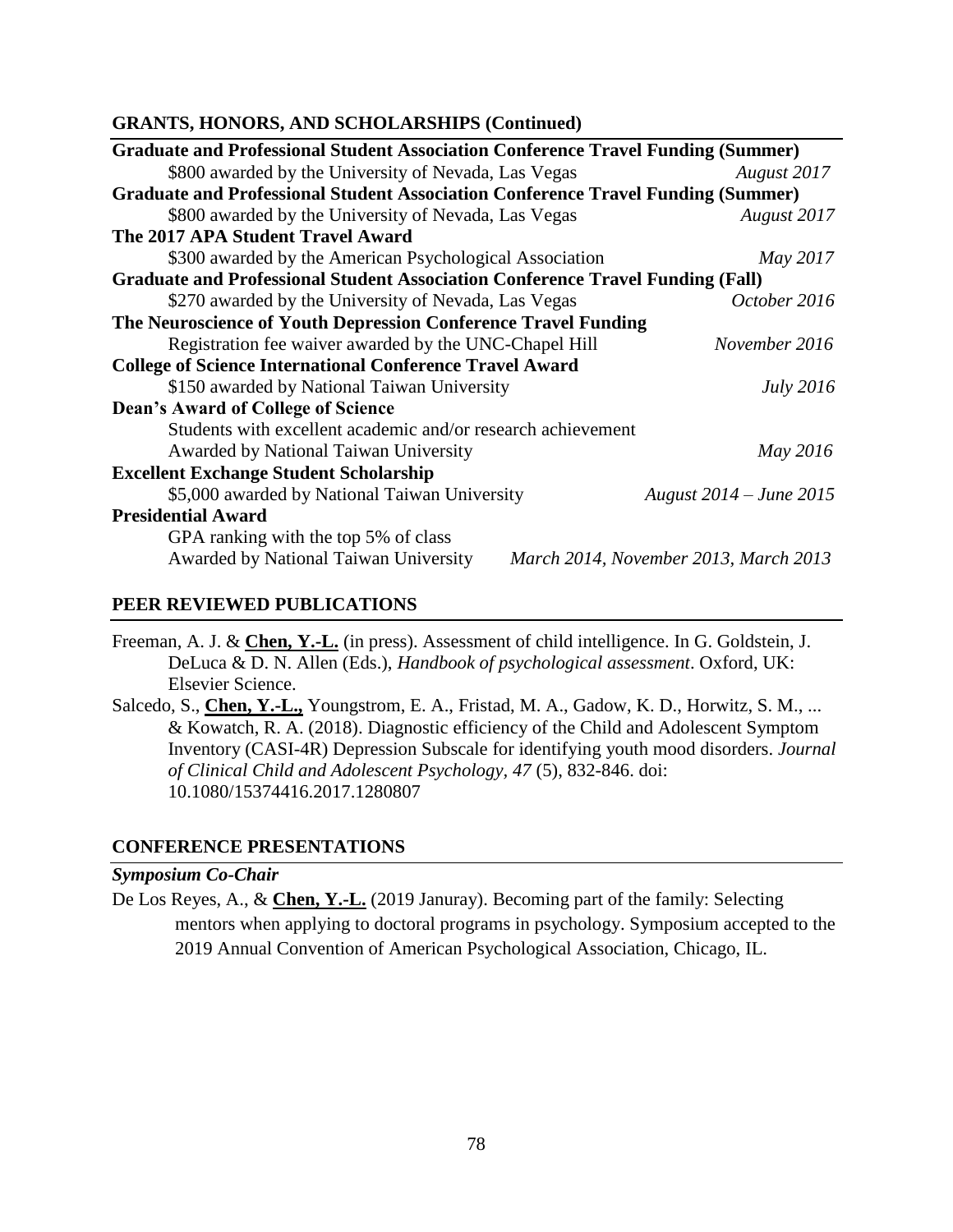## GRANTS, HONORS, AND SCHOLARSHIPS (Continued)

**Graduate and Professional Student Association Conference Travel Funding (Summer)**
$800 awarded by the University of Nevada, Las Vegas *August 2017*

**Graduate and Professional Student Association Conference Travel Funding (Summer)**
$800 awarded by the University of Nevada, Las Vegas *August 2017*

**The 2017 APA Student Travel Award**
$300 awarded by the American Psychological Association *May 2017*

**Graduate and Professional Student Association Conference Travel Funding (Fall)**
$270 awarded by the University of Nevada, Las Vegas *October 2016*

**The Neuroscience of Youth Depression Conference Travel Funding**
Registration fee waiver awarded by the UNC-Chapel Hill *November 2016*

**College of Science International Conference Travel Award**
$150 awarded by National Taiwan University *July 2016*

**Dean's Award of College of Science**
Students with excellent academic and/or research achievement
Awarded by National Taiwan University *May 2016*

**Excellent Exchange Student Scholarship**
$5,000 awarded by National Taiwan University *August 2014 – June 2015*

**Presidential Award**
GPA ranking with the top 5% of class
Awarded by National Taiwan University *March 2014, November 2013, March 2013*

## PEER REVIEWED PUBLICATIONS

Freeman, A. J. & **Chen, Y.-L.** (in press). Assessment of child intelligence. In G. Goldstein, J. DeLuca & D. N. Allen (Eds.), *Handbook of psychological assessment*. Oxford, UK: Elsevier Science.

Salcedo, S., **Chen, Y.-L.,** Youngstrom, E. A., Fristad, M. A., Gadow, K. D., Horwitz, S. M., ... & Kowatch, R. A. (2018). Diagnostic efficiency of the Child and Adolescent Symptom Inventory (CASI-4R) Depression Subscale for identifying youth mood disorders. *Journal of Clinical Child and Adolescent Psychology, 47* (5), 832-846. doi: 10.1080/15374416.2017.1280807

## CONFERENCE PRESENTATIONS

***Symposium Co-Chair***

De Los Reyes, A., & **Chen, Y.-L.** (2019 Januray). Becoming part of the family: Selecting mentors when applying to doctoral programs in psychology. Symposium accepted to the 2019 Annual Convention of American Psychological Association, Chicago, IL.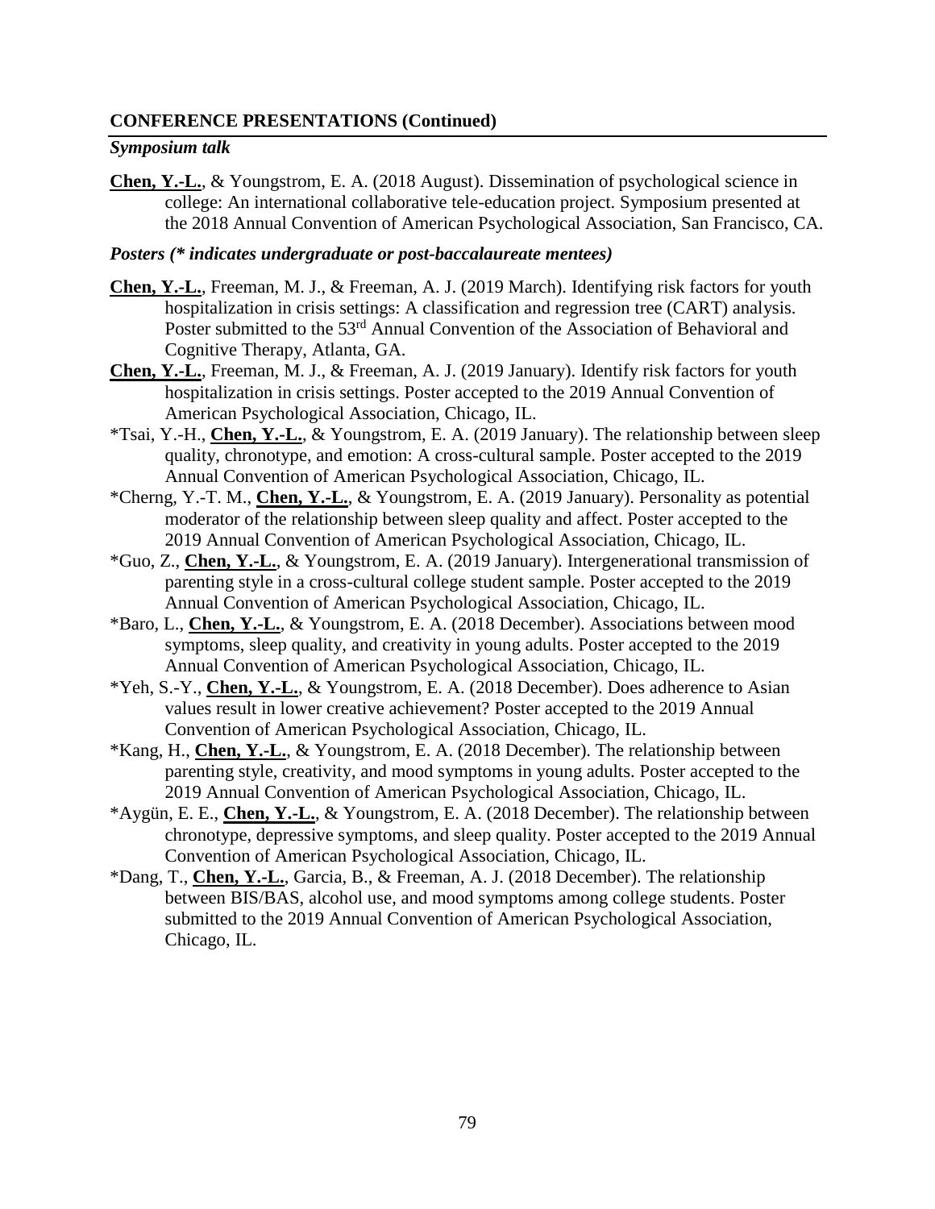**CONFERENCE PRESENTATIONS (Continued)**

***Symposium talk***

**Chen, Y.-L.**, & Youngstrom, E. A. (2018 August). Dissemination of psychological science in college: An international collaborative tele-education project. Symposium presented at the 2018 Annual Convention of American Psychological Association, San Francisco, CA.

***Posters (* indicates undergraduate or post-baccalaureate mentees)***

**Chen, Y.-L.**, Freeman, M. J., & Freeman, A. J. (2019 March). Identifying risk factors for youth hospitalization in crisis settings: A classification and regression tree (CART) analysis. Poster submitted to the 53rd Annual Convention of the Association of Behavioral and Cognitive Therapy, Atlanta, GA.

**Chen, Y.-L.**, Freeman, M. J., & Freeman, A. J. (2019 January). Identify risk factors for youth hospitalization in crisis settings. Poster accepted to the 2019 Annual Convention of American Psychological Association, Chicago, IL.

*Tsai, Y.-H., **Chen, Y.-L.**, & Youngstrom, E. A. (2019 January). The relationship between sleep quality, chronotype, and emotion: A cross-cultural sample. Poster accepted to the 2019 Annual Convention of American Psychological Association, Chicago, IL.

*Cherng, Y.-T. M., **Chen, Y.-L.**, & Youngstrom, E. A. (2019 January). Personality as potential moderator of the relationship between sleep quality and affect. Poster accepted to the 2019 Annual Convention of American Psychological Association, Chicago, IL.

*Guo, Z., **Chen, Y.-L.**, & Youngstrom, E. A. (2019 January). Intergenerational transmission of parenting style in a cross-cultural college student sample. Poster accepted to the 2019 Annual Convention of American Psychological Association, Chicago, IL.

*Baro, L., **Chen, Y.-L.**, & Youngstrom, E. A. (2018 December). Associations between mood symptoms, sleep quality, and creativity in young adults. Poster accepted to the 2019 Annual Convention of American Psychological Association, Chicago, IL.

*Yeh, S.-Y., **Chen, Y.-L.**, & Youngstrom, E. A. (2018 December). Does adherence to Asian values result in lower creative achievement? Poster accepted to the 2019 Annual Convention of American Psychological Association, Chicago, IL.

*Kang, H., **Chen, Y.-L.**, & Youngstrom, E. A. (2018 December). The relationship between parenting style, creativity, and mood symptoms in young adults. Poster accepted to the 2019 Annual Convention of American Psychological Association, Chicago, IL.

*Aygün, E. E., **Chen, Y.-L.**, & Youngstrom, E. A. (2018 December). The relationship between chronotype, depressive symptoms, and sleep quality. Poster accepted to the 2019 Annual Convention of American Psychological Association, Chicago, IL.

*Dang, T., **Chen, Y.-L.**, Garcia, B., & Freeman, A. J. (2018 December). The relationship between BIS/BAS, alcohol use, and mood symptoms among college students. Poster submitted to the 2019 Annual Convention of American Psychological Association, Chicago, IL.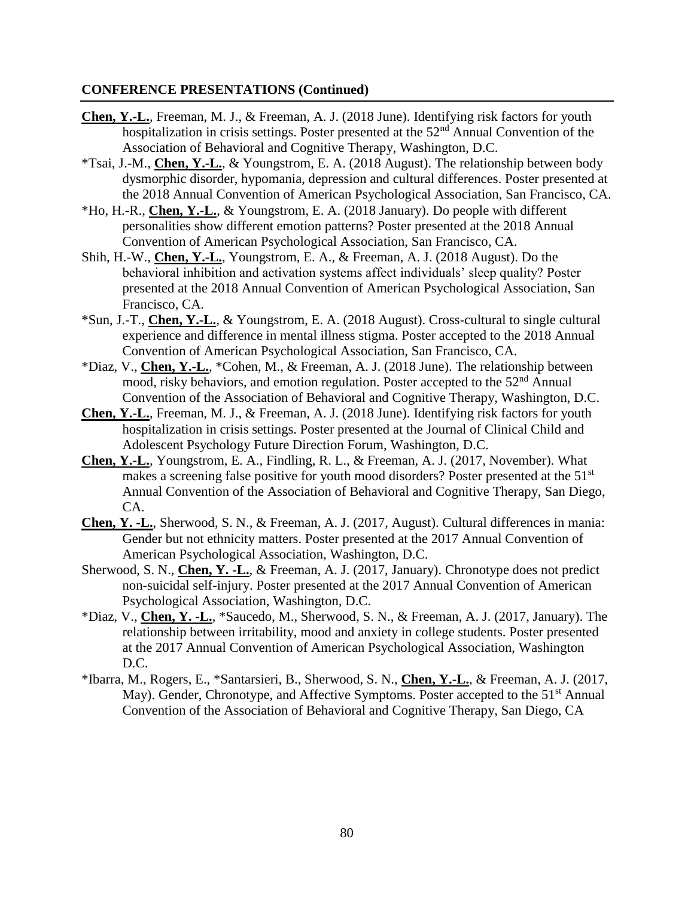**CONFERENCE PRESENTATIONS (Continued)**

**Chen, Y.-L.**, Freeman, M. J., & Freeman, A. J. (2018 June). Identifying risk factors for youth hospitalization in crisis settings. Poster presented at the 52nd Annual Convention of the Association of Behavioral and Cognitive Therapy, Washington, D.C.

*Tsai, J.-M., **Chen, Y.-L.**, & Youngstrom, E. A. (2018 August). The relationship between body dysmorphic disorder, hypomania, depression and cultural differences. Poster presented at the 2018 Annual Convention of American Psychological Association, San Francisco, CA.

*Ho, H.-R., **Chen, Y.-L.**, & Youngstrom, E. A. (2018 January). Do people with different personalities show different emotion patterns? Poster presented at the 2018 Annual Convention of American Psychological Association, San Francisco, CA.

Shih, H.-W., **Chen, Y.-L.**, Youngstrom, E. A., & Freeman, A. J. (2018 August). Do the behavioral inhibition and activation systems affect individuals' sleep quality? Poster presented at the 2018 Annual Convention of American Psychological Association, San Francisco, CA.

*Sun, J.-T., **Chen, Y.-L.**, & Youngstrom, E. A. (2018 August). Cross-cultural to single cultural experience and difference in mental illness stigma. Poster accepted to the 2018 Annual Convention of American Psychological Association, San Francisco, CA.

*Diaz, V., **Chen, Y.-L.**, *Cohen, M., & Freeman, A. J. (2018 June). The relationship between mood, risky behaviors, and emotion regulation. Poster accepted to the 52nd Annual Convention of the Association of Behavioral and Cognitive Therapy, Washington, D.C.

**Chen, Y.-L.**, Freeman, M. J., & Freeman, A. J. (2018 June). Identifying risk factors for youth hospitalization in crisis settings. Poster presented at the Journal of Clinical Child and Adolescent Psychology Future Direction Forum, Washington, D.C.

**Chen, Y.-L.**, Youngstrom, E. A., Findling, R. L., & Freeman, A. J. (2017, November). What makes a screening false positive for youth mood disorders? Poster presented at the 51st Annual Convention of the Association of Behavioral and Cognitive Therapy, San Diego, CA.

**Chen, Y. -L.**, Sherwood, S. N., & Freeman, A. J. (2017, August). Cultural differences in mania: Gender but not ethnicity matters. Poster presented at the 2017 Annual Convention of American Psychological Association, Washington, D.C.

Sherwood, S. N., **Chen, Y. -L.**, & Freeman, A. J. (2017, January). Chronotype does not predict non-suicidal self-injury. Poster presented at the 2017 Annual Convention of American Psychological Association, Washington, D.C.

*Diaz, V., **Chen, Y. -L.**, *Saucedo, M., Sherwood, S. N., & Freeman, A. J. (2017, January). The relationship between irritability, mood and anxiety in college students. Poster presented at the 2017 Annual Convention of American Psychological Association, Washington D.C.

*Ibarra, M., Rogers, E., *Santarsieri, B., Sherwood, S. N., **Chen, Y.-L.**, & Freeman, A. J. (2017, May). Gender, Chronotype, and Affective Symptoms. Poster accepted to the 51st Annual Convention of the Association of Behavioral and Cognitive Therapy, San Diego, CA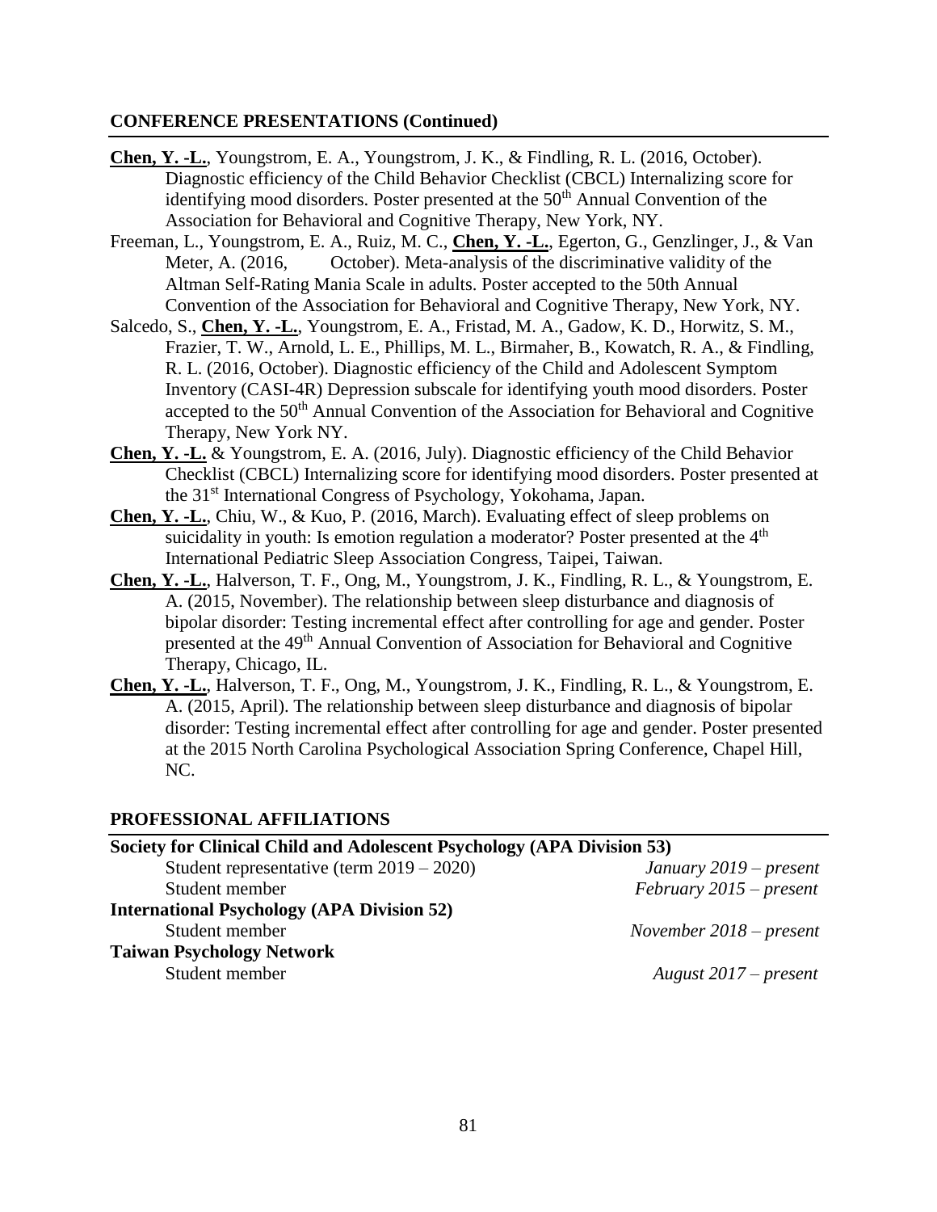## CONFERENCE PRESENTATIONS (Continued)

**Chen, Y. -L.**, Youngstrom, E. A., Youngstrom, J. K., & Findling, R. L. (2016, October). Diagnostic efficiency of the Child Behavior Checklist (CBCL) Internalizing score for identifying mood disorders. Poster presented at the 50th Annual Convention of the Association for Behavioral and Cognitive Therapy, New York, NY.

Freeman, L., Youngstrom, E. A., Ruiz, M. C., **Chen, Y. -L.**, Egerton, G., Genzlinger, J., & Van Meter, A. (2016, October). Meta-analysis of the discriminative validity of the Altman Self-Rating Mania Scale in adults. Poster accepted to the 50th Annual Convention of the Association for Behavioral and Cognitive Therapy, New York, NY.

Salcedo, S., **Chen, Y. -L.**, Youngstrom, E. A., Fristad, M. A., Gadow, K. D., Horwitz, S. M., Frazier, T. W., Arnold, L. E., Phillips, M. L., Birmaher, B., Kowatch, R. A., & Findling, R. L. (2016, October). Diagnostic efficiency of the Child and Adolescent Symptom Inventory (CASI-4R) Depression subscale for identifying youth mood disorders. Poster accepted to the 50th Annual Convention of the Association for Behavioral and Cognitive Therapy, New York NY.

**Chen, Y. -L.** & Youngstrom, E. A. (2016, July). Diagnostic efficiency of the Child Behavior Checklist (CBCL) Internalizing score for identifying mood disorders. Poster presented at the 31st International Congress of Psychology, Yokohama, Japan.

**Chen, Y. -L.**, Chiu, W., & Kuo, P. (2016, March). Evaluating effect of sleep problems on suicidality in youth: Is emotion regulation a moderator? Poster presented at the 4th International Pediatric Sleep Association Congress, Taipei, Taiwan.

**Chen, Y. -L.**, Halverson, T. F., Ong, M., Youngstrom, J. K., Findling, R. L., & Youngstrom, E. A. (2015, November). The relationship between sleep disturbance and diagnosis of bipolar disorder: Testing incremental effect after controlling for age and gender. Poster presented at the 49th Annual Convention of Association for Behavioral and Cognitive Therapy, Chicago, IL.

**Chen, Y. -L.**, Halverson, T. F., Ong, M., Youngstrom, J. K., Findling, R. L., & Youngstrom, E. A. (2015, April). The relationship between sleep disturbance and diagnosis of bipolar disorder: Testing incremental effect after controlling for age and gender. Poster presented at the 2015 North Carolina Psychological Association Spring Conference, Chapel Hill, NC.

## PROFESSIONAL AFFILIATIONS

**Society for Clinical Child and Adolescent Psychology (APA Division 53)**

- Student representative (term 2019 – 2020) — *January 2019 – present*
- Student member — *February 2015 – present*

**International Psychology (APA Division 52)**

- Student member — *November 2018 – present*

**Taiwan Psychology Network**

- Student member — *August 2017 – present*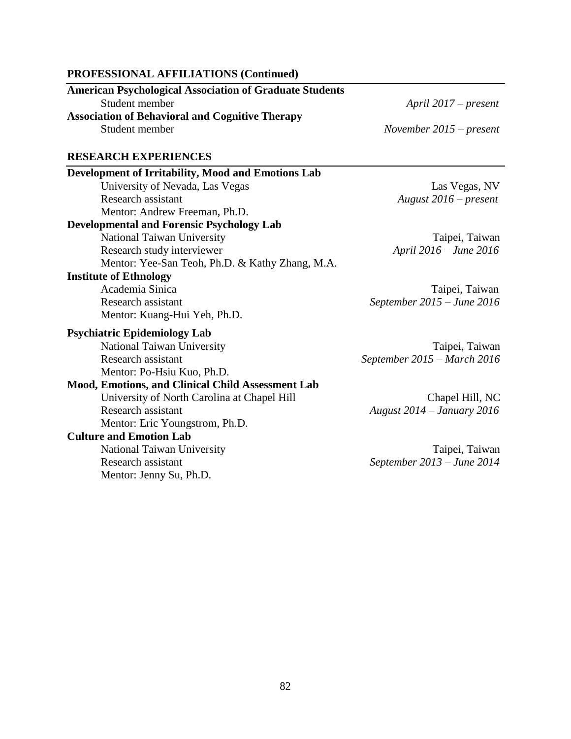## PROFESSIONAL AFFILIATIONS (Continued)

**American Psychological Association of Graduate Students**
Student member — *April 2017 – present*

**Association of Behavioral and Cognitive Therapy**
Student member — *November 2015 – present*

## RESEARCH EXPERIENCES

**Development of Irritability, Mood and Emotions Lab**
University of Nevada, Las Vegas — Las Vegas, NV
Research assistant — *August 2016 – present*
Mentor: Andrew Freeman, Ph.D.

**Developmental and Forensic Psychology Lab**
National Taiwan University — Taipei, Taiwan
Research study interviewer — *April 2016 – June 2016*
Mentor: Yee-San Teoh, Ph.D. & Kathy Zhang, M.A.

**Institute of Ethnology**
Academia Sinica — Taipei, Taiwan
Research assistant — *September 2015 – June 2016*
Mentor: Kuang-Hui Yeh, Ph.D.

**Psychiatric Epidemiology Lab**
National Taiwan University — Taipei, Taiwan
Research assistant — *September 2015 – March 2016*
Mentor: Po-Hsiu Kuo, Ph.D.

**Mood, Emotions, and Clinical Child Assessment Lab**
University of North Carolina at Chapel Hill — Chapel Hill, NC
Research assistant — *August 2014 – January 2016*
Mentor: Eric Youngstrom, Ph.D.

**Culture and Emotion Lab**
National Taiwan University — Taipei, Taiwan
Research assistant — *September 2013 – June 2014*
Mentor: Jenny Su, Ph.D.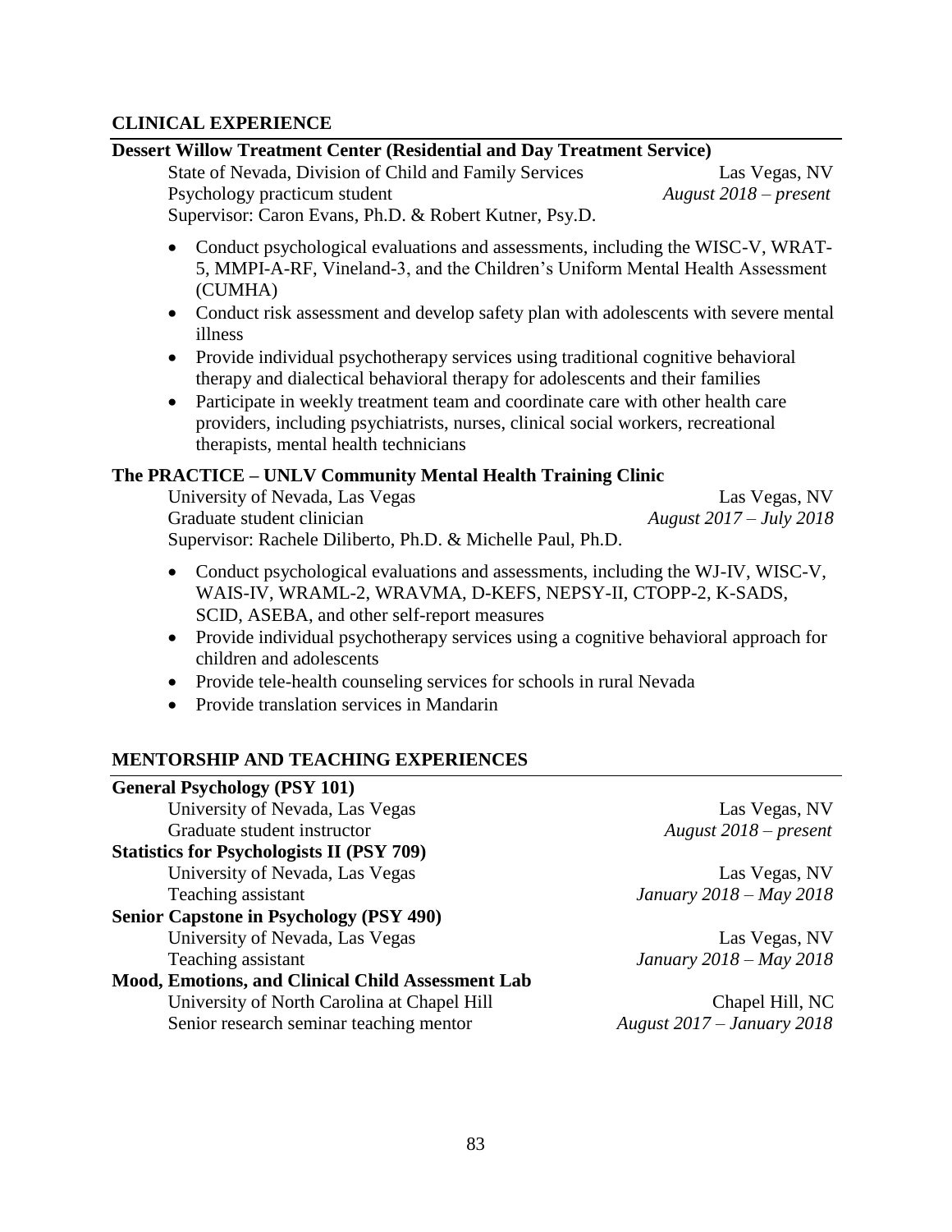## CLINICAL EXPERIENCE

**Dessert Willow Treatment Center (Residential and Day Treatment Service)**

State of Nevada, Division of Child and Family Services — Las Vegas, NV
Psychology practicum student — *August 2018 – present*
Supervisor: Caron Evans, Ph.D. & Robert Kutner, Psy.D.

- Conduct psychological evaluations and assessments, including the WISC-V, WRAT-5, MMPI-A-RF, Vineland-3, and the Children's Uniform Mental Health Assessment (CUMHA)
- Conduct risk assessment and develop safety plan with adolescents with severe mental illness
- Provide individual psychotherapy services using traditional cognitive behavioral therapy and dialectical behavioral therapy for adolescents and their families
- Participate in weekly treatment team and coordinate care with other health care providers, including psychiatrists, nurses, clinical social workers, recreational therapists, mental health technicians

**The PRACTICE – UNLV Community Mental Health Training Clinic**

University of Nevada, Las Vegas — Las Vegas, NV
Graduate student clinician — *August 2017 – July 2018*
Supervisor: Rachele Diliberto, Ph.D. & Michelle Paul, Ph.D.

- Conduct psychological evaluations and assessments, including the WJ-IV, WISC-V, WAIS-IV, WRAML-2, WRAVMA, D-KEFS, NEPSY-II, CTOPP-2, K-SADS, SCID, ASEBA, and other self-report measures
- Provide individual psychotherapy services using a cognitive behavioral approach for children and adolescents
- Provide tele-health counseling services for schools in rural Nevada
- Provide translation services in Mandarin

## MENTORSHIP AND TEACHING EXPERIENCES

**General Psychology (PSY 101)**
University of Nevada, Las Vegas — Las Vegas, NV
Graduate student instructor — *August 2018 – present*

**Statistics for Psychologists II (PSY 709)**
University of Nevada, Las Vegas — Las Vegas, NV
Teaching assistant — *January 2018 – May 2018*

**Senior Capstone in Psychology (PSY 490)**
University of Nevada, Las Vegas — Las Vegas, NV
Teaching assistant — *January 2018 – May 2018*

**Mood, Emotions, and Clinical Child Assessment Lab**
University of North Carolina at Chapel Hill — Chapel Hill, NC
Senior research seminar teaching mentor — *August 2017 – January 2018*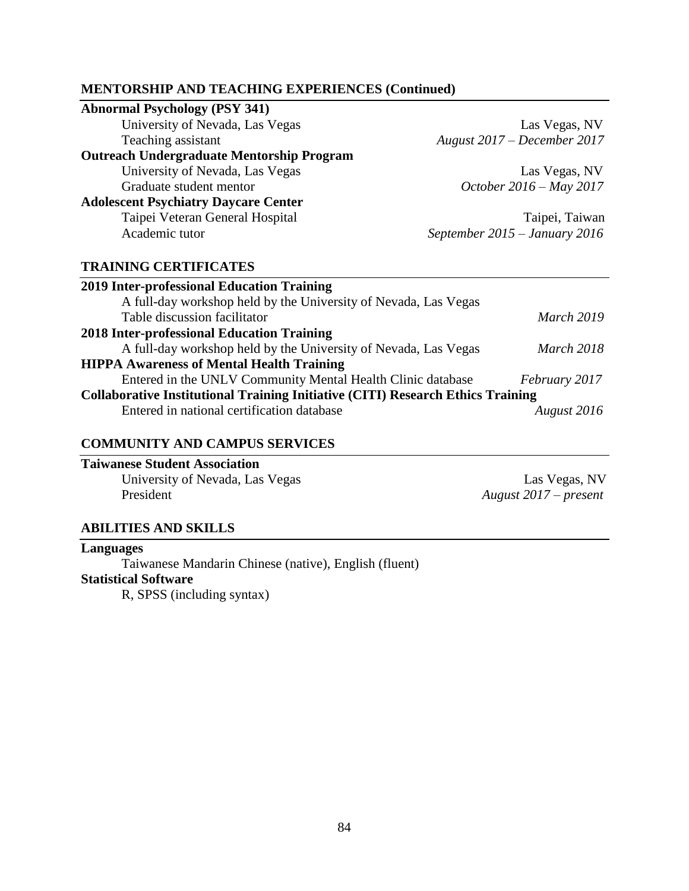## MENTORSHIP AND TEACHING EXPERIENCES (Continued)

**Abnormal Psychology (PSY 341)**
University of Nevada, Las Vegas — Las Vegas, NV
Teaching assistant — *August 2017 – December 2017*

**Outreach Undergraduate Mentorship Program**
University of Nevada, Las Vegas — Las Vegas, NV
Graduate student mentor — *October 2016 – May 2017*

**Adolescent Psychiatry Daycare Center**
Taipei Veteran General Hospital — Taipei, Taiwan
Academic tutor — *September 2015 – January 2016*

## TRAINING CERTIFICATES

**2019 Inter-professional Education Training**
A full-day workshop held by the University of Nevada, Las Vegas
Table discussion facilitator — *March 2019*

**2018 Inter-professional Education Training**
A full-day workshop held by the University of Nevada, Las Vegas — *March 2018*

**HIPPA Awareness of Mental Health Training**
Entered in the UNLV Community Mental Health Clinic database — *February 2017*

**Collaborative Institutional Training Initiative (CITI) Research Ethics Training**
Entered in national certification database — *August 2016*

## COMMUNITY AND CAMPUS SERVICES

**Taiwanese Student Association**
University of Nevada, Las Vegas — Las Vegas, NV
President — *August 2017 – present*

## ABILITIES AND SKILLS

**Languages**
Taiwanese Mandarin Chinese (native), English (fluent)

**Statistical Software**
R, SPSS (including syntax)